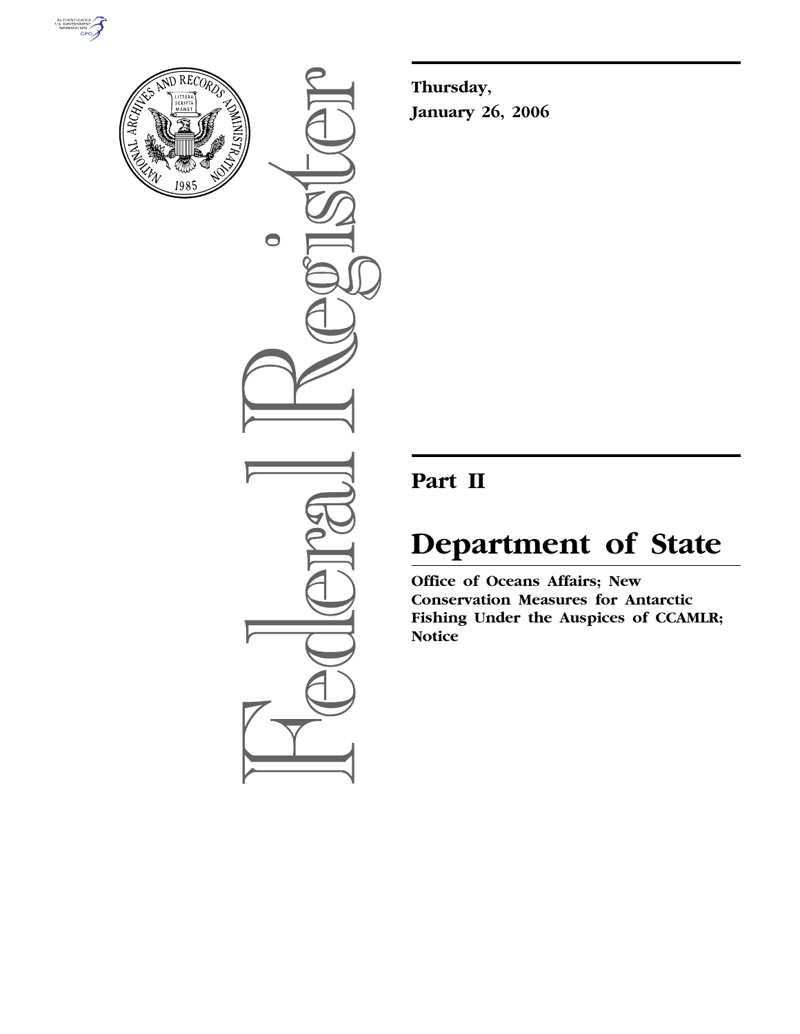Thursday,

January 26, 2006

---

# Part II

# Department of State

**Office of Oceans Affairs; New Conservation Measures for Antarctic Fishing Under the Auspices of CCAMLR; Notice**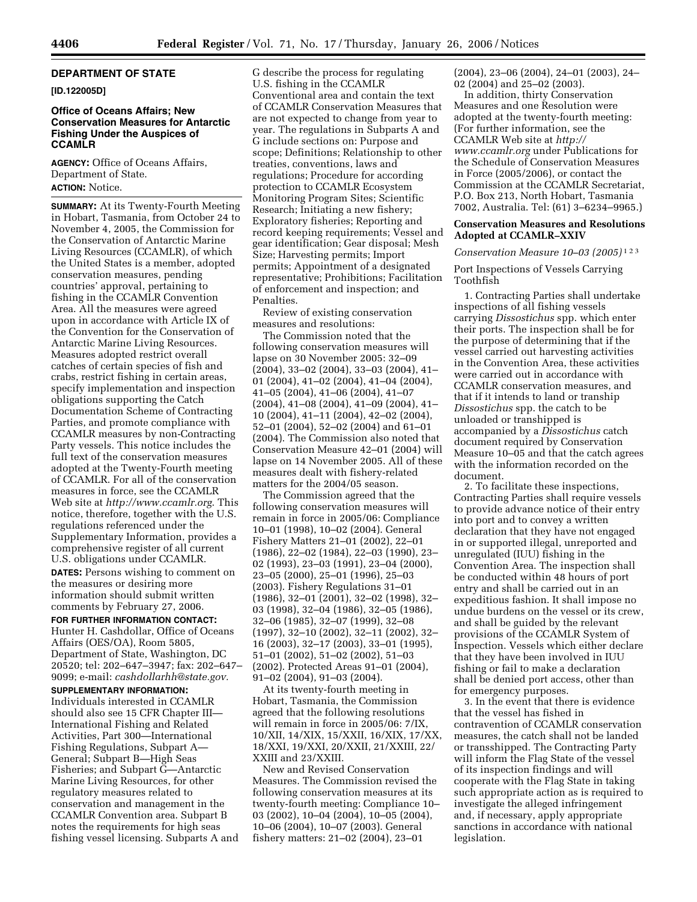## DEPARTMENT OF STATE

**[ID.122005D]**

### Office of Oceans Affairs; New Conservation Measures for Antarctic Fishing Under the Auspices of CCAMLR

**AGENCY:** Office of Oceans Affairs, Department of State.

**ACTION:** Notice.

**SUMMARY:** At its Twenty-Fourth Meeting in Hobart, Tasmania, from October 24 to November 4, 2005, the Commission for the Conservation of Antarctic Marine Living Resources (CCAMLR), of which the United States is a member, adopted conservation measures, pending countries' approval, pertaining to fishing in the CCAMLR Convention Area. All the measures were agreed upon in accordance with Article IX of the Convention for the Conservation of Antarctic Marine Living Resources. Measures adopted restrict overall catches of certain species of fish and crabs, restrict fishing in certain areas, specify implementation and inspection obligations supporting the Catch Documentation Scheme of Contracting Parties, and promote compliance with CCAMLR measures by non-Contracting Party vessels. This notice includes the full text of the conservation measures adopted at the Twenty-Fourth meeting of CCAMLR. For all of the conservation measures in force, see the CCAMLR Web site at *http://www.ccamlr.org*. This notice, therefore, together with the U.S. regulations referenced under the Supplementary Information, provides a comprehensive register of all current U.S. obligations under CCAMLR.

**DATES:** Persons wishing to comment on the measures or desiring more information should submit written comments by February 27, 2006.

**FOR FURTHER INFORMATION CONTACT:** Hunter H. Cashdollar, Office of Oceans Affairs (OES/OA), Room 5805, Department of State, Washington, DC 20520; tel: 202–647–3947; fax: 202–647–9099; e-mail: *cashdollarhh@state.gov*.

**SUPPLEMENTARY INFORMATION:** Individuals interested in CCAMLR should also see 15 CFR Chapter III—International Fishing and Related Activities, Part 300—International Fishing Regulations, Subpart A—General; Subpart B—High Seas Fisheries; and Subpart G—Antarctic Marine Living Resources, for other regulatory measures related to conservation and management in the CCAMLR Convention area. Subpart B notes the requirements for high seas fishing vessel licensing. Subparts A and G describe the process for regulating U.S. fishing in the CCAMLR Conventional area and contain the text of CCAMLR Conservation Measures that are not expected to change from year to year. The regulations in Subparts A and G include sections on: Purpose and scope; Definitions; Relationship to other treaties, conventions, laws and regulations; Procedure for according protection to CCAMLR Ecosystem Monitoring Program Sites; Scientific Research; Initiating a new fishery; Exploratory fisheries; Reporting and record keeping requirements; Vessel and gear identification; Gear disposal; Mesh Size; Harvesting permits; Import permits; Appointment of a designated representative; Prohibitions; Facilitation of enforcement and inspection; and Penalties.

Review of existing conservation measures and resolutions:

The Commission noted that the following conservation measures will lapse on 30 November 2005: 32–09 (2004), 33–02 (2004), 33–03 (2004), 41–01 (2004), 41–02 (2004), 41–04 (2004), 41–05 (2004), 41–06 (2004), 41–07 (2004), 41–08 (2004), 41–09 (2004), 41–10 (2004), 41–11 (2004), 42–02 (2004), 52–01 (2004), 52–02 (2004) and 61–01 (2004). The Commission also noted that Conservation Measure 42–01 (2004) will lapse on 14 November 2005. All of these measures dealt with fishery-related matters for the 2004/05 season.

The Commission agreed that the following conservation measures will remain in force in 2005/06: Compliance 10–01 (1998), 10–02 (2004). General Fishery Matters 21–01 (2002), 22–01 (1986), 22–02 (1984), 22–03 (1990), 23–02 (1993), 23–03 (1991), 23–04 (2000), 23–05 (2000), 25–01 (1996), 25–03 (2003). Fishery Regulations 31–01 (1986), 32–01 (2001), 32–02 (1998), 32–03 (1998), 32–04 (1986), 32–05 (1986), 32–06 (1985), 32–07 (1999), 32–08 (1997), 32–10 (2002), 32–11 (2002), 32–16 (2003), 32–17 (2003), 33–01 (1995), 51–01 (2002), 51–02 (2002), 51–03 (2002). Protected Areas 91–01 (2004), 91–02 (2004), 91–03 (2004).

At its twenty-fourth meeting in Hobart, Tasmania, the Commission agreed that the following resolutions will remain in force in 2005/06: 7/IX, 10/XII, 14/XIX, 15/XXII, 16/XIX, 17/XX, 18/XXI, 19/XXI, 20/XXII, 21/XXIII, 22/XXIII and 23/XXIII.

New and Revised Conservation Measures. The Commission revised the following conservation measures at its twenty-fourth meeting: Compliance 10–03 (2002), 10–04 (2004), 10–05 (2004), 10–06 (2004), 10–07 (2003). General fishery matters: 21–02 (2004), 23–01 (2004), 23–06 (2004), 24–01 (2003), 24–02 (2004) and 25–02 (2003).

In addition, thirty Conservation Measures and one Resolution were adopted at the twenty-fourth meeting: (For further information, see the CCAMLR Web site at *http://www.ccamlr.org* under Publications for the Schedule of Conservation Measures in Force (2005/2006), or contact the Commission at the CCAMLR Secretariat, P.O. Box 213, North Hobart, Tasmania 7002, Australia. Tel: (61) 3–6234–9965.)

### Conservation Measures and Resolutions Adopted at CCAMLR–XXIV

*Conservation Measure 10–03 (2005)* [1 2 3]

Port Inspections of Vessels Carrying Toothfish

1. Contracting Parties shall undertake inspections of all fishing vessels carrying *Dissostichus* spp. which enter their ports. The inspection shall be for the purpose of determining that if the vessel carried out harvesting activities in the Convention Area, these activities were carried out in accordance with CCAMLR conservation measures, and that if it intends to land or tranship *Dissostichus* spp. the catch to be unloaded or transhipped is accompanied by a *Dissostichus* catch document required by Conservation Measure 10–05 and that the catch agrees with the information recorded on the document.

2. To facilitate these inspections, Contracting Parties shall require vessels to provide advance notice of their entry into port and to convey a written declaration that they have not engaged in or supported illegal, unreported and unregulated (IUU) fishing in the Convention Area. The inspection shall be conducted within 48 hours of port entry and shall be carried out in an expeditious fashion. It shall impose no undue burdens on the vessel or its crew, and shall be guided by the relevant provisions of the CCAMLR System of Inspection. Vessels which either declare that they have been involved in IUU fishing or fail to make a declaration shall be denied port access, other than for emergency purposes.

3. In the event that there is evidence that the vessel has fished in contravention of CCAMLR conservation measures, the catch shall not be landed or transshipped. The Contracting Party will inform the Flag State of the vessel of its inspection findings and will cooperate with the Flag State in taking such appropriate action as is required to investigate the alleged infringement and, if necessary, apply appropriate sanctions in accordance with national legislation.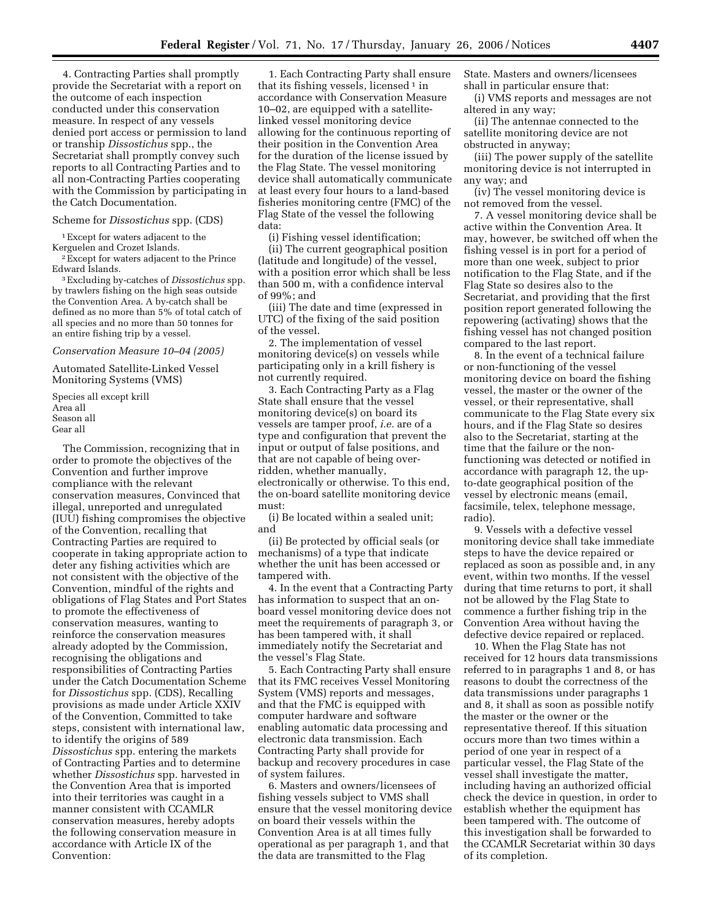4. Contracting Parties shall promptly provide the Secretariat with a report on the outcome of each inspection conducted under this conservation measure. In respect of any vessels denied port access or permission to land or tranship *Dissostichus* spp., the Secretariat shall promptly convey such reports to all Contracting Parties and to all non-Contracting Parties cooperating with the Commission by participating in the Catch Documentation.

Scheme for *Dissostichus* spp. (CDS)

[1] Except for waters adjacent to the Kerguelen and Crozet Islands.

[2] Except for waters adjacent to the Prince Edward Islands.

[3] Excluding by-catches of *Dissostichus* spp. by trawlers fishing on the high seas outside the Convention Area. A by-catch shall be defined as no more than 5% of total catch of all species and no more than 50 tonnes for an entire fishing trip by a vessel.

### *Conservation Measure 10–04 (2005)*

### Automated Satellite-Linked Vessel Monitoring Systems (VMS)

Species all except krill
Area all
Season all
Gear all

The Commission, recognizing that in order to promote the objectives of the Convention and further improve compliance with the relevant conservation measures, Convinced that illegal, unreported and unregulated (IUU) fishing compromises the objective of the Convention, recalling that Contracting Parties are required to cooperate in taking appropriate action to deter any fishing activities which are not consistent with the objective of the Convention, mindful of the rights and obligations of Flag States and Port States to promote the effectiveness of conservation measures, wanting to reinforce the conservation measures already adopted by the Commission, recognising the obligations and responsibilities of Contracting Parties under the Catch Documentation Scheme for *Dissostichus* spp. (CDS), Recalling provisions as made under Article XXIV of the Convention, Committed to take steps, consistent with international law, to identify the origins of 589 *Dissostichus* spp. entering the markets of Contracting Parties and to determine whether *Dissostichus* spp. harvested in the Convention Area that is imported into their territories was caught in a manner consistent with CCAMLR conservation measures, hereby adopts the following conservation measure in accordance with Article IX of the Convention:

1. Each Contracting Party shall ensure that its fishing vessels, licensed [1] in accordance with Conservation Measure 10–02, are equipped with a satellite-linked vessel monitoring device allowing for the continuous reporting of their position in the Convention Area for the duration of the license issued by the Flag State. The vessel monitoring device shall automatically communicate at least every four hours to a land-based fisheries monitoring centre (FMC) of the Flag State of the vessel the following data:

(i) Fishing vessel identification;

(ii) The current geographical position (latitude and longitude) of the vessel, with a position error which shall be less than 500 m, with a confidence interval of 99%; and

(iii) The date and time (expressed in UTC) of the fixing of the said position of the vessel.

2. The implementation of vessel monitoring device(s) on vessels while participating only in a krill fishery is not currently required.

3. Each Contracting Party as a Flag State shall ensure that the vessel monitoring device(s) on board its vessels are tamper proof, *i.e.* are of a type and configuration that prevent the input or output of false positions, and that are not capable of being over-ridden, whether manually, electronically or otherwise. To this end, the on-board satellite monitoring device must:

(i) Be located within a sealed unit; and

(ii) Be protected by official seals (or mechanisms) of a type that indicate whether the unit has been accessed or tampered with.

4. In the event that a Contracting Party has information to suspect that an on-board vessel monitoring device does not meet the requirements of paragraph 3, or has been tampered with, it shall immediately notify the Secretariat and the vessel's Flag State.

5. Each Contracting Party shall ensure that its FMC receives Vessel Monitoring System (VMS) reports and messages, and that the FMC is equipped with computer hardware and software enabling automatic data processing and electronic data transmission. Each Contracting Party shall provide for backup and recovery procedures in case of system failures.

6. Masters and owners/licensees of fishing vessels subject to VMS shall ensure that the vessel monitoring device on board their vessels within the Convention Area is at all times fully operational as per paragraph 1, and that the data are transmitted to the Flag State. Masters and owners/licensees shall in particular ensure that:

(i) VMS reports and messages are not altered in any way;

(ii) The antennae connected to the satellite monitoring device are not obstructed in anyway;

(iii) The power supply of the satellite monitoring device is not interrupted in any way; and

(iv) The vessel monitoring device is not removed from the vessel.

7. A vessel monitoring device shall be active within the Convention Area. It may, however, be switched off when the fishing vessel is in port for a period of more than one week, subject to prior notification to the Flag State, and if the Flag State so desires also to the Secretariat, and providing that the first position report generated following the repowering (activating) shows that the fishing vessel has not changed position compared to the last report.

8. In the event of a technical failure or non-functioning of the vessel monitoring device on board the fishing vessel, the master or the owner of the vessel, or their representative, shall communicate to the Flag State every six hours, and if the Flag State so desires also to the Secretariat, starting at the time that the failure or the non-functioning was detected or notified in accordance with paragraph 12, the up-to-date geographical position of the vessel by electronic means (email, facsimile, telex, telephone message, radio).

9. Vessels with a defective vessel monitoring device shall take immediate steps to have the device repaired or replaced as soon as possible and, in any event, within two months. If the vessel during that time returns to port, it shall not be allowed by the Flag State to commence a further fishing trip in the Convention Area without having the defective device repaired or replaced.

10. When the Flag State has not received for 12 hours data transmissions referred to in paragraphs 1 and 8, or has reasons to doubt the correctness of the data transmissions under paragraphs 1 and 8, it shall as soon as possible notify the master or the owner or the representative thereof. If this situation occurs more than two times within a period of one year in respect of a particular vessel, the Flag State of the vessel shall investigate the matter, including having an authorized official check the device in question, in order to establish whether the equipment has been tampered with. The outcome of this investigation shall be forwarded to the CCAMLR Secretariat within 30 days of its completion.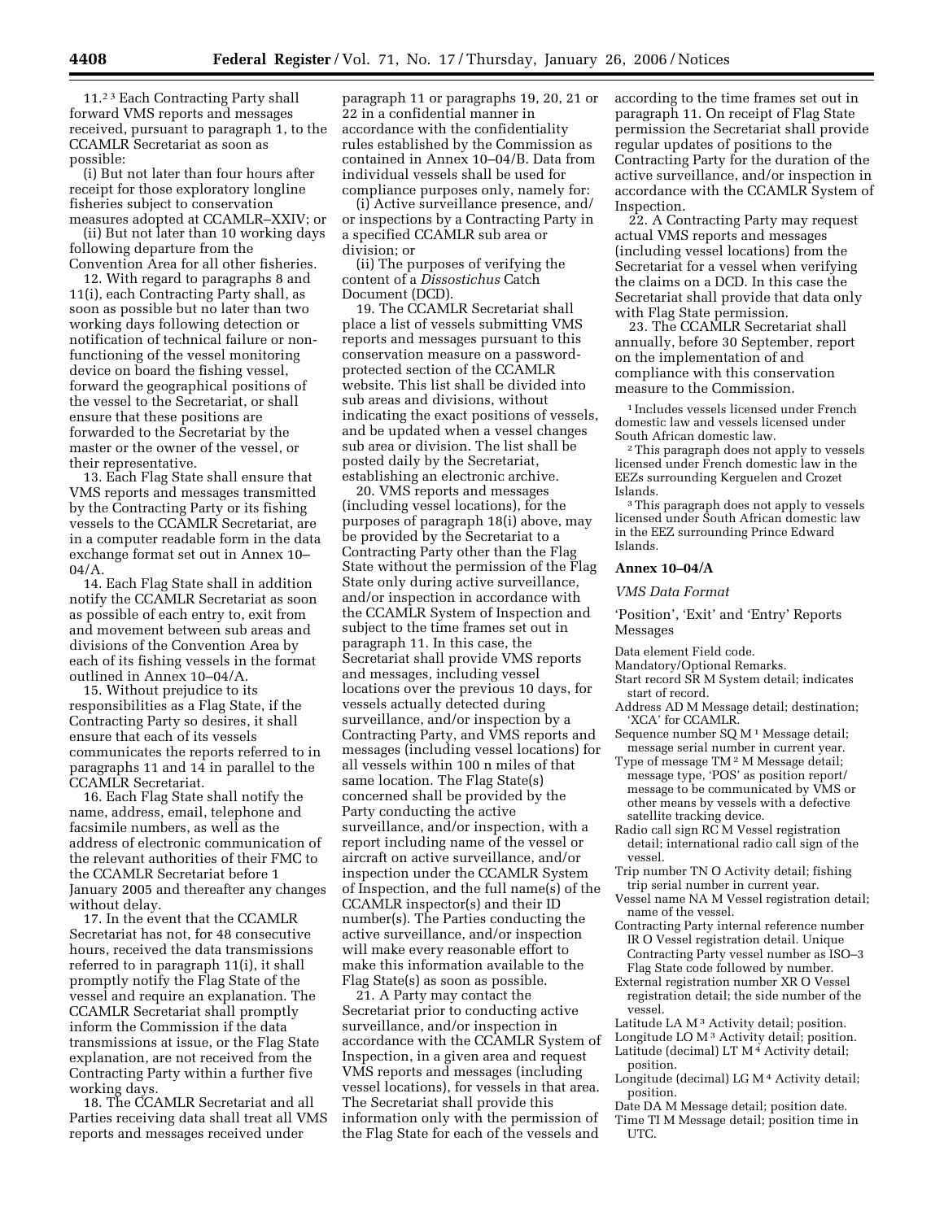11.[2] [3] Each Contracting Party shall forward VMS reports and messages received, pursuant to paragraph 1, to the CCAMLR Secretariat as soon as possible:

(i) But not later than four hours after receipt for those exploratory longline fisheries subject to conservation measures adopted at CCAMLR–XXIV; or

(ii) But not later than 10 working days following departure from the Convention Area for all other fisheries.

12. With regard to paragraphs 8 and 11(i), each Contracting Party shall, as soon as possible but no later than two working days following detection or notification of technical failure or non-functioning of the vessel monitoring device on board the fishing vessel, forward the geographical positions of the vessel to the Secretariat, or shall ensure that these positions are forwarded to the Secretariat by the master or the owner of the vessel, or their representative.

13. Each Flag State shall ensure that VMS reports and messages transmitted by the Contracting Party or its fishing vessels to the CCAMLR Secretariat, are in a computer readable form in the data exchange format set out in Annex 10–04/A.

14. Each Flag State shall in addition notify the CCAMLR Secretariat as soon as possible of each entry to, exit from and movement between sub areas and divisions of the Convention Area by each of its fishing vessels in the format outlined in Annex 10–04/A.

15. Without prejudice to its responsibilities as a Flag State, if the Contracting Party so desires, it shall ensure that each of its vessels communicates the reports referred to in paragraphs 11 and 14 in parallel to the CCAMLR Secretariat.

16. Each Flag State shall notify the name, address, email, telephone and facsimile numbers, as well as the address of electronic communication of the relevant authorities of their FMC to the CCAMLR Secretariat before 1 January 2005 and thereafter any changes without delay.

17. In the event that the CCAMLR Secretariat has not, for 48 consecutive hours, received the data transmissions referred to in paragraph 11(i), it shall promptly notify the Flag State of the vessel and require an explanation. The CCAMLR Secretariat shall promptly inform the Commission if the data transmissions at issue, or the Flag State explanation, are not received from the Contracting Party within a further five working days.

18. The CCAMLR Secretariat and all Parties receiving data shall treat all VMS reports and messages received under paragraph 11 or paragraphs 19, 20, 21 or 22 in a confidential manner in accordance with the confidentiality rules established by the Commission as contained in Annex 10–04/B. Data from individual vessels shall be used for compliance purposes only, namely for:

(i) Active surveillance presence, and/or inspections by a Contracting Party in a specified CCAMLR sub area or division; or

(ii) The purposes of verifying the content of a *Dissostichus* Catch Document (DCD).

19. The CCAMLR Secretariat shall place a list of vessels submitting VMS reports and messages pursuant to this conservation measure on a password-protected section of the CCAMLR website. This list shall be divided into sub areas and divisions, without indicating the exact positions of vessels, and be updated when a vessel changes sub area or division. The list shall be posted daily by the Secretariat, establishing an electronic archive.

20. VMS reports and messages (including vessel locations), for the purposes of paragraph 18(i) above, may be provided by the Secretariat to a Contracting Party other than the Flag State without the permission of the Flag State only during active surveillance, and/or inspection in accordance with the CCAMLR System of Inspection and subject to the time frames set out in paragraph 11. In this case, the Secretariat shall provide VMS reports and messages, including vessel locations over the previous 10 days, for vessels actually detected during surveillance, and/or inspection by a Contracting Party, and VMS reports and messages (including vessel locations) for all vessels within 100 n miles of that same location. The Flag State(s) concerned shall be provided by the Party conducting the active surveillance, and/or inspection, with a report including name of the vessel or aircraft on active surveillance, and/or inspection under the CCAMLR System of Inspection, and the full name(s) of the CCAMLR inspector(s) and their ID number(s). The Parties conducting the active surveillance, and/or inspection will make every reasonable effort to make this information available to the Flag State(s) as soon as possible.

21. A Party may contact the Secretariat prior to conducting active surveillance, and/or inspection in accordance with the CCAMLR System of Inspection, in a given area and request VMS reports and messages (including vessel locations), for vessels in that area. The Secretariat shall provide this information only with the permission of the Flag State for each of the vessels and according to the time frames set out in paragraph 11. On receipt of Flag State permission the Secretariat shall provide regular updates of positions to the Contracting Party for the duration of the active surveillance, and/or inspection in accordance with the CCAMLR System of Inspection.

22. A Contracting Party may request actual VMS reports and messages (including vessel locations) from the Secretariat for a vessel when verifying the claims on a DCD. In this case the Secretariat shall provide that data only with Flag State permission.

23. The CCAMLR Secretariat shall annually, before 30 September, report on the implementation of and compliance with this conservation measure to the Commission.

[1] Includes vessels licensed under French domestic law and vessels licensed under South African domestic law.

[2] This paragraph does not apply to vessels licensed under French domestic law in the EEZs surrounding Kerguelen and Crozet Islands.

[3] This paragraph does not apply to vessels licensed under South African domestic law in the EEZ surrounding Prince Edward Islands.

## Annex 10–04/A

*VMS Data Format*

'Position', 'Exit' and 'Entry' Reports Messages

Data element Field code.
Mandatory/Optional Remarks.
Start record SR M System detail; indicates start of record.
Address AD M Message detail; destination; 'XCA' for CCAMLR.
Sequence number SQ M [1] Message detail; message serial number in current year.
Type of message TM [2] M Message detail; message type, 'POS' as position report/message to be communicated by VMS or other means by vessels with a defective satellite tracking device.
Radio call sign RC M Vessel registration detail; international radio call sign of the vessel.
Trip number TN O Activity detail; fishing trip serial number in current year.
Vessel name NA M Vessel registration detail; name of the vessel.
Contracting Party internal reference number IR O Vessel registration detail. Unique Contracting Party vessel number as ISO–3 Flag State code followed by number.
External registration number XR O Vessel registration detail; the side number of the vessel.
Latitude LA M [3] Activity detail; position.
Longitude LO M [3] Activity detail; position.
Latitude (decimal) LT M [4] Activity detail; position.
Longitude (decimal) LG M [4] Activity detail; position.
Date DA M Message detail; position date.
Time TI M Message detail; position time in UTC.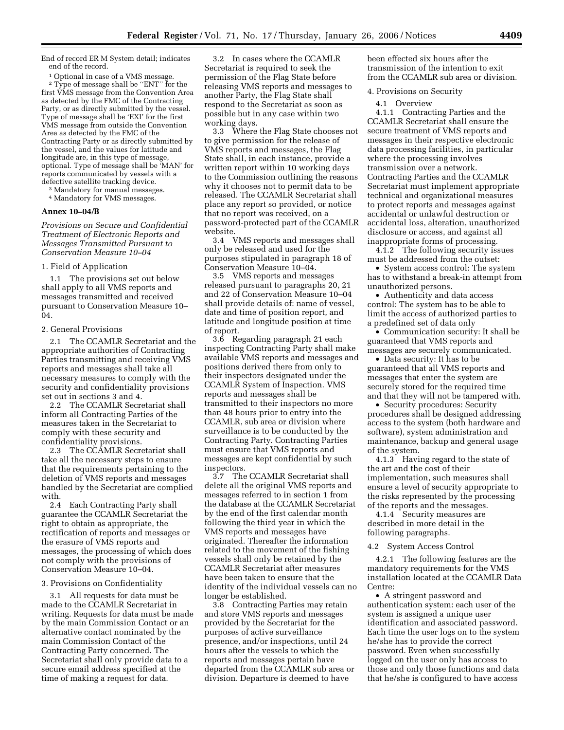End of record ER M System detail; indicates end of the record.

[1] Optional in case of a VMS message.

[2] Type of message shall be ''ENT'' for the first VMS message from the Convention Area as detected by the FMC of the Contracting Party, or as directly submitted by the vessel. Type of message shall be 'EXI' for the first VMS message from outside the Convention Area as detected by the FMC of the Contracting Party or as directly submitted by the vessel, and the values for latitude and longitude are, in this type of message, optional. Type of message shall be 'MAN' for reports communicated by vessels with a defective satellite tracking device.

[3] Mandatory for manual messages.

[4] Mandatory for VMS messages.

**Annex 10–04/B**

*Provisions on Secure and Confidential Treatment of Electronic Reports and Messages Transmitted Pursuant to Conservation Measure 10–04*

1. Field of Application

1.1 The provisions set out below shall apply to all VMS reports and messages transmitted and received pursuant to Conservation Measure 10–04.

2. General Provisions

2.1 The CCAMLR Secretariat and the appropriate authorities of Contracting Parties transmitting and receiving VMS reports and messages shall take all necessary measures to comply with the security and confidentiality provisions set out in sections 3 and 4.

2.2 The CCAMLR Secretariat shall inform all Contracting Parties of the measures taken in the Secretariat to comply with these security and confidentiality provisions.

2.3 The CCAMLR Secretariat shall take all the necessary steps to ensure that the requirements pertaining to the deletion of VMS reports and messages handled by the Secretariat are complied with.

2.4 Each Contracting Party shall guarantee the CCAMLR Secretariat the right to obtain as appropriate, the rectification of reports and messages or the erasure of VMS reports and messages, the processing of which does not comply with the provisions of Conservation Measure 10–04.

3. Provisions on Confidentiality

3.1 All requests for data must be made to the CCAMLR Secretariat in writing. Requests for data must be made by the main Commission Contact or an alternative contact nominated by the main Commission Contact of the Contracting Party concerned. The Secretariat shall only provide data to a secure email address specified at the time of making a request for data.

3.2 In cases where the CCAMLR Secretariat is required to seek the permission of the Flag State before releasing VMS reports and messages to another Party, the Flag State shall respond to the Secretariat as soon as possible but in any case within two working days.

3.3 Where the Flag State chooses not to give permission for the release of VMS reports and messages, the Flag State shall, in each instance, provide a written report within 10 working days to the Commission outlining the reasons why it chooses not to permit data to be released. The CCAMLR Secretariat shall place any report so provided, or notice that no report was received, on a password-protected part of the CCAMLR website.

3.4 VMS reports and messages shall only be released and used for the purposes stipulated in paragraph 18 of Conservation Measure 10–04.

3.5 VMS reports and messages released pursuant to paragraphs 20, 21 and 22 of Conservation Measure 10–04 shall provide details of: name of vessel, date and time of position report, and latitude and longitude position at time of report.

3.6 Regarding paragraph 21 each inspecting Contracting Party shall make available VMS reports and messages and positions derived there from only to their inspectors designated under the CCAMLR System of Inspection. VMS reports and messages shall be transmitted to their inspectors no more than 48 hours prior to entry into the CCAMLR, sub area or division where surveillance is to be conducted by the Contracting Party. Contracting Parties must ensure that VMS reports and messages are kept confidential by such inspectors.

3.7 The CCAMLR Secretariat shall delete all the original VMS reports and messages referred to in section 1 from the database at the CCAMLR Secretariat by the end of the first calendar month following the third year in which the VMS reports and messages have originated. Thereafter the information related to the movement of the fishing vessels shall only be retained by the CCAMLR Secretariat after measures have been taken to ensure that the identity of the individual vessels can no longer be established.

3.8 Contracting Parties may retain and store VMS reports and messages provided by the Secretariat for the purposes of active surveillance presence, and/or inspections, until 24 hours after the vessels to which the reports and messages pertain have departed from the CCAMLR sub area or division. Departure is deemed to have been effected six hours after the transmission of the intention to exit from the CCAMLR sub area or division.

4. Provisions on Security

4.1 Overview

4.1.1 Contracting Parties and the CCAMLR Secretariat shall ensure the secure treatment of VMS reports and messages in their respective electronic data processing facilities, in particular where the processing involves transmission over a network. Contracting Parties and the CCAMLR Secretariat must implement appropriate technical and organizational measures to protect reports and messages against accidental or unlawful destruction or accidental loss, alteration, unauthorized disclosure or access, and against all inappropriate forms of processing.

4.1.2 The following security issues must be addressed from the outset:

- System access control: The system has to withstand a break-in attempt from unauthorized persons.
- Authenticity and data access control: The system has to be able to limit the access of authorized parties to a predefined set of data only
- Communication security: It shall be guaranteed that VMS reports and messages are securely communicated.
- Data security: It has to be guaranteed that all VMS reports and messages that enter the system are securely stored for the required time and that they will not be tampered with.
- Security procedures: Security procedures shall be designed addressing access to the system (both hardware and software), system administration and maintenance, backup and general usage of the system.

4.1.3 Having regard to the state of the art and the cost of their implementation, such measures shall ensure a level of security appropriate to the risks represented by the processing of the reports and the messages.

4.1.4 Security measures are described in more detail in the following paragraphs.

4.2 System Access Control

4.2.1 The following features are the mandatory requirements for the VMS installation located at the CCAMLR Data Centre:

- A stringent password and authentication system: each user of the system is assigned a unique user identification and associated password. Each time the user logs on to the system he/she has to provide the correct password. Even when successfully logged on the user only has access to those and only those functions and data that he/she is configured to have access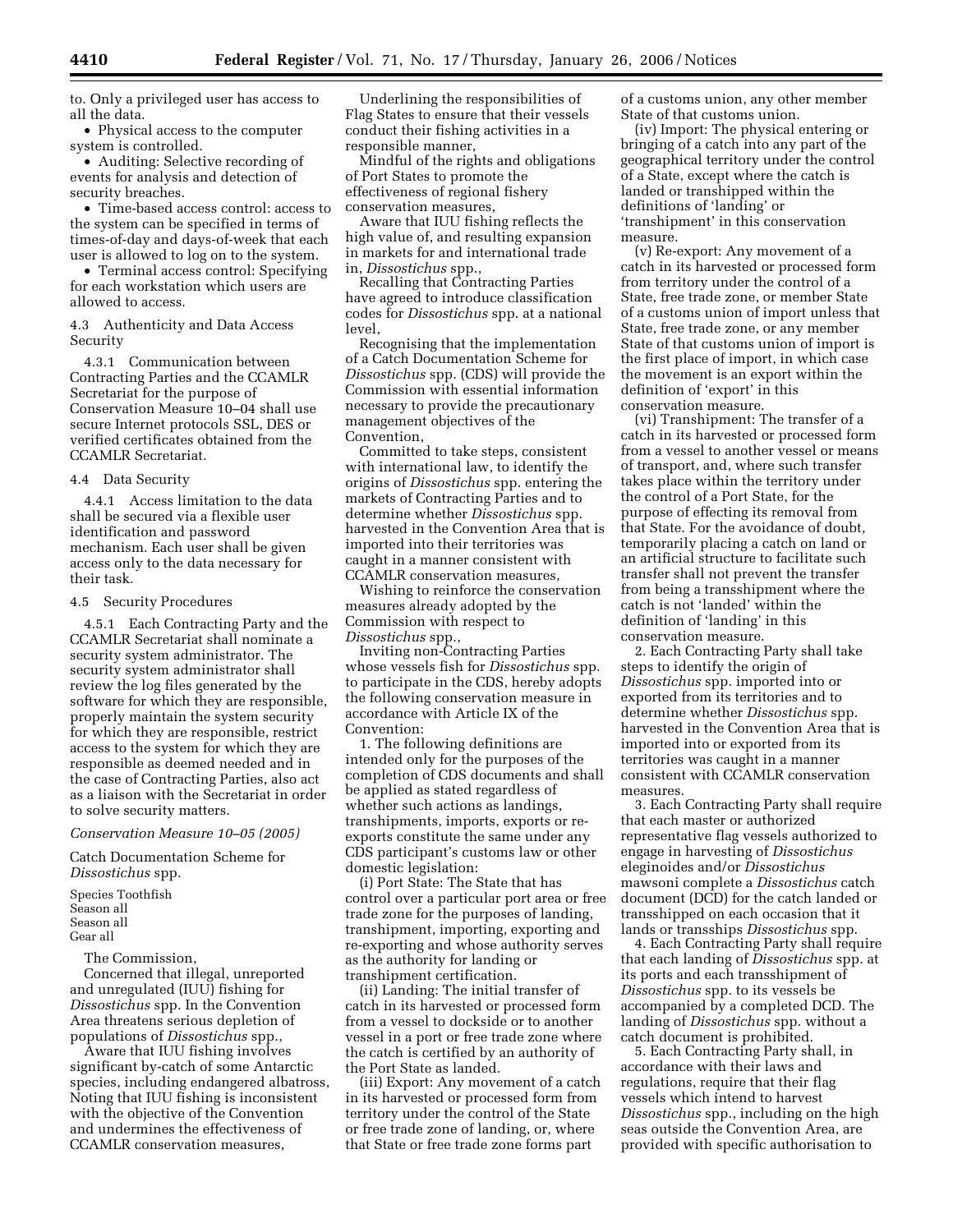to. Only a privileged user has access to all the data.

- Physical access to the computer system is controlled.
- Auditing: Selective recording of events for analysis and detection of security breaches.
- Time-based access control: access to the system can be specified in terms of times-of-day and days-of-week that each user is allowed to log on to the system.
- Terminal access control: Specifying for each workstation which users are allowed to access.

4.3 Authenticity and Data Access Security

4.3.1 Communication between Contracting Parties and the CCAMLR Secretariat for the purpose of Conservation Measure 10–04 shall use secure Internet protocols SSL, DES or verified certificates obtained from the CCAMLR Secretariat.

4.4 Data Security

4.4.1 Access limitation to the data shall be secured via a flexible user identification and password mechanism. Each user shall be given access only to the data necessary for their task.

4.5 Security Procedures

4.5.1 Each Contracting Party and the CCAMLR Secretariat shall nominate a security system administrator. The security system administrator shall review the log files generated by the software for which they are responsible, properly maintain the system security for which they are responsible, restrict access to the system for which they are responsible as deemed needed and in the case of Contracting Parties, also act as a liaison with the Secretariat in order to solve security matters.

*Conservation Measure 10–05 (2005)*

Catch Documentation Scheme for *Dissostichus* spp.

Species Toothfish
Season all
Season all
Gear all

The Commission,

Concerned that illegal, unreported and unregulated (IUU) fishing for *Dissostichus* spp. In the Convention Area threatens serious depletion of populations of *Dissostichus* spp.,

Aware that IUU fishing involves significant by-catch of some Antarctic species, including endangered albatross,

Noting that IUU fishing is inconsistent with the objective of the Convention and undermines the effectiveness of CCAMLR conservation measures,

Underlining the responsibilities of Flag States to ensure that their vessels conduct their fishing activities in a responsible manner,

Mindful of the rights and obligations of Port States to promote the effectiveness of regional fishery conservation measures,

Aware that IUU fishing reflects the high value of, and resulting expansion in markets for and international trade in, *Dissostichus* spp.,

Recalling that Contracting Parties have agreed to introduce classification codes for *Dissostichus* spp. at a national level,

Recognising that the implementation of a Catch Documentation Scheme for *Dissostichus* spp. (CDS) will provide the Commission with essential information necessary to provide the precautionary management objectives of the Convention,

Committed to take steps, consistent with international law, to identify the origins of *Dissostichus* spp. entering the markets of Contracting Parties and to determine whether *Dissostichus* spp. harvested in the Convention Area that is imported into their territories was caught in a manner consistent with CCAMLR conservation measures,

Wishing to reinforce the conservation measures already adopted by the Commission with respect to *Dissostichus* spp.,

Inviting non-Contracting Parties whose vessels fish for *Dissostichus* spp. to participate in the CDS, hereby adopts the following conservation measure in accordance with Article IX of the Convention:

1. The following definitions are intended only for the purposes of the completion of CDS documents and shall be applied as stated regardless of whether such actions as landings, transhipments, imports, exports or re-exports constitute the same under any CDS participant's customs law or other domestic legislation:

(i) Port State: The State that has control over a particular port area or free trade zone for the purposes of landing, transhipment, importing, exporting and re-exporting and whose authority serves as the authority for landing or transhipment certification.

(ii) Landing: The initial transfer of catch in its harvested or processed form from a vessel to dockside or to another vessel in a port or free trade zone where the catch is certified by an authority of the Port State as landed.

(iii) Export: Any movement of a catch in its harvested or processed form from territory under the control of the State or free trade zone of landing, or, where that State or free trade zone forms part of a customs union, any other member State of that customs union.

(iv) Import: The physical entering or bringing of a catch into any part of the geographical territory under the control of a State, except where the catch is landed or transhipped within the definitions of 'landing' or 'transhipment' in this conservation measure.

(v) Re-export: Any movement of a catch in its harvested or processed form from territory under the control of a State, free trade zone, or member State of a customs union of import unless that State, free trade zone, or any member State of that customs union of import is the first place of import, in which case the movement is an export within the definition of 'export' in this conservation measure.

(vi) Transhipment: The transfer of a catch in its harvested or processed form from a vessel to another vessel or means of transport, and, where such transfer takes place within the territory under the control of a Port State, for the purpose of effecting its removal from that State. For the avoidance of doubt, temporarily placing a catch on land or an artificial structure to facilitate such transfer shall not prevent the transfer from being a transshipment where the catch is not 'landed' within the definition of 'landing' in this conservation measure.

2. Each Contracting Party shall take steps to identify the origin of *Dissostichus* spp. imported into or exported from its territories and to determine whether *Dissostichus* spp. harvested in the Convention Area that is imported into or exported from its territories was caught in a manner consistent with CCAMLR conservation measures.

3. Each Contracting Party shall require that each master or authorized representative flag vessels authorized to engage in harvesting of *Dissostichus eleginoides* and/or *Dissostichus mawsoni* complete a *Dissostichus* catch document (DCD) for the catch landed or transshipped on each occasion that it lands or transships *Dissostichus* spp.

4. Each Contracting Party shall require that each landing of *Dissostichus* spp. at its ports and each transshipment of *Dissostichus* spp. to its vessels be accompanied by a completed DCD. The landing of *Dissostichus* spp. without a catch document is prohibited.

5. Each Contracting Party shall, in accordance with their laws and regulations, require that their flag vessels which intend to harvest *Dissostichus* spp., including on the high seas outside the Convention Area, are provided with specific authorisation to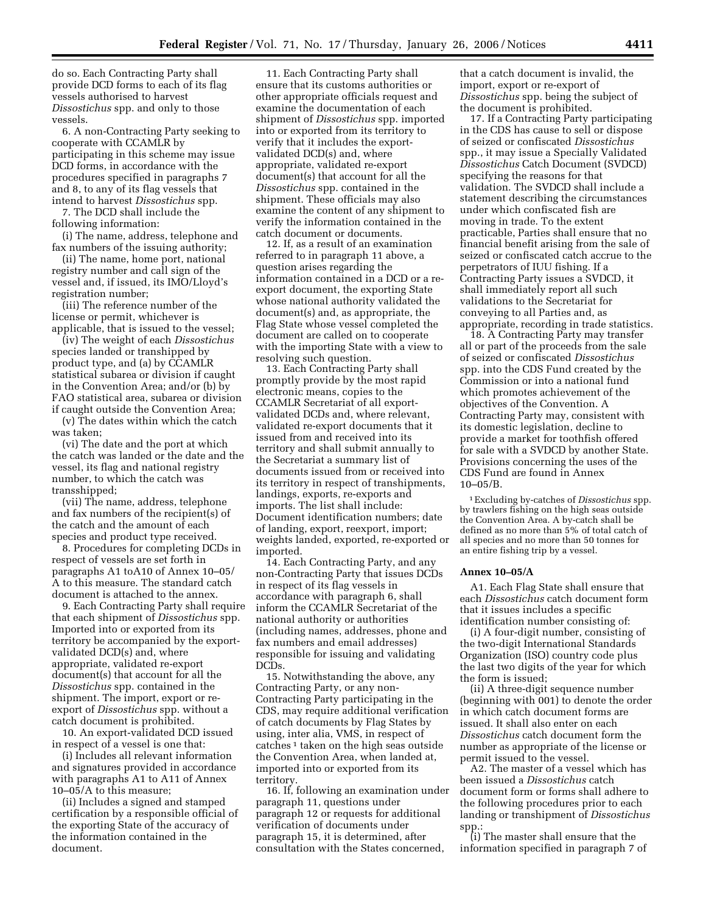do so. Each Contracting Party shall provide DCD forms to each of its flag vessels authorised to harvest *Dissostichus* spp. and only to those vessels.

6. A non-Contracting Party seeking to cooperate with CCAMLR by participating in this scheme may issue DCD forms, in accordance with the procedures specified in paragraphs 7 and 8, to any of its flag vessels that intend to harvest *Dissostichus* spp.

7. The DCD shall include the following information:

(i) The name, address, telephone and fax numbers of the issuing authority;

(ii) The name, home port, national registry number and call sign of the vessel and, if issued, its IMO/Lloyd's registration number;

(iii) The reference number of the license or permit, whichever is applicable, that is issued to the vessel;

(iv) The weight of each *Dissostichus* species landed or transhiped by product type, and (a) by CCAMLR statistical subarea or division if caught in the Convention Area; and/or (b) by FAO statistical area, subarea or division if caught outside the Convention Area;

(v) The dates within which the catch was taken;

(vi) The date and the port at which the catch was landed or the date and the vessel, its flag and national registry number, to which the catch was transshipped;

(vii) The name, address, telephone and fax numbers of the recipient(s) of the catch and the amount of each species and product type received.

8. Procedures for completing DCDs in respect of vessels are set forth in paragraphs A1 toA10 of Annex 10–05/A to this measure. The standard catch document is attached to the annex.

9. Each Contracting Party shall require that each shipment of *Dissostichus* spp. Imported into or exported from its territory be accompanied by the export-validated DCD(s) and, where appropriate, validated re-export document(s) that account for all the *Dissostichus* spp. contained in the shipment. The import, export or re-export of *Dissostichus* spp. without a catch document is prohibited.

10. An export-validated DCD issued in respect of a vessel is one that:

(i) Includes all relevant information and signatures provided in accordance with paragraphs A1 to A11 of Annex 10–05/A to this measure;

(ii) Includes a signed and stamped certification by a responsible official of the exporting State of the accuracy of the information contained in the document.

11. Each Contracting Party shall ensure that its customs authorities or other appropriate officials request and examine the documentation of each shipment of *Dissostichus* spp. imported into or exported from its territory to verify that it includes the export-validated DCD(s) and, where appropriate, validated re-export document(s) that account for all the *Dissostichus* spp. contained in the shipment. These officials may also examine the content of any shipment to verify the information contained in the catch document or documents.

12. If, as a result of an examination referred to in paragraph 11 above, a question arises regarding the information contained in a DCD or a re-export document, the exporting State whose national authority validated the document(s) and, as appropriate, the Flag State whose vessel completed the document are called on to cooperate with the importing State with a view to resolving such question.

13. Each Contracting Party shall promptly provide by the most rapid electronic means, copies to the CCAMLR Secretariat of all export-validated DCDs and, where relevant, validated re-export documents that it issued from and received into its territory and shall submit annually to the Secretariat a summary list of documents issued from or received into its territory in respect of transhipments, landings, exports, re-exports and imports. The list shall include: Document identification numbers; date of landing, export, reexport, import; weights landed, exported, re-exported or imported.

14. Each Contracting Party, and any non-Contracting Party that issues DCDs in respect of its flag vessels in accordance with paragraph 6, shall inform the CCAMLR Secretariat of the national authority or authorities (including names, addresses, phone and fax numbers and email addresses) responsible for issuing and validating DCDs.

15. Notwithstanding the above, any Contracting Party, or any non-Contracting Party participating in the CDS, may require additional verification of catch documents by Flag States by using, inter alia, VMS, in respect of catches [1] taken on the high seas outside the Convention Area, when landed at, imported into or exported from its territory.

16. If, following an examination under paragraph 11, questions under paragraph 12 or requests for additional verification of documents under paragraph 15, it is determined, after consultation with the States concerned, that a catch document is invalid, the import, export or re-export of *Dissostichus* spp. being the subject of the document is prohibited.

17. If a Contracting Party participating in the CDS has cause to sell or dispose of seized or confiscated *Dissostichus* spp., it may issue a Specially Validated *Dissostichus* Catch Document (SVDCD) specifying the reasons for that validation. The SVDCD shall include a statement describing the circumstances under which confiscated fish are moving in trade. To the extent practicable, Parties shall ensure that no financial benefit arising from the sale of seized or confiscated catch accrue to the perpetrators of IUU fishing. If a Contracting Party issues a SVDCD, it shall immediately report all such validations to the Secretariat for conveying to all Parties and, as appropriate, recording in trade statistics.

18. A Contracting Party may transfer all or part of the proceeds from the sale of seized or confiscated *Dissostichus* spp. into the CDS Fund created by the Commission or into a national fund which promotes achievement of the objectives of the Convention. A Contracting Party may, consistent with its domestic legislation, decline to provide a market for toothfish offered for sale with a SVDCD by another State. Provisions concerning the uses of the CDS Fund are found in Annex 10–05/B.

[1] Excluding by-catches of *Dissostichus* spp. by trawlers fishing on the high seas outside the Convention Area. A by-catch shall be defined as no more than 5% of total catch of all species and no more than 50 tonnes for an entire fishing trip by a vessel.

**Annex 10–05/A**

A1. Each Flag State shall ensure that each *Dissostichus* catch document form that it issues includes a specific identification number consisting of:

(i) A four-digit number, consisting of the two-digit International Standards Organization (ISO) country code plus the last two digits of the year for which the form is issued;

(ii) A three-digit sequence number (beginning with 001) to denote the order in which catch document forms are issued. It shall also enter on each *Dissostichus* catch document form the number as appropriate of the license or permit issued to the vessel.

A2. The master of a vessel which has been issued a *Dissostichus* catch document form or forms shall adhere to the following procedures prior to each landing or transhipment of *Dissostichus* spp.:

(i) The master shall ensure that the information specified in paragraph 7 of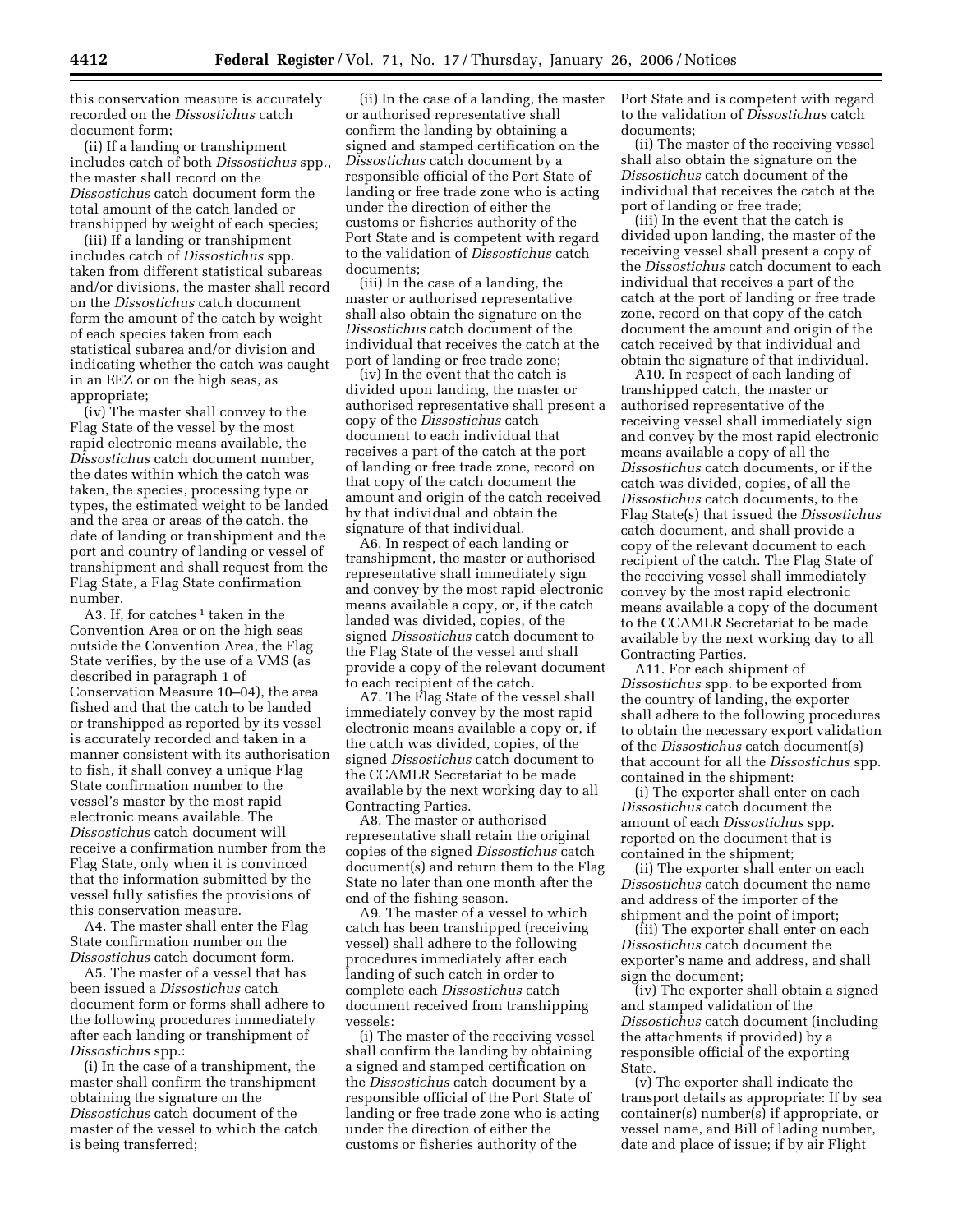this conservation measure is accurately recorded on the *Dissostichus* catch document form;

(ii) If a landing or transhipment includes catch of both *Dissostichus* spp., the master shall record on the *Dissostichus* catch document form the total amount of the catch landed or transhipped by weight of each species;

(iii) If a landing or transhipment includes catch of *Dissostichus* spp. taken from different statistical subareas and/or divisions, the master shall record on the *Dissostichus* catch document form the amount of the catch by weight of each species taken from each statistical subarea and/or division and indicating whether the catch was caught in an EEZ or on the high seas, as appropriate;

(iv) The master shall convey to the Flag State of the vessel by the most rapid electronic means available, the *Dissostichus* catch document number, the dates within which the catch was taken, the species, processing type or types, the estimated weight to be landed and the area or areas of the catch, the date of landing or transhipment and the port and country of landing or vessel of transhipment and shall request from the Flag State, a Flag State confirmation number.

A3. If, for catches [1] taken in the Convention Area or on the high seas outside the Convention Area, the Flag State verifies, by the use of a VMS (as described in paragraph 1 of Conservation Measure 10–04), the area fished and that the catch to be landed or transhipped as reported by its vessel is accurately recorded and taken in a manner consistent with its authorisation to fish, it shall convey a unique Flag State confirmation number to the vessel's master by the most rapid electronic means available. The *Dissostichus* catch document will receive a confirmation number from the Flag State, only when it is convinced that the information submitted by the vessel fully satisfies the provisions of this conservation measure.

A4. The master shall enter the Flag State confirmation number on the *Dissostichus* catch document form.

A5. The master of a vessel that has been issued a *Dissostichus* catch document form or forms shall adhere to the following procedures immediately after each landing or transhipment of *Dissostichus* spp.:

(i) In the case of a transhipment, the master shall confirm the transhipment obtaining the signature on the *Dissostichus* catch document of the master of the vessel to which the catch is being transferred;

(ii) In the case of a landing, the master or authorised representative shall confirm the landing by obtaining a signed and stamped certification on the *Dissostichus* catch document by a responsible official of the Port State of landing or free trade zone who is acting under the direction of either the customs or fisheries authority of the Port State and is competent with regard to the validation of *Dissostichus* catch documents;

(iii) In the case of a landing, the master or authorised representative shall also obtain the signature on the *Dissostichus* catch document of the individual that receives the catch at the port of landing or free trade zone;

(iv) In the event that the catch is divided upon landing, the master or authorised representative shall present a copy of the *Dissostichus* catch document to each individual that receives a part of the catch at the port of landing or free trade zone, record on that copy of the catch document the amount and origin of the catch received by that individual and obtain the signature of that individual.

A6. In respect of each landing or transhipment, the master or authorised representative shall immediately sign and convey by the most rapid electronic means available a copy, or, if the catch landed was divided, copies, of the signed *Dissostichus* catch document to the Flag State of the vessel and shall provide a copy of the relevant document to each recipient of the catch.

A7. The Flag State of the vessel shall immediately convey by the most rapid electronic means available a copy or, if the catch was divided, copies, of the signed *Dissostichus* catch document to the CCAMLR Secretariat to be made available by the next working day to all Contracting Parties.

A8. The master or authorised representative shall retain the original copies of the signed *Dissostichus* catch document(s) and return them to the Flag State no later than one month after the end of the fishing season.

A9. The master of a vessel to which catch has been transhipped (receiving vessel) shall adhere to the following procedures immediately after each landing of such catch in order to complete each *Dissostichus* catch document received from transhipping vessels:

(i) The master of the receiving vessel shall confirm the landing by obtaining a signed and stamped certification on the *Dissostichus* catch document by a responsible official of the Port State of landing or free trade zone who is acting under the direction of either the customs or fisheries authority of the Port State and is competent with regard to the validation of *Dissostichus* catch documents;

(ii) The master of the receiving vessel shall also obtain the signature on the *Dissostichus* catch document of the individual that receives the catch at the port of landing or free trade;

(iii) In the event that the catch is divided upon landing, the master of the receiving vessel shall present a copy of the *Dissostichus* catch document to each individual that receives a part of the catch at the port of landing or free trade zone, record on that copy of the catch document the amount and origin of the catch received by that individual and obtain the signature of that individual.

A10. In respect of each landing of transhipped catch, the master or authorised representative of the receiving vessel shall immediately sign and convey by the most rapid electronic means available a copy of all the *Dissostichus* catch documents, or if the catch was divided, copies, of all the *Dissostichus* catch documents, to the Flag State(s) that issued the *Dissostichus* catch document, and shall provide a copy of the relevant document to each recipient of the catch. The Flag State of the receiving vessel shall immediately convey by the most rapid electronic means available a copy of the document to the CCAMLR Secretariat to be made available by the next working day to all Contracting Parties.

A11. For each shipment of *Dissostichus* spp. to be exported from the country of landing, the exporter shall adhere to the following procedures to obtain the necessary export validation of the *Dissostichus* catch document(s) that account for all the *Dissostichus* spp. contained in the shipment:

(i) The exporter shall enter on each *Dissostichus* catch document the amount of each *Dissostichus* spp. reported on the document that is contained in the shipment;

(ii) The exporter shall enter on each *Dissostichus* catch document the name and address of the importer of the shipment and the point of import;

(iii) The exporter shall enter on each *Dissostichus* catch document the exporter's name and address, and shall sign the document;

(iv) The exporter shall obtain a signed and stamped validation of the *Dissostichus* catch document (including the attachments if provided) by a responsible official of the exporting State.

(v) The exporter shall indicate the transport details as appropriate: If by sea container(s) number(s) if appropriate, or vessel name, and Bill of lading number, date and place of issue; if by air Flight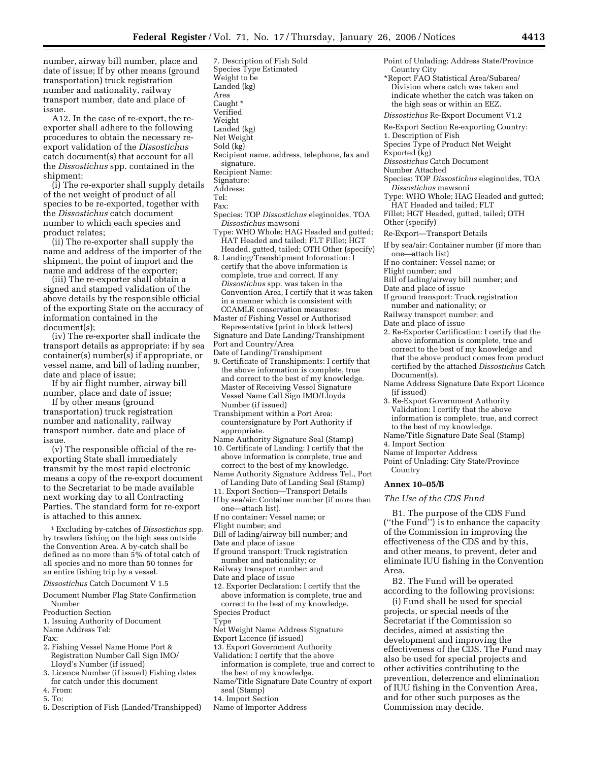number, airway bill number, place and date of issue; If by other means (ground transportation) truck registration number and nationality, railway transport number, date and place of issue.

A12. In the case of re-export, the re-exporter shall adhere to the following procedures to obtain the necessary re-export validation of the *Dissostichus* catch document(s) that account for all the *Dissostichus* spp. contained in the shipment:

(i) The re-exporter shall supply details of the net weight of product of all species to be re-exported, together with the *Dissostichus* catch document number to which each species and product relates;

(ii) The re-exporter shall supply the name and address of the importer of the shipment, the point of import and the name and address of the exporter;

(iii) The re-exporter shall obtain a signed and stamped validation of the above details by the responsible official of the exporting State on the accuracy of information contained in the document(s);

(iv) The re-exporter shall indicate the transport details as appropriate: if by sea container(s) number(s) if appropriate, or vessel name, and bill of lading number, date and place of issue;

If by air flight number, airway bill number, place and date of issue;

If by other means (ground transportation) truck registration number and nationality, railway transport number, date and place of issue.

(v) The responsible official of the re-exporting State shall immediately transmit by the most rapid electronic means a copy of the re-export document to the Secretariat to be made available next working day to all Contracting Parties. The standard form for re-export is attached to this annex.

[1] Excluding by-catches of *Dissostichus* spp. by trawlers fishing on the high seas outside the Convention Area. A by-catch shall be defined as no more than 5% of total catch of all species and no more than 50 tonnes for an entire fishing trip by a vessel.

*Dissostichus* Catch Document V 1.5

Document Number Flag State Confirmation Number

Production Section

1. Issuing Authority of Document

Name Address Tel:

Fax:

2. Fishing Vessel Name Home Port & Registration Number Call Sign IMO/ Lloyd's Number (if issued)

3. Licence Number (if issued) Fishing dates for catch under this document

4. From:

5. To:

6. Description of Fish (Landed/Transhipped)

7. Description of Fish Sold

Species Type Estimated

Weight to be

Landed (kg)

Area

Caught *

Verified

Weight

Landed (kg)

Net Weight

Sold (kg)

Recipient name, address, telephone, fax and signature.

Recipient Name:

Signature:

Address:

Tel:

Fax:

Species: TOP *Dissostichus* eleginoides, TOA *Dissostichus* mawsoni

Type: WHO Whole; HAG Headed and gutted; HAT Headed and tailed; FLT Fillet; HGT Headed, gutted, tailed; OTH Other (specify)

8. Landing/Transhipment Information: I certify that the above information is complete, true and correct. If any *Dissostichus* spp. was taken in the Convention Area, I certify that it was taken in a manner which is consistent with CCAMLR conservation measures:

Master of Fishing Vessel or Authorised Representative (print in block letters)

Signature and Date Landing/Transhipment Port and Country/Area

Date of Landing/Transhipment

9. Certificate of Transhipments: I certify that the above information is complete, true and correct to the best of my knowledge. Master of Receiving Vessel Signature Vessel Name Call Sign IMO/Lloyds Number (if issued)

Transhipment within a Port Area: countersignature by Port Authority if appropriate.

Name Authority Signature Seal (Stamp)

10. Certificate of Landing: I certify that the above information is complete, true and correct to the best of my knowledge.

Name Authority Signature Address Tel., Port of Landing Date of Landing Seal (Stamp)

11. Export Section—Transport Details

If by sea/air: Container number (if more than one—attach list).

If no container: Vessel name; or

Flight number; and

Bill of lading/airway bill number; and

Date and place of issue

If ground transport: Truck registration number and nationality; or

Railway transport number: and

Date and place of issue

12. Exporter Declaration: I certify that the above information is complete, true and correct to the best of my knowledge.

Species Product

Type

Net Weight Name Address Signature

Export Licence (if issued)

13. Export Government Authority

Validation: I certify that the above information is complete, true and correct to the best of my knowledge.

Name/Title Signature Date Country of export seal (Stamp)

14. Import Section

Name of Importer Address

Point of Unlading: Address State/Province Country City

*Report FAO Statistical Area/Subarea/ Division where catch was taken and indicate whether the catch was taken on the high seas or within an EEZ.

*Dissostichus* Re-Export Document V1.2

Re-Export Section Re-exporting Country:

1. Description of Fish

Species Type of Product Net Weight Exported (kg)

*Dissostichus* Catch Document

Number Attached

Species: TOP *Dissostichus* eleginoides, TOA *Dissostichus* mawsoni

Type: WHO Whole; HAG Headed and gutted; HAT Headed and tailed; FLT Fillet; HGT Headed, gutted, tailed; OTH Other (specify)

Re-Export—Transport Details

If by sea/air: Container number (if more than one—attach list)

If no container: Vessel name; or

Flight number; and

Bill of lading/airway bill number; and

Date and place of issue

If ground transport: Truck registration number and nationality; or

Railway transport number: and

Date and place of issue

2. Re-Exporter Certification: I certify that the above information is complete, true and correct to the best of my knowledge and that the above product comes from product certified by the attached *Dissostichus* Catch Document(s).

Name Address Signature Date Export Licence (if issued)

3. Re-Export Government Authority Validation: I certify that the above information is complete, true, and correct to the best of my knowledge.

Name/Title Signature Date Seal (Stamp)

4. Import Section

Name of Importer Address

Point of Unlading: City State/Province Country

## Annex 10–05/B

*The Use of the CDS Fund*

B1. The purpose of the CDS Fund (''the Fund'') is to enhance the capacity of the Commission in improving the effectiveness of the CDS and by this, and other means, to prevent, deter and eliminate IUU fishing in the Convention Area,

B2. The Fund will be operated according to the following provisions:

(i) Fund shall be used for special projects, or special needs of the Secretariat if the Commission so decides, aimed at assisting the development and improving the effectiveness of the CDS. The Fund may also be used for special projects and other activities contributing to the prevention, deterrence and elimination of IUU fishing in the Convention Area, and for other such purposes as the Commission may decide.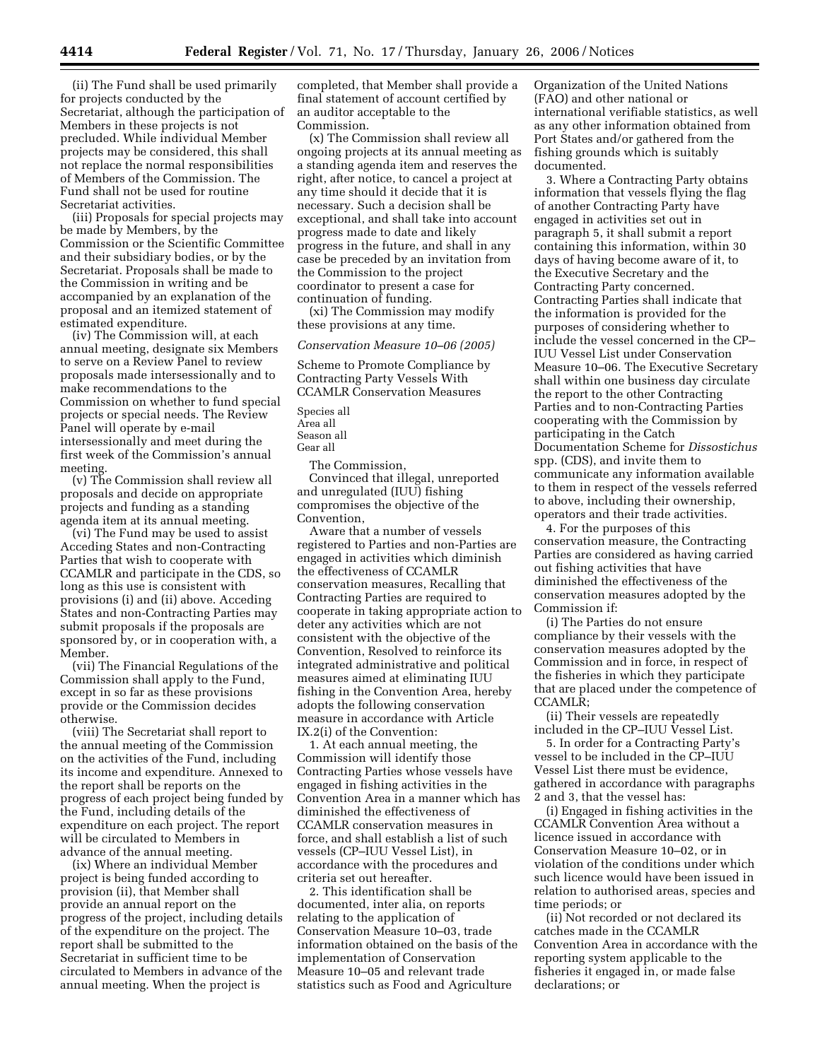(ii) The Fund shall be used primarily for projects conducted by the Secretariat, although the participation of Members in these projects is not precluded. While individual Member projects may be considered, this shall not replace the normal responsibilities of Members of the Commission. The Fund shall not be used for routine Secretariat activities.

(iii) Proposals for special projects may be made by Members, by the Commission or the Scientific Committee and their subsidiary bodies, or by the Secretariat. Proposals shall be made to the Commission in writing and be accompanied by an explanation of the proposal and an itemized statement of estimated expenditure.

(iv) The Commission will, at each annual meeting, designate six Members to serve on a Review Panel to review proposals made intersessionally and to make recommendations to the Commission on whether to fund special projects or special needs. The Review Panel will operate by e-mail intersessionally and meet during the first week of the Commission's annual meeting.

(v) The Commission shall review all proposals and decide on appropriate projects and funding as a standing agenda item at its annual meeting.

(vi) The Fund may be used to assist Acceding States and non-Contracting Parties that wish to cooperate with CCAMLR and participate in the CDS, so long as this use is consistent with provisions (i) and (ii) above. Acceding States and non-Contracting Parties may submit proposals if the proposals are sponsored by, or in cooperation with, a Member.

(vii) The Financial Regulations of the Commission shall apply to the Fund, except in so far as these provisions provide or the Commission decides otherwise.

(viii) The Secretariat shall report to the annual meeting of the Commission on the activities of the Fund, including its income and expenditure. Annexed to the report shall be reports on the progress of each project being funded by the Fund, including details of the expenditure on each project. The report will be circulated to Members in advance of the annual meeting.

(ix) Where an individual Member project is being funded according to provision (ii), that Member shall provide an annual report on the progress of the project, including details of the expenditure on the project. The report shall be submitted to the Secretariat in sufficient time to be circulated to Members in advance of the annual meeting. When the project is completed, that Member shall provide a final statement of account certified by an auditor acceptable to the Commission.

(x) The Commission shall review all ongoing projects at its annual meeting as a standing agenda item and reserves the right, after notice, to cancel a project at any time should it decide that it is necessary. Such a decision shall be exceptional, and shall take into account progress made to date and likely progress in the future, and shall in any case be preceded by an invitation from the Commission to the project coordinator to present a case for continuation of funding.

(xi) The Commission may modify these provisions at any time.

*Conservation Measure 10–06 (2005)*

Scheme to Promote Compliance by Contracting Party Vessels With CCAMLR Conservation Measures

Species all
Area all
Season all
Gear all

The Commission,

Convinced that illegal, unreported and unregulated (IUU) fishing compromises the objective of the Convention,

Aware that a number of vessels registered to Parties and non-Parties are engaged in activities which diminish the effectiveness of CCAMLR conservation measures, Recalling that Contracting Parties are required to cooperate in taking appropriate action to deter any activities which are not consistent with the objective of the Convention, Resolved to reinforce its integrated administrative and political measures aimed at eliminating IUU fishing in the Convention Area, hereby adopts the following conservation measure in accordance with Article IX.2(i) of the Convention:

1. At each annual meeting, the Commission will identify those Contracting Parties whose vessels have engaged in fishing activities in the Convention Area in a manner which has diminished the effectiveness of CCAMLR conservation measures in force, and shall establish a list of such vessels (CP–IUU Vessel List), in accordance with the procedures and criteria set out hereafter.

2. This identification shall be documented, inter alia, on reports relating to the application of Conservation Measure 10–03, trade information obtained on the basis of the implementation of Conservation Measure 10–05 and relevant trade statistics such as Food and Agriculture Organization of the United Nations (FAO) and other national or international verifiable statistics, as well as any other information obtained from Port States and/or gathered from the fishing grounds which is suitably documented.

3. Where a Contracting Party obtains information that vessels flying the flag of another Contracting Party have engaged in activities set out in paragraph 5, it shall submit a report containing this information, within 30 days of having become aware of it, to the Executive Secretary and the Contracting Party concerned. Contracting Parties shall indicate that the information is provided for the purposes of considering whether to include the vessel concerned in the CP–IUU Vessel List under Conservation Measure 10–06. The Executive Secretary shall within one business day circulate the report to the other Contracting Parties and to non-Contracting Parties cooperating with the Commission by participating in the Catch Documentation Scheme for *Dissostichus* spp. (CDS), and invite them to communicate any information available to them in respect of the vessels referred to above, including their ownership, operators and their trade activities.

4. For the purposes of this conservation measure, the Contracting Parties are considered as having carried out fishing activities that have diminished the effectiveness of the conservation measures adopted by the Commission if:

(i) The Parties do not ensure compliance by their vessels with the conservation measures adopted by the Commission and in force, in respect of the fisheries in which they participate that are placed under the competence of CCAMLR;

(ii) Their vessels are repeatedly included in the CP–IUU Vessel List.

5. In order for a Contracting Party's vessel to be included in the CP–IUU Vessel List there must be evidence, gathered in accordance with paragraphs 2 and 3, that the vessel has:

(i) Engaged in fishing activities in the CCAMLR Convention Area without a licence issued in accordance with Conservation Measure 10–02, or in violation of the conditions under which such licence would have been issued in relation to authorised areas, species and time periods; or

(ii) Not recorded or not declared its catches made in the CCAMLR Convention Area in accordance with the reporting system applicable to the fisheries it engaged in, or made false declarations; or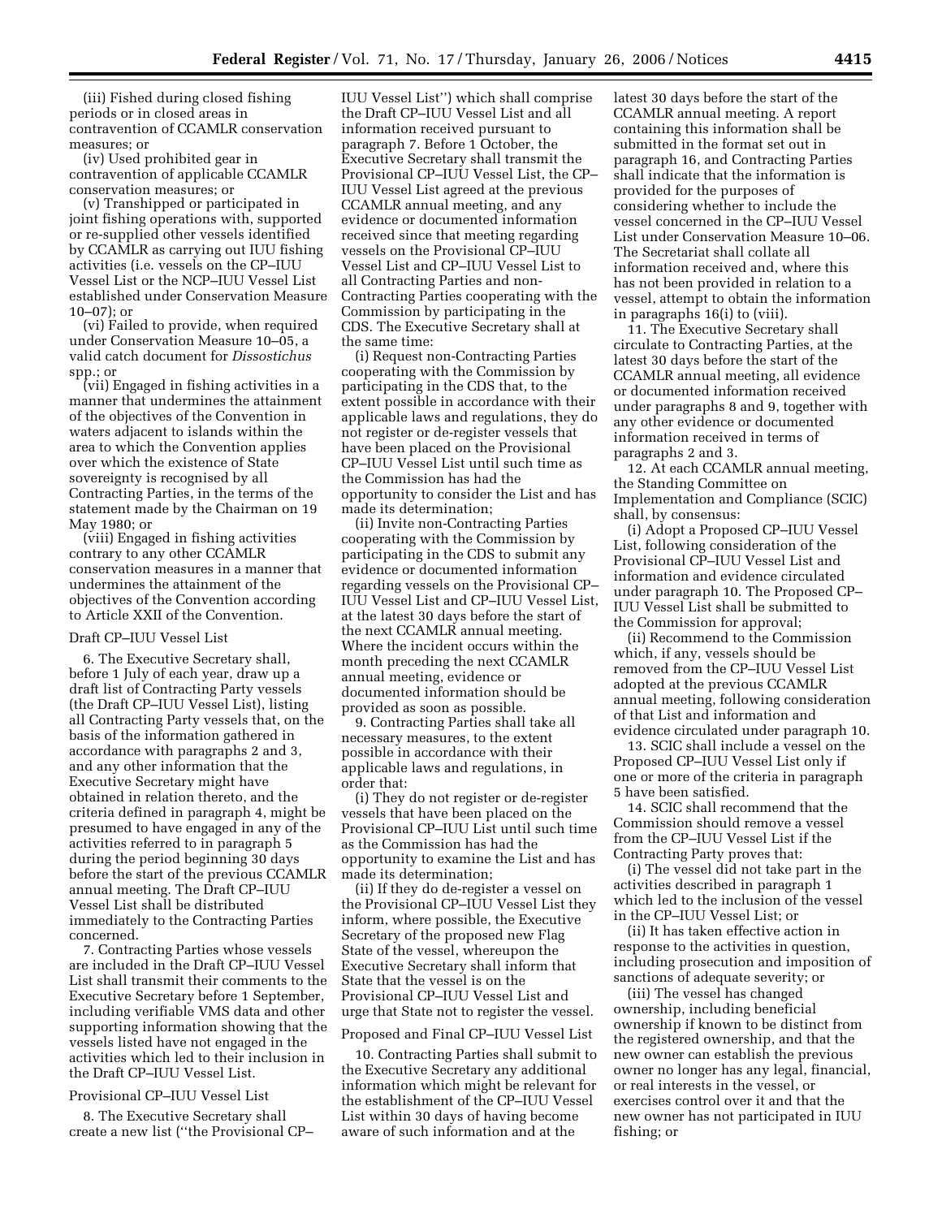(iii) Fished during closed fishing periods or in closed areas in contravention of CCAMLR conservation measures; or

(iv) Used prohibited gear in contravention of applicable CCAMLR conservation measures; or

(v) Transhipped or participated in joint fishing operations with, supported or re-supplied other vessels identified by CCAMLR as carrying out IUU fishing activities (i.e. vessels on the CP–IUU Vessel List or the NCP–IUU Vessel List established under Conservation Measure 10–07); or

(vi) Failed to provide, when required under Conservation Measure 10–05, a valid catch document for *Dissostichus* spp.; or

(vii) Engaged in fishing activities in a manner that undermines the attainment of the objectives of the Convention in waters adjacent to islands within the area to which the Convention applies over which the existence of State sovereignty is recognised by all Contracting Parties, in the terms of the statement made by the Chairman on 19 May 1980; or

(viii) Engaged in fishing activities contrary to any other CCAMLR conservation measures in a manner that undermines the attainment of the objectives of the Convention according to Article XXII of the Convention.

Draft CP–IUU Vessel List

6. The Executive Secretary shall, before 1 July of each year, draw up a draft list of Contracting Party vessels (the Draft CP–IUU Vessel List), listing all Contracting Party vessels that, on the basis of the information gathered in accordance with paragraphs 2 and 3, and any other information that the Executive Secretary might have obtained in relation thereto, and the criteria defined in paragraph 4, might be presumed to have engaged in any of the activities referred to in paragraph 5 during the period beginning 30 days before the start of the previous CCAMLR annual meeting. The Draft CP–IUU Vessel List shall be distributed immediately to the Contracting Parties concerned.

7. Contracting Parties whose vessels are included in the Draft CP–IUU Vessel List shall transmit their comments to the Executive Secretary before 1 September, including verifiable VMS data and other supporting information showing that the vessels listed have not engaged in the activities which led to their inclusion in the Draft CP–IUU Vessel List.

Provisional CP–IUU Vessel List

8. The Executive Secretary shall create a new list (''the Provisional CP–IUU Vessel List'') which shall comprise the Draft CP–IUU Vessel List and all information received pursuant to paragraph 7. Before 1 October, the Executive Secretary shall transmit the Provisional CP–IUU Vessel List, the CP–IUU Vessel List agreed at the previous CCAMLR annual meeting, and any evidence or documented information received since that meeting regarding vessels on the Provisional CP–IUU Vessel List and CP–IUU Vessel List to all Contracting Parties and non-Contracting Parties cooperating with the Commission by participating in the CDS. The Executive Secretary shall at the same time:

(i) Request non-Contracting Parties cooperating with the Commission by participating in the CDS that, to the extent possible in accordance with their applicable laws and regulations, they do not register or de-register vessels that have been placed on the Provisional CP–IUU Vessel List until such time as the Commission has had the opportunity to consider the List and has made its determination;

(ii) Invite non-Contracting Parties cooperating with the Commission by participating in the CDS to submit any evidence or documented information regarding vessels on the Provisional CP–IUU Vessel List and CP–IUU Vessel List, at the latest 30 days before the start of the next CCAMLR annual meeting. Where the incident occurs within the month preceding the next CCAMLR annual meeting, evidence or documented information should be provided as soon as possible.

9. Contracting Parties shall take all necessary measures, to the extent possible in accordance with their applicable laws and regulations, in order that:

(i) They do not register or de-register vessels that have been placed on the Provisional CP–IUU List until such time as the Commission has had the opportunity to examine the List and has made its determination;

(ii) If they do de-register a vessel on the Provisional CP–IUU Vessel List they inform, where possible, the Executive Secretary of the proposed new Flag State of the vessel, whereupon the Executive Secretary shall inform that State that the vessel is on the Provisional CP–IUU Vessel List and urge that State not to register the vessel.

Proposed and Final CP–IUU Vessel List

10. Contracting Parties shall submit to the Executive Secretary any additional information which might be relevant for the establishment of the CP–IUU Vessel List within 30 days of having become aware of such information and at the latest 30 days before the start of the CCAMLR annual meeting. A report containing this information shall be submitted in the format set out in paragraph 16, and Contracting Parties shall indicate that the information is provided for the purposes of considering whether to include the vessel concerned in the CP–IUU Vessel List under Conservation Measure 10–06. The Secretariat shall collate all information received and, where this has not been provided in relation to a vessel, attempt to obtain the information in paragraphs 16(i) to (viii).

11. The Executive Secretary shall circulate to Contracting Parties, at the latest 30 days before the start of the CCAMLR annual meeting, all evidence or documented information received under paragraphs 8 and 9, together with any other evidence or documented information received in terms of paragraphs 2 and 3.

12. At each CCAMLR annual meeting, the Standing Committee on Implementation and Compliance (SCIC) shall, by consensus:

(i) Adopt a Proposed CP–IUU Vessel List, following consideration of the Provisional CP–IUU Vessel List and information and evidence circulated under paragraph 10. The Proposed CP–IUU Vessel List shall be submitted to the Commission for approval;

(ii) Recommend to the Commission which, if any, vessels should be removed from the CP–IUU Vessel List adopted at the previous CCAMLR annual meeting, following consideration of that List and information and evidence circulated under paragraph 10.

13. SCIC shall include a vessel on the Proposed CP–IUU Vessel List only if one or more of the criteria in paragraph 5 have been satisfied.

14. SCIC shall recommend that the Commission should remove a vessel from the CP–IUU Vessel List if the Contracting Party proves that:

(i) The vessel did not take part in the activities described in paragraph 1 which led to the inclusion of the vessel in the CP–IUU Vessel List; or

(ii) It has taken effective action in response to the activities in question, including prosecution and imposition of sanctions of adequate severity; or

(iii) The vessel has changed ownership, including beneficial ownership if known to be distinct from the registered ownership, and that the new owner can establish the previous owner no longer has any legal, financial, or real interests in the vessel, or exercises control over it and that the new owner has not participated in IUU fishing; or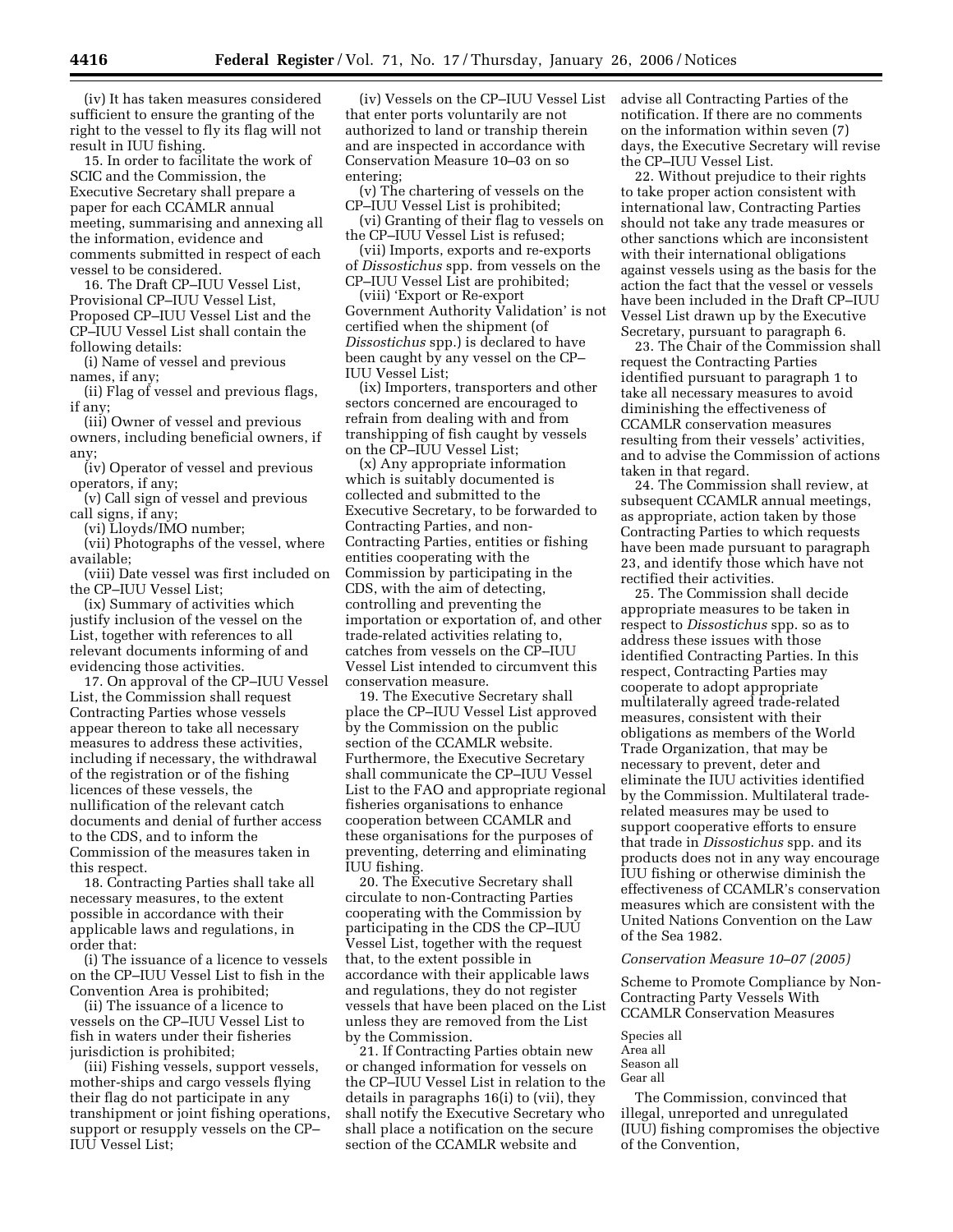(iv) It has taken measures considered sufficient to ensure the granting of the right to the vessel to fly its flag will not result in IUU fishing.

15. In order to facilitate the work of SCIC and the Commission, the Executive Secretary shall prepare a paper for each CCAMLR annual meeting, summarising and annexing all the information, evidence and comments submitted in respect of each vessel to be considered.

16. The Draft CP–IUU Vessel List, Provisional CP–IUU Vessel List, Proposed CP–IUU Vessel List and the CP–IUU Vessel List shall contain the following details:

(i) Name of vessel and previous names, if any;

(ii) Flag of vessel and previous flags, if any;

(iii) Owner of vessel and previous owners, including beneficial owners, if any;

(iv) Operator of vessel and previous operators, if any;

(v) Call sign of vessel and previous call signs, if any;

(vi) Lloyds/IMO number;

(vii) Photographs of the vessel, where available;

(viii) Date vessel was first included on the CP–IUU Vessel List;

(ix) Summary of activities which justify inclusion of the vessel on the List, together with references to all relevant documents informing of and evidencing those activities.

17. On approval of the CP–IUU Vessel List, the Commission shall request Contracting Parties whose vessels appear thereon to take all necessary measures to address these activities, including if necessary, the withdrawal of the registration or of the fishing licences of these vessels, the nullification of the relevant catch documents and denial of further access to the CDS, and to inform the Commission of the measures taken in this respect.

18. Contracting Parties shall take all necessary measures, to the extent possible in accordance with their applicable laws and regulations, in order that:

(i) The issuance of a licence to vessels on the CP–IUU Vessel List to fish in the Convention Area is prohibited;

(ii) The issuance of a licence to vessels on the CP–IUU Vessel List to fish in waters under their fisheries jurisdiction is prohibited;

(iii) Fishing vessels, support vessels, mother-ships and cargo vessels flying their flag do not participate in any transhipment or joint fishing operations, support or resupply vessels on the CP–IUU Vessel List;

(iv) Vessels on the CP–IUU Vessel List that enter ports voluntarily are not authorized to land or tranship therein and are inspected in accordance with Conservation Measure 10–03 on so entering;

(v) The chartering of vessels on the CP–IUU Vessel List is prohibited;

(vi) Granting of their flag to vessels on the CP–IUU Vessel List is refused;

(vii) Imports, exports and re-exports of *Dissostichus* spp. from vessels on the CP–IUU Vessel List are prohibited;

(viii) 'Export or Re-export Government Authority Validation' is not certified when the shipment (of *Dissostichus* spp.) is declared to have been caught by any vessel on the CP–IUU Vessel List;

(ix) Importers, transporters and other sectors concerned are encouraged to refrain from dealing with and from transhipping of fish caught by vessels on the CP–IUU Vessel List;

(x) Any appropriate information which is suitably documented is collected and submitted to the Executive Secretary, to be forwarded to Contracting Parties, and non-Contracting Parties, entities or fishing entities cooperating with the Commission by participating in the CDS, with the aim of detecting, controlling and preventing the importation or exportation of, and other trade-related activities relating to, catches from vessels on the CP–IUU Vessel List intended to circumvent this conservation measure.

19. The Executive Secretary shall place the CP–IUU Vessel List approved by the Commission on the public section of the CCAMLR website. Furthermore, the Executive Secretary shall communicate the CP–IUU Vessel List to the FAO and appropriate regional fisheries organisations to enhance cooperation between CCAMLR and these organisations for the purposes of preventing, deterring and eliminating IUU fishing.

20. The Executive Secretary shall circulate to non-Contracting Parties cooperating with the Commission by participating in the CDS the CP–IUU Vessel List, together with the request that, to the extent possible in accordance with their applicable laws and regulations, they do not register vessels that have been placed on the List unless they are removed from the List by the Commission.

21. If Contracting Parties obtain new or changed information for vessels on the CP–IUU Vessel List in relation to the details in paragraphs 16(i) to (vii), they shall notify the Executive Secretary who shall place a notification on the secure section of the CCAMLR website and advise all Contracting Parties of the notification. If there are no comments on the information within seven (7) days, the Executive Secretary will revise the CP–IUU Vessel List.

22. Without prejudice to their rights to take proper action consistent with international law, Contracting Parties should not take any trade measures or other sanctions which are inconsistent with their international obligations against vessels using as the basis for the action the fact that the vessel or vessels have been included in the Draft CP–IUU Vessel List drawn up by the Executive Secretary, pursuant to paragraph 6.

23. The Chair of the Commission shall request the Contracting Parties identified pursuant to paragraph 1 to take all necessary measures to avoid diminishing the effectiveness of CCAMLR conservation measures resulting from their vessels' activities, and to advise the Commission of actions taken in that regard.

24. The Commission shall review, at subsequent CCAMLR annual meetings, as appropriate, action taken by those Contracting Parties to which requests have been made pursuant to paragraph 23, and identify those which have not rectified their activities.

25. The Commission shall decide appropriate measures to be taken in respect to *Dissostichus* spp. so as to address these issues with those identified Contracting Parties. In this respect, Contracting Parties may cooperate to adopt appropriate multilaterally agreed trade-related measures, consistent with their obligations as members of the World Trade Organization, that may be necessary to prevent, deter and eliminate the IUU activities identified by the Commission. Multilateral trade-related measures may be used to support cooperative efforts to ensure that trade in *Dissostichus* spp. and its products does not in any way encourage IUU fishing or otherwise diminish the effectiveness of CCAMLR's conservation measures which are consistent with the United Nations Convention on the Law of the Sea 1982.

*Conservation Measure 10–07 (2005)*

Scheme to Promote Compliance by Non-Contracting Party Vessels With CCAMLR Conservation Measures

Species all
Area all
Season all
Gear all

The Commission, convinced that illegal, unreported and unregulated (IUU) fishing compromises the objective of the Convention,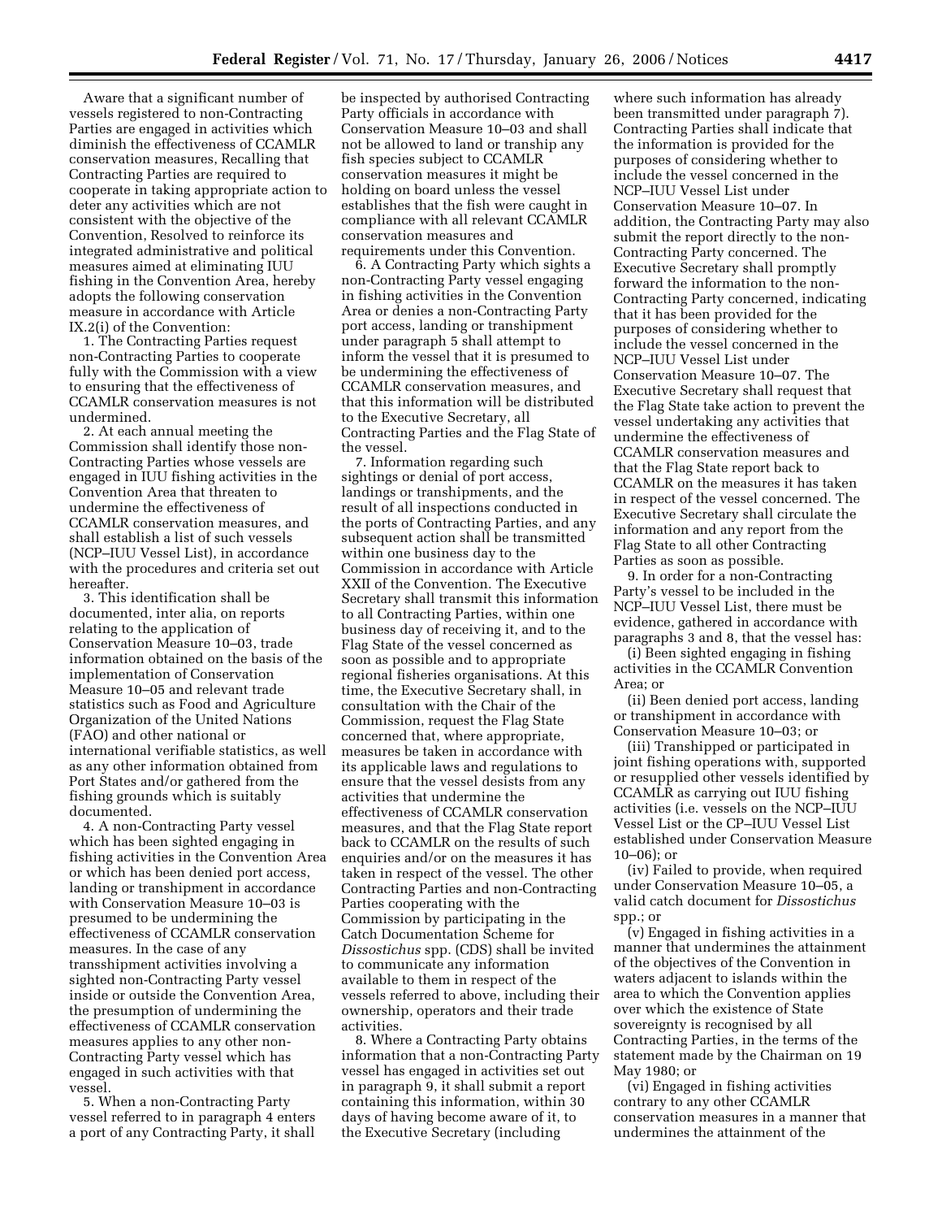Aware that a significant number of vessels registered to non-Contracting Parties are engaged in activities which diminish the effectiveness of CCAMLR conservation measures, Recalling that Contracting Parties are required to cooperate in taking appropriate action to deter any activities which are not consistent with the objective of the Convention, Resolved to reinforce its integrated administrative and political measures aimed at eliminating IUU fishing in the Convention Area, hereby adopts the following conservation measure in accordance with Article IX.2(i) of the Convention:

1. The Contracting Parties request non-Contracting Parties to cooperate fully with the Commission with a view to ensuring that the effectiveness of CCAMLR conservation measures is not undermined.

2. At each annual meeting the Commission shall identify those non-Contracting Parties whose vessels are engaged in IUU fishing activities in the Convention Area that threaten to undermine the effectiveness of CCAMLR conservation measures, and shall establish a list of such vessels (NCP–IUU Vessel List), in accordance with the procedures and criteria set out hereafter.

3. This identification shall be documented, inter alia, on reports relating to the application of Conservation Measure 10–03, trade information obtained on the basis of the implementation of Conservation Measure 10–05 and relevant trade statistics such as Food and Agriculture Organization of the United Nations (FAO) and other national or international verifiable statistics, as well as any other information obtained from Port States and/or gathered from the fishing grounds which is suitably documented.

4. A non-Contracting Party vessel which has been sighted engaging in fishing activities in the Convention Area or which has been denied port access, landing or transhipment in accordance with Conservation Measure 10–03 is presumed to be undermining the effectiveness of CCAMLR conservation measures. In the case of any transshipment activities involving a sighted non-Contracting Party vessel inside or outside the Convention Area, the presumption of undermining the effectiveness of CCAMLR conservation measures applies to any other non-Contracting Party vessel which has engaged in such activities with that vessel.

5. When a non-Contracting Party vessel referred to in paragraph 4 enters a port of any Contracting Party, it shall be inspected by authorised Contracting Party officials in accordance with Conservation Measure 10–03 and shall not be allowed to land or tranship any fish species subject to CCAMLR conservation measures it might be holding on board unless the vessel establishes that the fish were caught in compliance with all relevant CCAMLR conservation measures and requirements under this Convention.

6. A Contracting Party which sights a non-Contracting Party vessel engaging in fishing activities in the Convention Area or denies a non-Contracting Party port access, landing or transhipment under paragraph 5 shall attempt to inform the vessel that it is presumed to be undermining the effectiveness of CCAMLR conservation measures, and that this information will be distributed to the Executive Secretary, all Contracting Parties and the Flag State of the vessel.

7. Information regarding such sightings or denial of port access, landings or transhipments, and the result of all inspections conducted in the ports of Contracting Parties, and any subsequent action shall be transmitted within one business day to the Commission in accordance with Article XXII of the Convention. The Executive Secretary shall transmit this information to all Contracting Parties, within one business day of receiving it, and to the Flag State of the vessel concerned as soon as possible and to appropriate regional fisheries organisations. At this time, the Executive Secretary shall, in consultation with the Chair of the Commission, request the Flag State concerned that, where appropriate, measures be taken in accordance with its applicable laws and regulations to ensure that the vessel desists from any activities that undermine the effectiveness of CCAMLR conservation measures, and that the Flag State report back to CCAMLR on the results of such enquiries and/or on the measures it has taken in respect of the vessel. The other Contracting Parties and non-Contracting Parties cooperating with the Commission by participating in the Catch Documentation Scheme for *Dissostichus* spp. (CDS) shall be invited to communicate any information available to them in respect of the vessels referred to above, including their ownership, operators and their trade activities.

8. Where a Contracting Party obtains information that a non-Contracting Party vessel has engaged in activities set out in paragraph 9, it shall submit a report containing this information, within 30 days of having become aware of it, to the Executive Secretary (including where such information has already been transmitted under paragraph 7). Contracting Parties shall indicate that the information is provided for the purposes of considering whether to include the vessel concerned in the NCP–IUU Vessel List under Conservation Measure 10–07. In addition, the Contracting Party may also submit the report directly to the non-Contracting Party concerned. The Executive Secretary shall promptly forward the information to the non-Contracting Party concerned, indicating that it has been provided for the purposes of considering whether to include the vessel concerned in the NCP–IUU Vessel List under Conservation Measure 10–07. The Executive Secretary shall request that the Flag State take action to prevent the vessel undertaking any activities that undermine the effectiveness of CCAMLR conservation measures and that the Flag State report back to CCAMLR on the measures it has taken in respect of the vessel concerned. The Executive Secretary shall circulate the information and any report from the Flag State to all other Contracting Parties as soon as possible.

9. In order for a non-Contracting Party's vessel to be included in the NCP–IUU Vessel List, there must be evidence, gathered in accordance with paragraphs 3 and 8, that the vessel has:

(i) Been sighted engaging in fishing activities in the CCAMLR Convention Area; or

(ii) Been denied port access, landing or transhipment in accordance with Conservation Measure 10–03; or

(iii) Transhipped or participated in joint fishing operations with, supported or resupplied other vessels identified by CCAMLR as carrying out IUU fishing activities (i.e. vessels on the NCP–IUU Vessel List or the CP–IUU Vessel List established under Conservation Measure 10–06); or

(iv) Failed to provide, when required under Conservation Measure 10–05, a valid catch document for *Dissostichus* spp.; or

(v) Engaged in fishing activities in a manner that undermines the attainment of the objectives of the Convention in waters adjacent to islands within the area to which the Convention applies over which the existence of State sovereignty is recognised by all Contracting Parties, in the terms of the statement made by the Chairman on 19 May 1980; or

(vi) Engaged in fishing activities contrary to any other CCAMLR conservation measures in a manner that undermines the attainment of the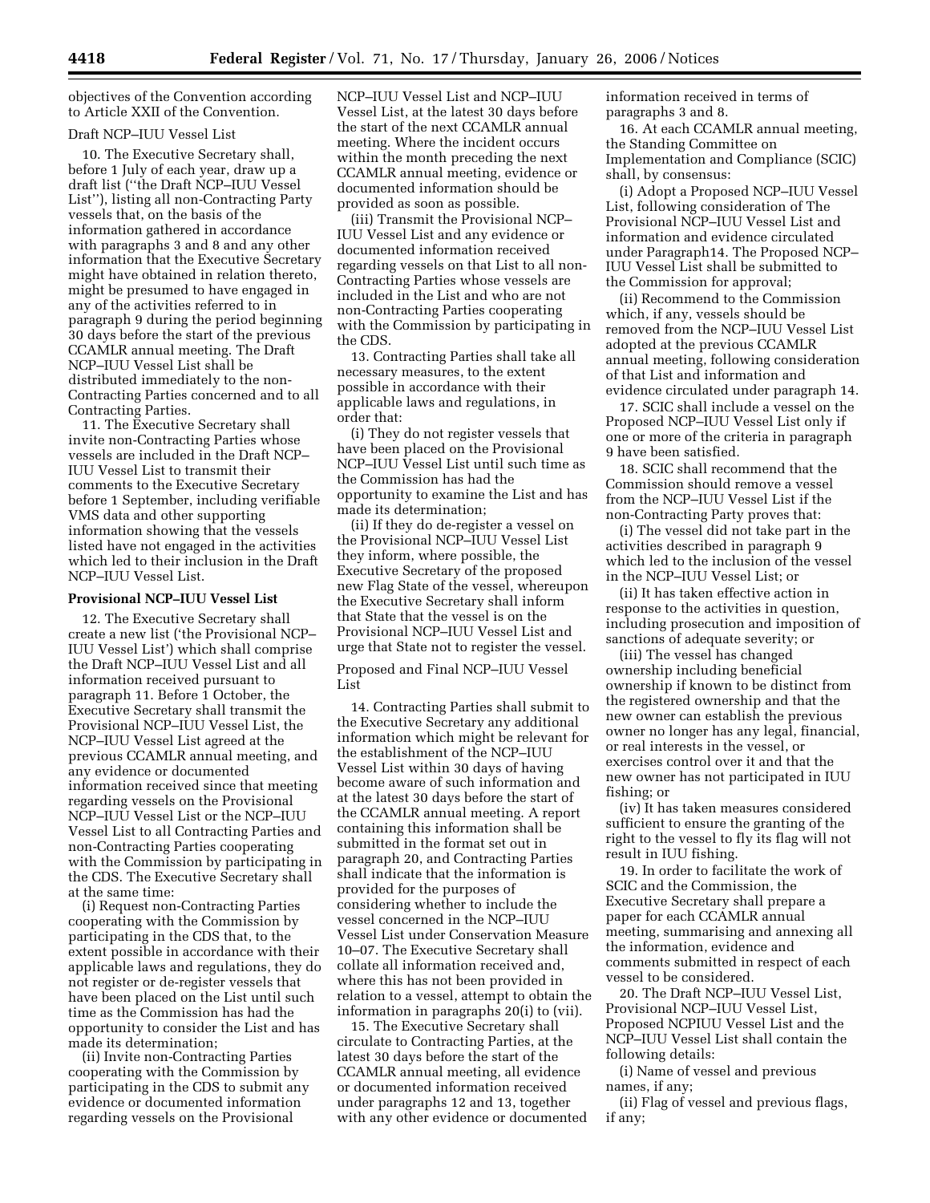objectives of the Convention according to Article XXII of the Convention.

Draft NCP–IUU Vessel List

10. The Executive Secretary shall, before 1 July of each year, draw up a draft list (''the Draft NCP–IUU Vessel List''), listing all non-Contracting Party vessels that, on the basis of the information gathered in accordance with paragraphs 3 and 8 and any other information that the Executive Secretary might have obtained in relation thereto, might be presumed to have engaged in any of the activities referred to in paragraph 9 during the period beginning 30 days before the start of the previous CCAMLR annual meeting. The Draft NCP–IUU Vessel List shall be distributed immediately to the non-Contracting Parties concerned and to all Contracting Parties.

11. The Executive Secretary shall invite non-Contracting Parties whose vessels are included in the Draft NCP–IUU Vessel List to transmit their comments to the Executive Secretary before 1 September, including verifiable VMS data and other supporting information showing that the vessels listed have not engaged in the activities which led to their inclusion in the Draft NCP–IUU Vessel List.

**Provisional NCP–IUU Vessel List**

12. The Executive Secretary shall create a new list ('the Provisional NCP–IUU Vessel List') which shall comprise the Draft NCP–IUU Vessel List and all information received pursuant to paragraph 11. Before 1 October, the Executive Secretary shall transmit the Provisional NCP–IUU Vessel List, the NCP–IUU Vessel List agreed at the previous CCAMLR annual meeting, and any evidence or documented information received since that meeting regarding vessels on the Provisional NCP–IUU Vessel List or the NCP–IUU Vessel List to all Contracting Parties and non-Contracting Parties cooperating with the Commission by participating in the CDS. The Executive Secretary shall at the same time:

(i) Request non-Contracting Parties cooperating with the Commission by participating in the CDS that, to the extent possible in accordance with their applicable laws and regulations, they do not register or de-register vessels that have been placed on the List until such time as the Commission has had the opportunity to consider the List and has made its determination;

(ii) Invite non-Contracting Parties cooperating with the Commission by participating in the CDS to submit any evidence or documented information regarding vessels on the Provisional NCP–IUU Vessel List and NCP–IUU Vessel List, at the latest 30 days before the start of the next CCAMLR annual meeting. Where the incident occurs within the month preceding the next CCAMLR annual meeting, evidence or documented information should be provided as soon as possible.

(iii) Transmit the Provisional NCP–IUU Vessel List and any evidence or documented information received regarding vessels on that List to all non-Contracting Parties whose vessels are included in the List and who are not non-Contracting Parties cooperating with the Commission by participating in the CDS.

13. Contracting Parties shall take all necessary measures, to the extent possible in accordance with their applicable laws and regulations, in order that:

(i) They do not register vessels that have been placed on the Provisional NCP–IUU Vessel List until such time as the Commission has had the opportunity to examine the List and has made its determination;

(ii) If they do de-register a vessel on the Provisional NCP–IUU Vessel List they inform, where possible, the Executive Secretary of the proposed new Flag State of the vessel, whereupon the Executive Secretary shall inform that State that the vessel is on the Provisional NCP–IUU Vessel List and urge that State not to register the vessel.

Proposed and Final NCP–IUU Vessel List

14. Contracting Parties shall submit to the Executive Secretary any additional information which might be relevant for the establishment of the NCP–IUU Vessel List within 30 days of having become aware of such information and at the latest 30 days before the start of the CCAMLR annual meeting. A report containing this information shall be submitted in the format set out in paragraph 20, and Contracting Parties shall indicate that the information is provided for the purposes of considering whether to include the vessel concerned in the NCP–IUU Vessel List under Conservation Measure 10–07. The Executive Secretary shall collate all information received and, where this has not been provided in relation to a vessel, attempt to obtain the information in paragraphs 20(i) to (vii).

15. The Executive Secretary shall circulate to Contracting Parties, at the latest 30 days before the start of the CCAMLR annual meeting, all evidence or documented information received under paragraphs 12 and 13, together with any other evidence or documented information received in terms of paragraphs 3 and 8.

16. At each CCAMLR annual meeting, the Standing Committee on Implementation and Compliance (SCIC) shall, by consensus:

(i) Adopt a Proposed NCP–IUU Vessel List, following consideration of The Provisional NCP–IUU Vessel List and information and evidence circulated under Paragraph14. The Proposed NCP–IUU Vessel List shall be submitted to the Commission for approval;

(ii) Recommend to the Commission which, if any, vessels should be removed from the NCP–IUU Vessel List adopted at the previous CCAMLR annual meeting, following consideration of that List and information and evidence circulated under paragraph 14.

17. SCIC shall include a vessel on the Proposed NCP–IUU Vessel List only if one or more of the criteria in paragraph 9 have been satisfied.

18. SCIC shall recommend that the Commission should remove a vessel from the NCP–IUU Vessel List if the non-Contracting Party proves that:

(i) The vessel did not take part in the activities described in paragraph 9 which led to the inclusion of the vessel in the NCP–IUU Vessel List; or

(ii) It has taken effective action in response to the activities in question, including prosecution and imposition of sanctions of adequate severity; or

(iii) The vessel has changed ownership including beneficial ownership if known to be distinct from the registered ownership and that the new owner can establish the previous owner no longer has any legal, financial, or real interests in the vessel, or exercises control over it and that the new owner has not participated in IUU fishing; or

(iv) It has taken measures considered sufficient to ensure the granting of the right to the vessel to fly its flag will not result in IUU fishing.

19. In order to facilitate the work of SCIC and the Commission, the Executive Secretary shall prepare a paper for each CCAMLR annual meeting, summarising and annexing all the information, evidence and comments submitted in respect of each vessel to be considered.

20. The Draft NCP–IUU Vessel List, Provisional NCP–IUU Vessel List, Proposed NCPIUU Vessel List and the NCP–IUU Vessel List shall contain the following details:

(i) Name of vessel and previous names, if any;

(ii) Flag of vessel and previous flags, if any;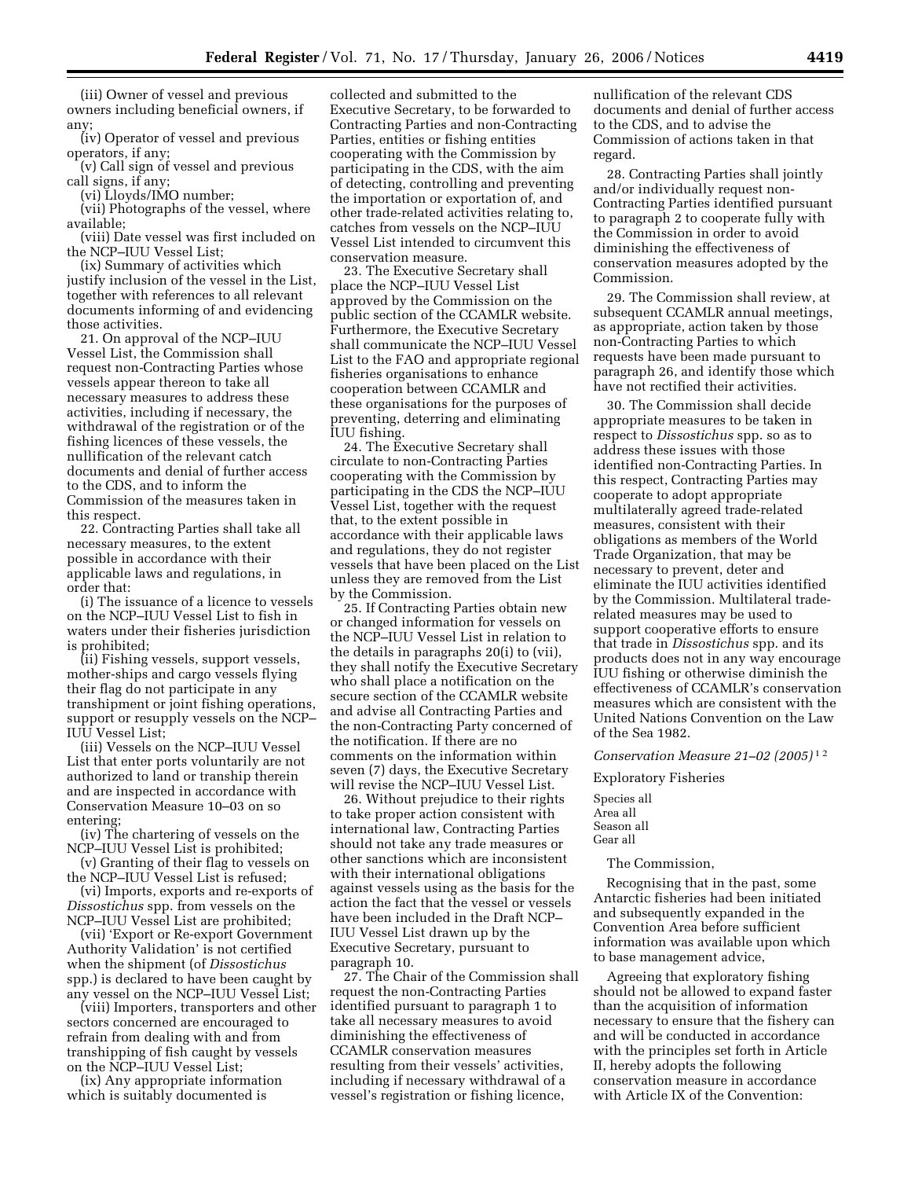(iii) Owner of vessel and previous owners including beneficial owners, if any;

(iv) Operator of vessel and previous operators, if any;

(v) Call sign of vessel and previous call signs, if any;

(vi) Lloyds/IMO number;

(vii) Photographs of the vessel, where available;

(viii) Date vessel was first included on the NCP–IUU Vessel List;

(ix) Summary of activities which justify inclusion of the vessel in the List, together with references to all relevant documents informing of and evidencing those activities.

21. On approval of the NCP–IUU Vessel List, the Commission shall request non-Contracting Parties whose vessels appear thereon to take all necessary measures to address these activities, including if necessary, the withdrawal of the registration or of the fishing licences of these vessels, the nullification of the relevant catch documents and denial of further access to the CDS, and to inform the Commission of the measures taken in this respect.

22. Contracting Parties shall take all necessary measures, to the extent possible in accordance with their applicable laws and regulations, in order that:

(i) The issuance of a licence to vessels on the NCP–IUU Vessel List to fish in waters under their fisheries jurisdiction is prohibited;

(ii) Fishing vessels, support vessels, mother-ships and cargo vessels flying their flag do not participate in any transhipment or joint fishing operations, support or resupply vessels on the NCP–IUU Vessel List;

(iii) Vessels on the NCP–IUU Vessel List that enter ports voluntarily are not authorized to land or tranship therein and are inspected in accordance with Conservation Measure 10–03 on so entering;

(iv) The chartering of vessels on the NCP–IUU Vessel List is prohibited;

(v) Granting of their flag to vessels on the NCP–IUU Vessel List is refused;

(vi) Imports, exports and re-exports of *Dissostichus* spp. from vessels on the NCP–IUU Vessel List are prohibited;

(vii) 'Export or Re-export Government Authority Validation' is not certified when the shipment (of *Dissostichus* spp.) is declared to have been caught by any vessel on the NCP–IUU Vessel List;

(viii) Importers, transporters and other sectors concerned are encouraged to refrain from dealing with and from transhipping of fish caught by vessels on the NCP–IUU Vessel List;

(ix) Any appropriate information which is suitably documented is collected and submitted to the Executive Secretary, to be forwarded to Contracting Parties and non-Contracting Parties, entities or fishing entities cooperating with the Commission by participating in the CDS, with the aim of detecting, controlling and preventing the importation or exportation of, and other trade-related activities relating to, catches from vessels on the NCP–IUU Vessel List intended to circumvent this conservation measure.

23. The Executive Secretary shall place the NCP–IUU Vessel List approved by the Commission on the public section of the CCAMLR website. Furthermore, the Executive Secretary shall communicate the NCP–IUU Vessel List to the FAO and appropriate regional fisheries organisations to enhance cooperation between CCAMLR and these organisations for the purposes of preventing, deterring and eliminating IUU fishing.

24. The Executive Secretary shall circulate to non-Contracting Parties cooperating with the Commission by participating in the CDS the NCP–IUU Vessel List, together with the request that, to the extent possible in accordance with their applicable laws and regulations, they do not register vessels that have been placed on the List unless they are removed from the List by the Commission.

25. If Contracting Parties obtain new or changed information for vessels on the NCP–IUU Vessel List in relation to the details in paragraphs 20(i) to (vii), they shall notify the Executive Secretary who shall place a notification on the secure section of the CCAMLR website and advise all Contracting Parties and the non-Contracting Party concerned of the notification. If there are no comments on the information within seven (7) days, the Executive Secretary will revise the NCP–IUU Vessel List.

26. Without prejudice to their rights to take proper action consistent with international law, Contracting Parties should not take any trade measures or other sanctions which are inconsistent with their international obligations against vessels using as the basis for the action the fact that the vessel or vessels have been included in the Draft NCP–IUU Vessel List drawn up by the Executive Secretary, pursuant to paragraph 10.

27. The Chair of the Commission shall request the non-Contracting Parties identified pursuant to paragraph 1 to take all necessary measures to avoid diminishing the effectiveness of CCAMLR conservation measures resulting from their vessels' activities, including if necessary withdrawal of a vessel's registration or fishing licence, nullification of the relevant CDS documents and denial of further access to the CDS, and to advise the Commission of actions taken in that regard.

28. Contracting Parties shall jointly and/or individually request non-Contracting Parties identified pursuant to paragraph 2 to cooperate fully with the Commission in order to avoid diminishing the effectiveness of conservation measures adopted by the Commission.

29. The Commission shall review, at subsequent CCAMLR annual meetings, as appropriate, action taken by those non-Contracting Parties to which requests have been made pursuant to paragraph 26, and identify those which have not rectified their activities.

30. The Commission shall decide appropriate measures to be taken in respect to *Dissostichus* spp. so as to address these issues with those identified non-Contracting Parties. In this respect, Contracting Parties may cooperate to adopt appropriate multilaterally agreed trade-related measures, consistent with their obligations as members of the World Trade Organization, that may be necessary to prevent, deter and eliminate the IUU activities identified by the Commission. Multilateral trade-related measures may be used to support cooperative efforts to ensure that trade in *Dissostichus* spp. and its products does not in any way encourage IUU fishing or otherwise diminish the effectiveness of CCAMLR's conservation measures which are consistent with the United Nations Convention on the Law of the Sea 1982.

*Conservation Measure 21–02 (2005)*[1 2]

Exploratory Fisheries

Species all
Area all
Season all
Gear all

The Commission,

Recognising that in the past, some Antarctic fisheries had been initiated and subsequently expanded in the Convention Area before sufficient information was available upon which to base management advice,

Agreeing that exploratory fishing should not be allowed to expand faster than the acquisition of information necessary to ensure that the fishery can and will be conducted in accordance with the principles set forth in Article II, hereby adopts the following conservation measure in accordance with Article IX of the Convention: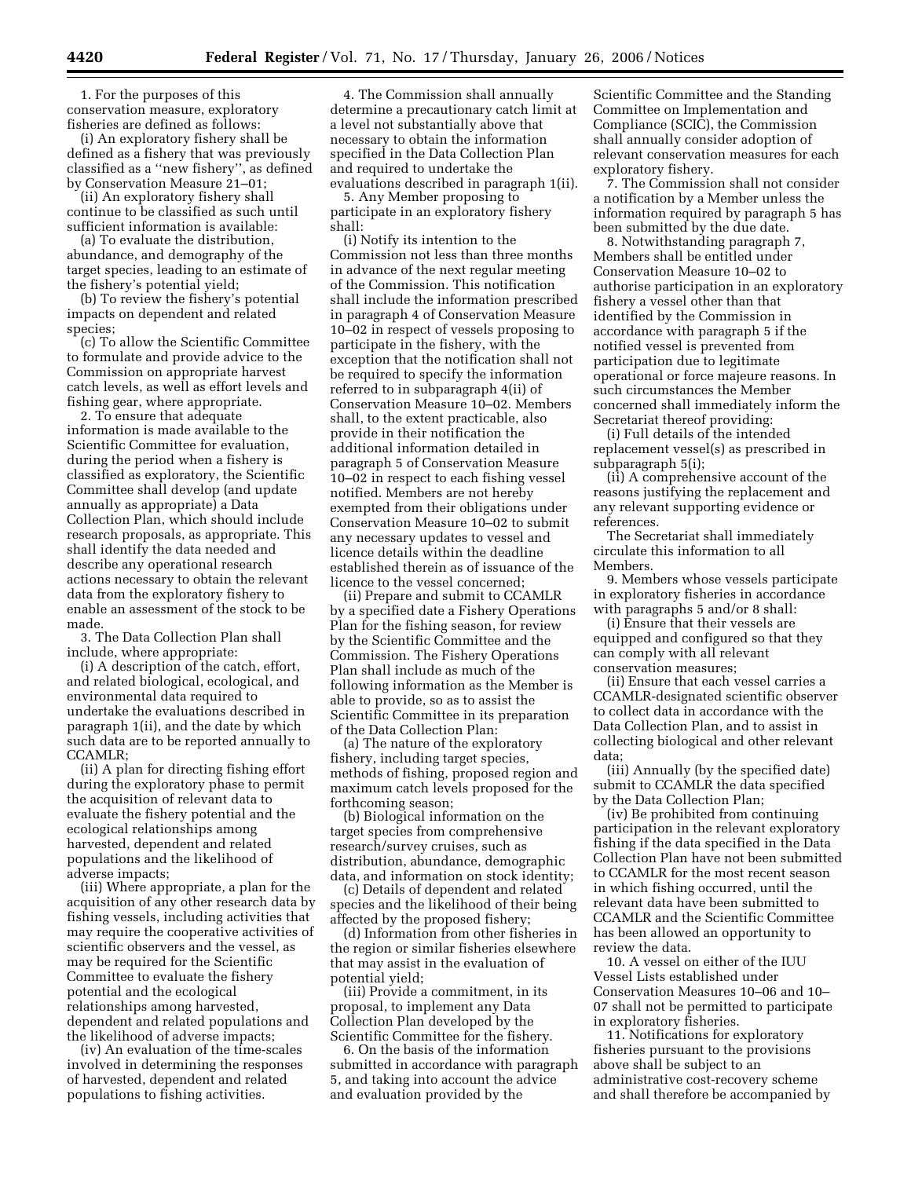1. For the purposes of this conservation measure, exploratory fisheries are defined as follows:

(i) An exploratory fishery shall be defined as a fishery that was previously classified as a ''new fishery'', as defined by Conservation Measure 21–01;

(ii) An exploratory fishery shall continue to be classified as such until sufficient information is available:

(a) To evaluate the distribution, abundance, and demography of the target species, leading to an estimate of the fishery's potential yield;

(b) To review the fishery's potential impacts on dependent and related species;

(c) To allow the Scientific Committee to formulate and provide advice to the Commission on appropriate harvest catch levels, as well as effort levels and fishing gear, where appropriate.

2. To ensure that adequate information is made available to the Scientific Committee for evaluation, during the period when a fishery is classified as exploratory, the Scientific Committee shall develop (and update annually as appropriate) a Data Collection Plan, which should include research proposals, as appropriate. This shall identify the data needed and describe any operational research actions necessary to obtain the relevant data from the exploratory fishery to enable an assessment of the stock to be made.

3. The Data Collection Plan shall include, where appropriate:

(i) A description of the catch, effort, and related biological, ecological, and environmental data required to undertake the evaluations described in paragraph 1(ii), and the date by which such data are to be reported annually to CCAMLR;

(ii) A plan for directing fishing effort during the exploratory phase to permit the acquisition of relevant data to evaluate the fishery potential and the ecological relationships among harvested, dependent and related populations and the likelihood of adverse impacts;

(iii) Where appropriate, a plan for the acquisition of any other research data by fishing vessels, including activities that may require the cooperative activities of scientific observers and the vessel, as may be required for the Scientific Committee to evaluate the fishery potential and the ecological relationships among harvested, dependent and related populations and the likelihood of adverse impacts;

(iv) An evaluation of the time-scales involved in determining the responses of harvested, dependent and related populations to fishing activities.

4. The Commission shall annually determine a precautionary catch limit at a level not substantially above that necessary to obtain the information specified in the Data Collection Plan and required to undertake the evaluations described in paragraph 1(ii).

5. Any Member proposing to participate in an exploratory fishery shall:

(i) Notify its intention to the Commission not less than three months in advance of the next regular meeting of the Commission. This notification shall include the information prescribed in paragraph 4 of Conservation Measure 10–02 in respect of vessels proposing to participate in the fishery, with the exception that the notification shall not be required to specify the information referred to in subparagraph 4(ii) of Conservation Measure 10–02. Members shall, to the extent practicable, also provide in their notification the additional information detailed in paragraph 5 of Conservation Measure 10–02 in respect to each fishing vessel notified. Members are not hereby exempted from their obligations under Conservation Measure 10–02 to submit any necessary updates to vessel and licence details within the deadline established therein as of issuance of the licence to the vessel concerned;

(ii) Prepare and submit to CCAMLR by a specified date a Fishery Operations Plan for the fishing season, for review by the Scientific Committee and the Commission. The Fishery Operations Plan shall include as much of the following information as the Member is able to provide, so as to assist the Scientific Committee in its preparation of the Data Collection Plan:

(a) The nature of the exploratory fishery, including target species, methods of fishing, proposed region and maximum catch levels proposed for the forthcoming season;

(b) Biological information on the target species from comprehensive research/survey cruises, such as distribution, abundance, demographic data, and information on stock identity;

(c) Details of dependent and related species and the likelihood of their being affected by the proposed fishery;

(d) Information from other fisheries in the region or similar fisheries elsewhere that may assist in the evaluation of potential yield;

(iii) Provide a commitment, in its proposal, to implement any Data Collection Plan developed by the Scientific Committee for the fishery.

6. On the basis of the information submitted in accordance with paragraph 5, and taking into account the advice and evaluation provided by the Scientific Committee and the Standing Committee on Implementation and Compliance (SCIC), the Commission shall annually consider adoption of relevant conservation measures for each exploratory fishery.

7. The Commission shall not consider a notification by a Member unless the information required by paragraph 5 has been submitted by the due date.

8. Notwithstanding paragraph 7, Members shall be entitled under Conservation Measure 10–02 to authorise participation in an exploratory fishery a vessel other than that identified by the Commission in accordance with paragraph 5 if the notified vessel is prevented from participation due to legitimate operational or force majeure reasons. In such circumstances the Member concerned shall immediately inform the Secretariat thereof providing:

(i) Full details of the intended replacement vessel(s) as prescribed in subparagraph 5(i);

(ii) A comprehensive account of the reasons justifying the replacement and any relevant supporting evidence or references.

The Secretariat shall immediately circulate this information to all Members.

9. Members whose vessels participate in exploratory fisheries in accordance with paragraphs 5 and/or 8 shall:

(i) Ensure that their vessels are equipped and configured so that they can comply with all relevant conservation measures;

(ii) Ensure that each vessel carries a CCAMLR-designated scientific observer to collect data in accordance with the Data Collection Plan, and to assist in collecting biological and other relevant data;

(iii) Annually (by the specified date) submit to CCAMLR the data specified by the Data Collection Plan;

(iv) Be prohibited from continuing participation in the relevant exploratory fishing if the data specified in the Data Collection Plan have not been submitted to CCAMLR for the most recent season in which fishing occurred, until the relevant data have been submitted to CCAMLR and the Scientific Committee has been allowed an opportunity to review the data.

10. A vessel on either of the IUU Vessel Lists established under Conservation Measures 10–06 and 10–07 shall not be permitted to participate in exploratory fisheries.

11. Notifications for exploratory fisheries pursuant to the provisions above shall be subject to an administrative cost-recovery scheme and shall therefore be accompanied by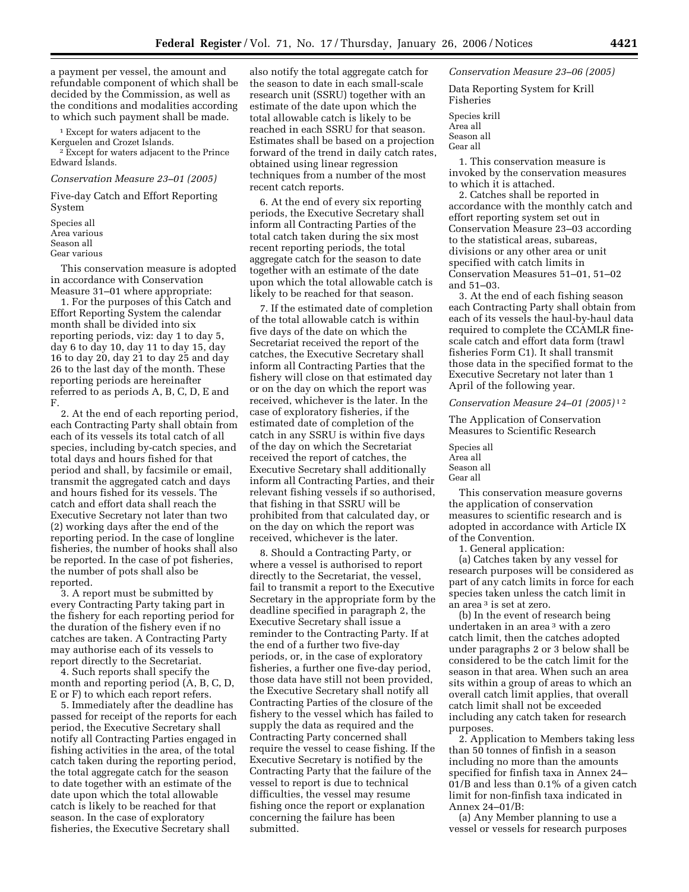a payment per vessel, the amount and refundable component of which shall be decided by the Commission, as well as the conditions and modalities according to which such payment shall be made.

[1] Except for waters adjacent to the Kerguelen and Crozet Islands.

[2] Except for waters adjacent to the Prince Edward Islands.

*Conservation Measure 23–01 (2005)*

Five-day Catch and Effort Reporting System

Species all
Area various
Season all
Gear various

This conservation measure is adopted in accordance with Conservation Measure 31–01 where appropriate:

1. For the purposes of this Catch and Effort Reporting System the calendar month shall be divided into six reporting periods, viz: day 1 to day 5, day 6 to day 10, day 11 to day 15, day 16 to day 20, day 21 to day 25 and day 26 to the last day of the month. These reporting periods are hereinafter referred to as periods A, B, C, D, E and F.

2. At the end of each reporting period, each Contracting Party shall obtain from each of its vessels its total catch of all species, including by-catch species, and total days and hours fished for that period and shall, by facsimile or email, transmit the aggregated catch and days and hours fished for its vessels. The catch and effort data shall reach the Executive Secretary not later than two (2) working days after the end of the reporting period. In the case of longline fisheries, the number of hooks shall also be reported. In the case of pot fisheries, the number of pots shall also be reported.

3. A report must be submitted by every Contracting Party taking part in the fishery for each reporting period for the duration of the fishery even if no catches are taken. A Contracting Party may authorise each of its vessels to report directly to the Secretariat.

4. Such reports shall specify the month and reporting period (A, B, C, D, E or F) to which each report refers.

5. Immediately after the deadline has passed for receipt of the reports for each period, the Executive Secretary shall notify all Contracting Parties engaged in fishing activities in the area, of the total catch taken during the reporting period, the total aggregate catch for the season to date together with an estimate of the date upon which the total allowable catch is likely to be reached for that season. In the case of exploratory fisheries, the Executive Secretary shall also notify the total aggregate catch for the season to date in each small-scale research unit (SSRU) together with an estimate of the date upon which the total allowable catch is likely to be reached in each SSRU for that season. Estimates shall be based on a projection forward of the trend in daily catch rates, obtained using linear regression techniques from a number of the most recent catch reports.

6. At the end of every six reporting periods, the Executive Secretary shall inform all Contracting Parties of the total catch taken during the six most recent reporting periods, the total aggregate catch for the season to date together with an estimate of the date upon which the total allowable catch is likely to be reached for that season.

7. If the estimated date of completion of the total allowable catch is within five days of the date on which the Secretariat received the report of the catches, the Executive Secretary shall inform all Contracting Parties that the fishery will close on that estimated day or on the day on which the report was received, whichever is the later. In the case of exploratory fisheries, if the estimated date of completion of the catch in any SSRU is within five days of the day on which the Secretariat received the report of catches, the Executive Secretary shall additionally inform all Contracting Parties, and their relevant fishing vessels if so authorised, that fishing in that SSRU will be prohibited from that calculated day, or on the day on which the report was received, whichever is the later.

8. Should a Contracting Party, or where a vessel is authorised to report directly to the Secretariat, the vessel, fail to transmit a report to the Executive Secretary in the appropriate form by the deadline specified in paragraph 2, the Executive Secretary shall issue a reminder to the Contracting Party. If at the end of a further two five-day periods, or, in the case of exploratory fisheries, a further one five-day period, those data have still not been provided, the Executive Secretary shall notify all Contracting Parties of the closure of the fishery to the vessel which has failed to supply the data as required and the Contracting Party concerned shall require the vessel to cease fishing. If the Executive Secretary is notified by the Contracting Party that the failure of the vessel to report is due to technical difficulties, the vessel may resume fishing once the report or explanation concerning the failure has been submitted.

*Conservation Measure 23–06 (2005)*

Data Reporting System for Krill Fisheries

Species krill
Area all
Season all
Gear all

1. This conservation measure is invoked by the conservation measures to which it is attached.

2. Catches shall be reported in accordance with the monthly catch and effort reporting system set out in Conservation Measure 23–03 according to the statistical areas, subareas, divisions or any other area or unit specified with catch limits in Conservation Measures 51–01, 51–02 and 51–03.

3. At the end of each fishing season each Contracting Party shall obtain from each of its vessels the haul-by-haul data required to complete the CCAMLR fine-scale catch and effort data form (trawl fisheries Form C1). It shall transmit those data in the specified format to the Executive Secretary not later than 1 April of the following year.

*Conservation Measure 24–01 (2005)* [1 2]

The Application of Conservation Measures to Scientific Research

Species all
Area all
Season all
Gear all

This conservation measure governs the application of conservation measures to scientific research and is adopted in accordance with Article IX of the Convention.

1. General application:

(a) Catches taken by any vessel for research purposes will be considered as part of any catch limits in force for each species taken unless the catch limit in an area [3] is set at zero.

(b) In the event of research being undertaken in an area [3] with a zero catch limit, then the catches adopted under paragraphs 2 or 3 below shall be considered to be the catch limit for the season in that area. When such an area sits within a group of areas to which an overall catch limit applies, that overall catch limit shall not be exceeded including any catch taken for research purposes.

2. Application to Members taking less than 50 tonnes of finfish in a season including no more than the amounts specified for finfish taxa in Annex 24–01/B and less than 0.1% of a given catch limit for non-finfish taxa indicated in Annex 24–01/B:

(a) Any Member planning to use a vessel or vessels for research purposes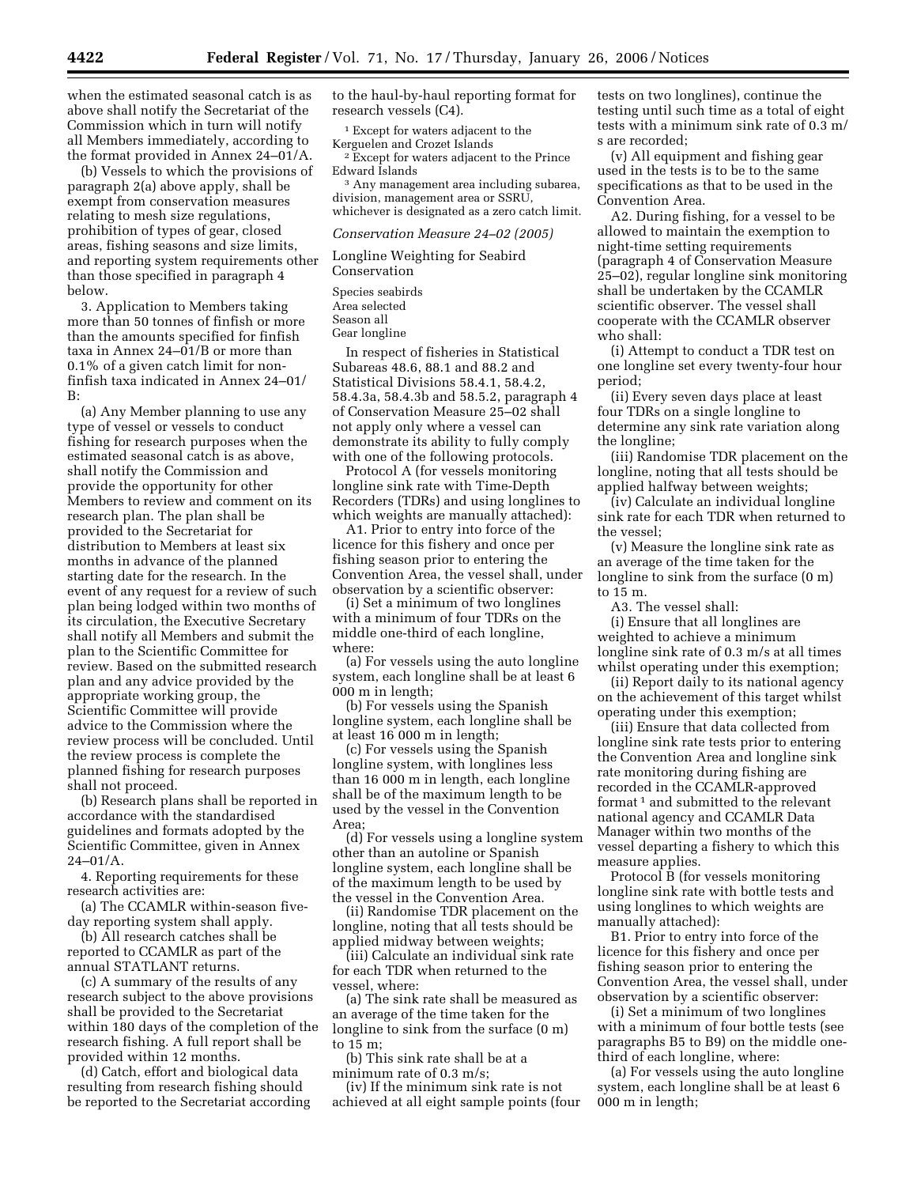when the estimated seasonal catch is as above shall notify the Secretariat of the Commission which in turn will notify all Members immediately, according to the format provided in Annex 24–01/A.

(b) Vessels to which the provisions of paragraph 2(a) above apply, shall be exempt from conservation measures relating to mesh size regulations, prohibition of types of gear, closed areas, fishing seasons and size limits, and reporting system requirements other than those specified in paragraph 4 below.

3. Application to Members taking more than 50 tonnes of finfish or more than the amounts specified for finfish taxa in Annex 24–01/B or more than 0.1% of a given catch limit for non-finfish taxa indicated in Annex 24–01/B:

(a) Any Member planning to use any type of vessel or vessels to conduct fishing for research purposes when the estimated seasonal catch is as above, shall notify the Commission and provide the opportunity for other Members to review and comment on its research plan. The plan shall be provided to the Secretariat for distribution to Members at least six months in advance of the planned starting date for the research. In the event of any request for a review of such plan being lodged within two months of its circulation, the Executive Secretary shall notify all Members and submit the plan to the Scientific Committee for review. Based on the submitted research plan and any advice provided by the appropriate working group, the Scientific Committee will provide advice to the Commission where the review process will be concluded. Until the review process is complete the planned fishing for research purposes shall not proceed.

(b) Research plans shall be reported in accordance with the standardised guidelines and formats adopted by the Scientific Committee, given in Annex 24–01/A.

4. Reporting requirements for these research activities are:

(a) The CCAMLR within-season five-day reporting system shall apply.

(b) All research catches shall be reported to CCAMLR as part of the annual STATLANT returns.

(c) A summary of the results of any research subject to the above provisions shall be provided to the Secretariat within 180 days of the completion of the research fishing. A full report shall be provided within 12 months.

(d) Catch, effort and biological data resulting from research fishing should be reported to the Secretariat according to the haul-by-haul reporting format for research vessels (C4).

[1] Except for waters adjacent to the Kerguelen and Crozet Islands

[2] Except for waters adjacent to the Prince Edward Islands

[3] Any management area including subarea, division, management area or SSRU, whichever is designated as a zero catch limit.

*Conservation Measure 24–02 (2005)*

Longline Weighting for Seabird Conservation

Species seabirds
Area selected
Season all
Gear longline

In respect of fisheries in Statistical Subareas 48.6, 88.1 and 88.2 and Statistical Divisions 58.4.1, 58.4.2, 58.4.3a, 58.4.3b and 58.5.2, paragraph 4 of Conservation Measure 25–02 shall not apply only where a vessel can demonstrate its ability to fully comply with one of the following protocols.

Protocol A (for vessels monitoring longline sink rate with Time-Depth Recorders (TDRs) and using longlines to which weights are manually attached):

A1. Prior to entry into force of the licence for this fishery and once per fishing season prior to entering the Convention Area, the vessel shall, under observation by a scientific observer:

(i) Set a minimum of two longlines with a minimum of four TDRs on the middle one-third of each longline, where:

(a) For vessels using the auto longline system, each longline shall be at least 6 000 m in length;

(b) For vessels using the Spanish longline system, each longline shall be at least 16 000 m in length;

(c) For vessels using the Spanish longline system, with longlines less than 16 000 m in length, each longline shall be of the maximum length to be used by the vessel in the Convention Area;

(d) For vessels using a longline system other than an autoline or Spanish longline system, each longline shall be of the maximum length to be used by the vessel in the Convention Area.

(ii) Randomise TDR placement on the longline, noting that all tests should be applied midway between weights;

(iii) Calculate an individual sink rate for each TDR when returned to the vessel, where:

(a) The sink rate shall be measured as an average of the time taken for the longline to sink from the surface (0 m) to 15 m;

(b) This sink rate shall be at a minimum rate of 0.3 m/s;

(iv) If the minimum sink rate is not achieved at all eight sample points (four tests on two longlines), continue the testing until such time as a total of eight tests with a minimum sink rate of 0.3 m/s are recorded;

(v) All equipment and fishing gear used in the tests is to be to the same specifications as that to be used in the Convention Area.

A2. During fishing, for a vessel to be allowed to maintain the exemption to night-time setting requirements (paragraph 4 of Conservation Measure 25–02), regular longline sink monitoring shall be undertaken by the CCAMLR scientific observer. The vessel shall cooperate with the CCAMLR observer who shall:

(i) Attempt to conduct a TDR test on one longline set every twenty-four hour period;

(ii) Every seven days place at least four TDRs on a single longline to determine any sink rate variation along the longline;

(iii) Randomise TDR placement on the longline, noting that all tests should be applied halfway between weights;

(iv) Calculate an individual longline sink rate for each TDR when returned to the vessel;

(v) Measure the longline sink rate as an average of the time taken for the longline to sink from the surface (0 m) to 15 m.

A3. The vessel shall:

(i) Ensure that all longlines are weighted to achieve a minimum longline sink rate of 0.3 m/s at all times whilst operating under this exemption;

(ii) Report daily to its national agency on the achievement of this target whilst operating under this exemption;

(iii) Ensure that data collected from longline sink rate tests prior to entering the Convention Area and longline sink rate monitoring during fishing are recorded in the CCAMLR-approved format [1] and submitted to the relevant national agency and CCAMLR Data Manager within two months of the vessel departing a fishery to which this measure applies.

Protocol B (for vessels monitoring longline sink rate with bottle tests and using longlines to which weights are manually attached):

B1. Prior to entry into force of the licence for this fishery and once per fishing season prior to entering the Convention Area, the vessel shall, under observation by a scientific observer:

(i) Set a minimum of two longlines with a minimum of four bottle tests (see paragraphs B5 to B9) on the middle one-third of each longline, where:

(a) For vessels using the auto longline system, each longline shall be at least 6 000 m in length;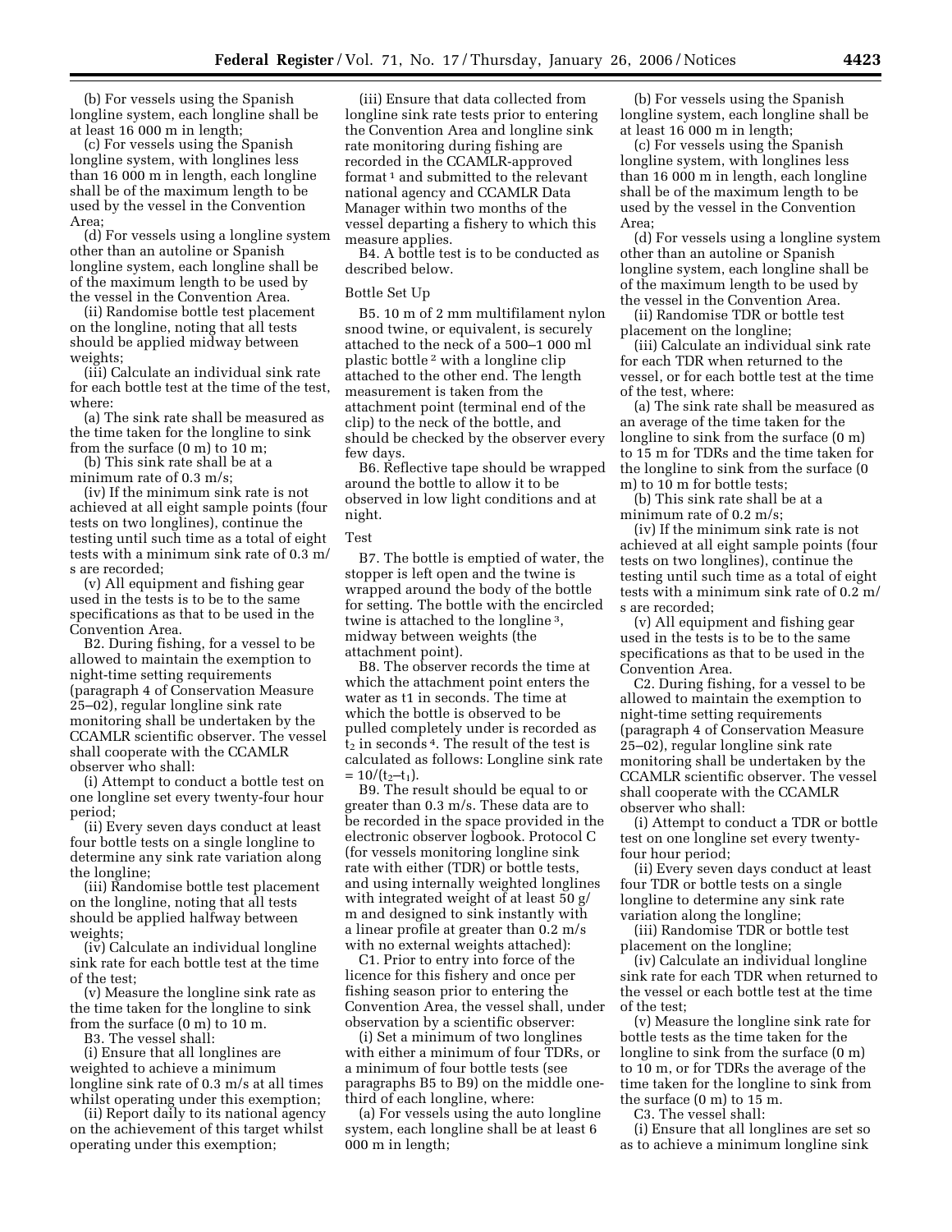(b) For vessels using the Spanish longline system, each longline shall be at least 16 000 m in length;

(c) For vessels using the Spanish longline system, with longlines less than 16 000 m in length, each longline shall be of the maximum length to be used by the vessel in the Convention Area;

(d) For vessels using a longline system other than an autoline or Spanish longline system, each longline shall be of the maximum length to be used by the vessel in the Convention Area.

(ii) Randomise bottle test placement on the longline, noting that all tests should be applied midway between weights;

(iii) Calculate an individual sink rate for each bottle test at the time of the test, where:

(a) The sink rate shall be measured as the time taken for the longline to sink from the surface (0 m) to 10 m;

(b) This sink rate shall be at a minimum rate of 0.3 m/s;

(iv) If the minimum sink rate is not achieved at all eight sample points (four tests on two longlines), continue the testing until such time as a total of eight tests with a minimum sink rate of 0.3 m/s are recorded;

(v) All equipment and fishing gear used in the tests is to be to the same specifications as that to be used in the Convention Area.

B2. During fishing, for a vessel to be allowed to maintain the exemption to night-time setting requirements (paragraph 4 of Conservation Measure 25–02), regular longline sink rate monitoring shall be undertaken by the CCAMLR scientific observer. The vessel shall cooperate with the CCAMLR observer who shall:

(i) Attempt to conduct a bottle test on one longline set every twenty-four hour period;

(ii) Every seven days conduct at least four bottle tests on a single longline to determine any sink rate variation along the longline;

(iii) Randomise bottle test placement on the longline, noting that all tests should be applied halfway between weights;

(iv) Calculate an individual longline sink rate for each bottle test at the time of the test;

(v) Measure the longline sink rate as the time taken for the longline to sink from the surface (0 m) to 10 m.

B3. The vessel shall:

(i) Ensure that all longlines are weighted to achieve a minimum longline sink rate of 0.3 m/s at all times whilst operating under this exemption;

(ii) Report daily to its national agency on the achievement of this target whilst operating under this exemption;

(iii) Ensure that data collected from longline sink rate tests prior to entering the Convention Area and longline sink rate monitoring during fishing are recorded in the CCAMLR-approved format [1] and submitted to the relevant national agency and CCAMLR Data Manager within two months of the vessel departing a fishery to which this measure applies.

B4. A bottle test is to be conducted as described below.

Bottle Set Up

B5. 10 m of 2 mm multifilament nylon snood twine, or equivalent, is securely attached to the neck of a 500–1 000 ml plastic bottle [2] with a longline clip attached to the other end. The length measurement is taken from the attachment point (terminal end of the clip) to the neck of the bottle, and should be checked by the observer every few days.

B6. Reflective tape should be wrapped around the bottle to allow it to be observed in low light conditions and at night.

Test

B7. The bottle is emptied of water, the stopper is left open and the twine is wrapped around the body of the bottle for setting. The bottle with the encircled twine is attached to the longline [3], midway between weights (the attachment point).

B8. The observer records the time at which the attachment point enters the water as t1 in seconds. The time at which the bottle is observed to be pulled completely under is recorded as $t_2$ in seconds [4]. The result of the test is calculated as follows: Longline sink rate $= 10/(t_2 – t_1)$.

B9. The result should be equal to or greater than 0.3 m/s. These data are to be recorded in the space provided in the electronic observer logbook. Protocol C (for vessels monitoring longline sink rate with either (TDR) or bottle tests, and using internally weighted longlines with integrated weight of at least 50 g/m and designed to sink instantly with a linear profile at greater than 0.2 m/s with no external weights attached):

C1. Prior to entry into force of the licence for this fishery and once per fishing season prior to entering the Convention Area, the vessel shall, under observation by a scientific observer:

(i) Set a minimum of two longlines with either a minimum of four TDRs, or a minimum of four bottle tests (see paragraphs B5 to B9) on the middle one-third of each longline, where:

(a) For vessels using the auto longline system, each longline shall be at least 6 000 m in length;

(b) For vessels using the Spanish longline system, each longline shall be at least 16 000 m in length;

(c) For vessels using the Spanish longline system, with longlines less than 16 000 m in length, each longline shall be of the maximum length to be used by the vessel in the Convention Area;

(d) For vessels using a longline system other than an autoline or Spanish longline system, each longline shall be of the maximum length to be used by the vessel in the Convention Area.

(ii) Randomise TDR or bottle test placement on the longline;

(iii) Calculate an individual sink rate for each TDR when returned to the vessel, or for each bottle test at the time of the test, where:

(a) The sink rate shall be measured as an average of the time taken for the longline to sink from the surface (0 m) to 15 m for TDRs and the time taken for the longline to sink from the surface (0 m) to 10 m for bottle tests;

(b) This sink rate shall be at a minimum rate of 0.2 m/s;

(iv) If the minimum sink rate is not achieved at all eight sample points (four tests on two longlines), continue the testing until such time as a total of eight tests with a minimum sink rate of 0.2 m/s are recorded;

(v) All equipment and fishing gear used in the tests is to be to the same specifications as that to be used in the Convention Area.

C2. During fishing, for a vessel to be allowed to maintain the exemption to night-time setting requirements (paragraph 4 of Conservation Measure 25–02), regular longline sink rate monitoring shall be undertaken by the CCAMLR scientific observer. The vessel shall cooperate with the CCAMLR observer who shall:

(i) Attempt to conduct a TDR or bottle test on one longline set every twenty-four hour period;

(ii) Every seven days conduct at least four TDR or bottle tests on a single longline to determine any sink rate variation along the longline;

(iii) Randomise TDR or bottle test placement on the longline;

(iv) Calculate an individual longline sink rate for each TDR when returned to the vessel or each bottle test at the time of the test;

(v) Measure the longline sink rate for bottle tests as the time taken for the longline to sink from the surface (0 m) to 10 m, or for TDRs the average of the time taken for the longline to sink from the surface (0 m) to 15 m.

C3. The vessel shall:

(i) Ensure that all longlines are set so as to achieve a minimum longline sink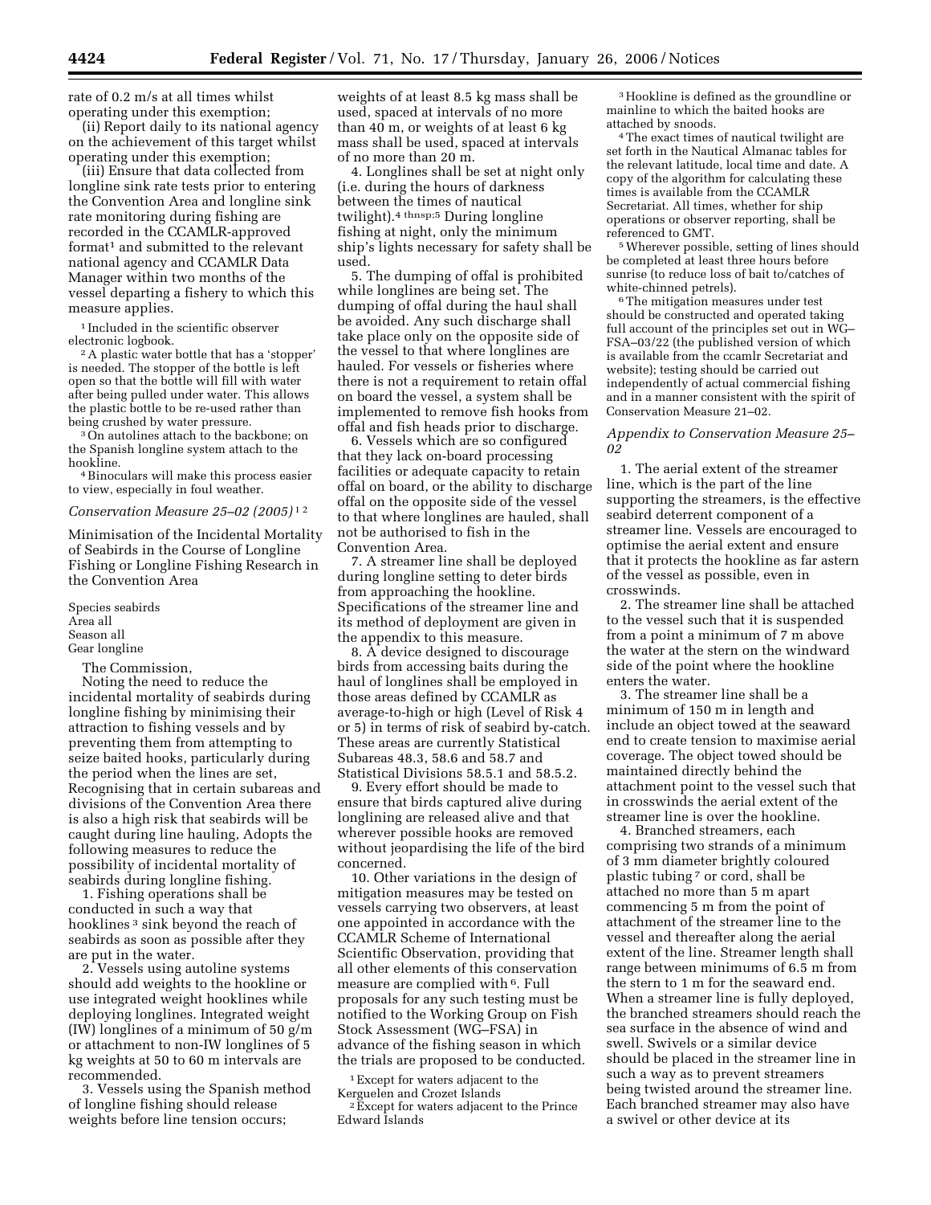rate of 0.2 m/s at all times whilst operating under this exemption;

(ii) Report daily to its national agency on the achievement of this target whilst operating under this exemption;

(iii) Ensure that data collected from longline sink rate tests prior to entering the Convention Area and longline sink rate monitoring during fishing are recorded in the CCAMLR-approved format[1] and submitted to the relevant national agency and CCAMLR Data Manager within two months of the vessel departing a fishery to which this measure applies.

[1] Included in the scientific observer electronic logbook.

[2] A plastic water bottle that has a 'stopper' is needed. The stopper of the bottle is left open so that the bottle will fill with water after being pulled under water. This allows the plastic bottle to be re-used rather than being crushed by water pressure.

[3] On autolines attach to the backbone; on the Spanish longline system attach to the hookline.

[4] Binoculars will make this process easier to view, especially in foul weather.

*Conservation Measure 25–02 (2005)* [1] [2]

Minimisation of the Incidental Mortality of Seabirds in the Course of Longline Fishing or Longline Fishing Research in the Convention Area

Species seabirds
Area all
Season all
Gear longline

The Commission,

Noting the need to reduce the incidental mortality of seabirds during longline fishing by minimising their attraction to fishing vessels and by preventing them from attempting to seize baited hooks, particularly during the period when the lines are set, Recognising that in certain subareas and divisions of the Convention Area there is also a high risk that seabirds will be caught during line hauling, Adopts the following measures to reduce the possibility of incidental mortality of seabirds during longline fishing.

1. Fishing operations shall be conducted in such a way that hooklines [3] sink beyond the reach of seabirds as soon as possible after they are put in the water.

2. Vessels using autoline systems should add weights to the hookline or use integrated weight hooklines while deploying longlines. Integrated weight (IW) longlines of a minimum of 50 g/m or attachment to non-IW longlines of 5 kg weights at 50 to 60 m intervals are recommended.

3. Vessels using the Spanish method of longline fishing should release weights before line tension occurs; weights of at least 8.5 kg mass shall be used, spaced at intervals of no more than 40 m, or weights of at least 6 kg mass shall be used, spaced at intervals of no more than 20 m.

4. Longlines shall be set at night only (i.e. during the hours of darkness between the times of nautical twilight).[4] thnsp;[5] During longline fishing at night, only the minimum ship's lights necessary for safety shall be used.

5. The dumping of offal is prohibited while longlines are being set. The dumping of offal during the haul shall be avoided. Any such discharge shall take place only on the opposite side of the vessel to that where longlines are hauled. For vessels or fisheries where there is not a requirement to retain offal on board the vessel, a system shall be implemented to remove fish hooks from offal and fish heads prior to discharge.

6. Vessels which are so configured that they lack on-board processing facilities or adequate capacity to retain offal on board, or the ability to discharge offal on the opposite side of the vessel to that where longlines are hauled, shall not be authorised to fish in the Convention Area.

7. A streamer line shall be deployed during longline setting to deter birds from approaching the hookline. Specifications of the streamer line and its method of deployment are given in the appendix to this measure.

8. A device designed to discourage birds from accessing baits during the haul of longlines shall be employed in those areas defined by CCAMLR as average-to-high or high (Level of Risk 4 or 5) in terms of risk of seabird by-catch. These areas are currently Statistical Subareas 48.3, 58.6 and 58.7 and Statistical Divisions 58.5.1 and 58.5.2.

9. Every effort should be made to ensure that birds captured alive during longlining are released alive and that wherever possible hooks are removed without jeopardising the life of the bird concerned.

10. Other variations in the design of mitigation measures may be tested on vessels carrying two observers, at least one appointed in accordance with the CCAMLR Scheme of International Scientific Observation, providing that all other elements of this conservation measure are complied with [6]. Full proposals for any such testing must be notified to the Working Group on Fish Stock Assessment (WG–FSA) in advance of the fishing season in which the trials are proposed to be conducted.

[1] Except for waters adjacent to the Kerguelen and Crozet Islands

[2] Except for waters adjacent to the Prince Edward Islands

[3] Hookline is defined as the groundline or mainline to which the baited hooks are attached by snoods.

[4] The exact times of nautical twilight are set forth in the Nautical Almanac tables for the relevant latitude, local time and date. A copy of the algorithm for calculating these times is available from the CCAMLR Secretariat. All times, whether for ship operations or observer reporting, shall be referenced to GMT.

[5] Wherever possible, setting of lines should be completed at least three hours before sunrise (to reduce loss of bait to/catches of white-chinned petrels).

[6] The mitigation measures under test should be constructed and operated taking full account of the principles set out in WG–FSA–03/22 (the published version of which is available from the ccamlr Secretariat and website); testing should be carried out independently of actual commercial fishing and in a manner consistent with the spirit of Conservation Measure 21–02.

*Appendix to Conservation Measure 25–02*

1. The aerial extent of the streamer line, which is the part of the line supporting the streamers, is the effective seabird deterrent component of a streamer line. Vessels are encouraged to optimise the aerial extent and ensure that it protects the hookline as far astern of the vessel as possible, even in crosswinds.

2. The streamer line shall be attached to the vessel such that it is suspended from a point a minimum of 7 m above the water at the stern on the windward side of the point where the hookline enters the water.

3. The streamer line shall be a minimum of 150 m in length and include an object towed at the seaward end to create tension to maximise aerial coverage. The object towed should be maintained directly behind the attachment point to the vessel such that in crosswinds the aerial extent of the streamer line is over the hookline.

4. Branched streamers, each comprising two strands of a minimum of 3 mm diameter brightly coloured plastic tubing [7] or cord, shall be attached no more than 5 m apart commencing 5 m from the point of attachment of the streamer line to the vessel and thereafter along the aerial extent of the line. Streamer length shall range between minimums of 6.5 m from the stern to 1 m for the seaward end. When a streamer line is fully deployed, the branched streamers should reach the sea surface in the absence of wind and swell. Swivels or a similar device should be placed in the streamer line in such a way as to prevent streamers being twisted around the streamer line. Each branched streamer may also have a swivel or other device at its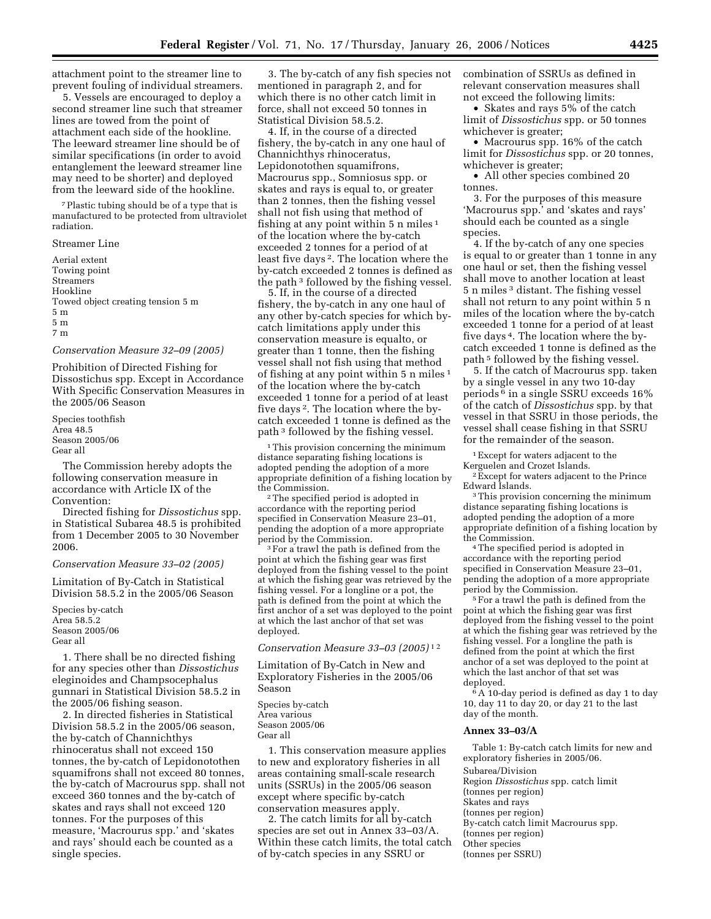attachment point to the streamer line to prevent fouling of individual streamers.

5. Vessels are encouraged to deploy a second streamer line such that streamer lines are towed from the point of attachment each side of the hookline. The leeward streamer line should be of similar specifications (in order to avoid entanglement the leeward streamer line may need to be shorter) and deployed from the leeward side of the hookline.

[7] Plastic tubing should be of a type that is manufactured to be protected from ultraviolet radiation.

Streamer Line

Aerial extent
Towing point
Streamers
Hookline
Towed object creating tension 5 m
5 m
5 m
7 m

*Conservation Measure 32–09 (2005)*

Prohibition of Directed Fishing for Dissostichus spp. Except in Accordance With Specific Conservation Measures in the 2005/06 Season

Species toothfish
Area 48.5
Season 2005/06
Gear all

The Commission hereby adopts the following conservation measure in accordance with Article IX of the Convention:

Directed fishing for *Dissostichus* spp. in Statistical Subarea 48.5 is prohibited from 1 December 2005 to 30 November 2006.

*Conservation Measure 33–02 (2005)*

Limitation of By-Catch in Statistical Division 58.5.2 in the 2005/06 Season

Species by-catch
Area 58.5.2
Season 2005/06
Gear all

1. There shall be no directed fishing for any species other than *Dissostichus* eleginoides and Champsocephalus gunnari in Statistical Division 58.5.2 in the 2005/06 fishing season.

2. In directed fisheries in Statistical Division 58.5.2 in the 2005/06 season, the by-catch of Channichthys rhinoceratus shall not exceed 150 tonnes, the by-catch of Lepidonotothen squamifrons shall not exceed 80 tonnes, the by-catch of Macrourus spp. shall not exceed 360 tonnes and the by-catch of skates and rays shall not exceed 120 tonnes. For the purposes of this measure, 'Macrourus spp.' and 'skates and rays' should each be counted as a single species.

3. The by-catch of any fish species not mentioned in paragraph 2, and for which there is no other catch limit in force, shall not exceed 50 tonnes in Statistical Division 58.5.2.

4. If, in the course of a directed fishery, the by-catch in any one haul of Channichthys rhinoceratus, Lepidonotothen squamifrons, Macrourus spp., Somniosus spp. or skates and rays is equal to, or greater than 2 tonnes, then the fishing vessel shall not fish using that method of fishing at any point within 5 n miles [1] of the location where the by-catch exceeded 2 tonnes for a period of at least five days [2]. The location where the by-catch exceeded 2 tonnes is defined as the path [3] followed by the fishing vessel.

5. If, in the course of a directed fishery, the by-catch in any one haul of any other by-catch species for which by-catch limitations apply under this conservation measure is equalto, or greater than 1 tonne, then the fishing vessel shall not fish using that method of fishing at any point within 5 n miles [1] of the location where the by-catch exceeded 1 tonne for a period of at least five days [2]. The location where the by-catch exceeded 1 tonne is defined as the path [3] followed by the fishing vessel.

[1] This provision concerning the minimum distance separating fishing locations is adopted pending the adoption of a more appropriate definition of a fishing location by the Commission.

[2] The specified period is adopted in accordance with the reporting period specified in Conservation Measure 23–01, pending the adoption of a more appropriate period by the Commission.

[3] For a trawl the path is defined from the point at which the fishing gear was first deployed from the fishing vessel to the point at which the fishing gear was retrieved by the fishing vessel. For a longline or a pot, the path is defined from the point at which the first anchor of a set was deployed to the point at which the last anchor of that set was deployed.

*Conservation Measure 33–03 (2005)* [1 2]

Limitation of By-Catch in New and Exploratory Fisheries in the 2005/06 Season

Species by-catch
Area various
Season 2005/06
Gear all

1. This conservation measure applies to new and exploratory fisheries in all areas containing small-scale research units (SSRUs) in the 2005/06 season except where specific by-catch conservation measures apply.

2. The catch limits for all by-catch species are set out in Annex 33–03/A. Within these catch limits, the total catch of by-catch species in any SSRU or combination of SSRUs as defined in relevant conservation measures shall not exceed the following limits:

- Skates and rays 5% of the catch limit of *Dissostichus* spp. or 50 tonnes whichever is greater;
- Macrourus spp. 16% of the catch limit for *Dissostichus* spp. or 20 tonnes, whichever is greater;
- All other species combined 20 tonnes.

3. For the purposes of this measure 'Macrourus spp.' and 'skates and rays' should each be counted as a single species.

4. If the by-catch of any one species is equal to or greater than 1 tonne in any one haul or set, then the fishing vessel shall move to another location at least 5 n miles [3] distant. The fishing vessel shall not return to any point within 5 n miles of the location where the by-catch exceeded 1 tonne for a period of at least five days [4]. The location where the by-catch exceeded 1 tonne is defined as the path [5] followed by the fishing vessel.

5. If the catch of Macrourus spp. taken by a single vessel in any two 10-day periods [6] in a single SSRU exceeds 16% of the catch of *Dissostichus* spp. by that vessel in that SSRU in those periods, the vessel shall cease fishing in that SSRU for the remainder of the season.

[1] Except for waters adjacent to the Kerguelen and Crozet Islands.

[2] Except for waters adjacent to the Prince Edward Islands.

[3] This provision concerning the minimum distance separating fishing locations is adopted pending the adoption of a more appropriate definition of a fishing location by the Commission.

[4] The specified period is adopted in accordance with the reporting period specified in Conservation Measure 23–01, pending the adoption of a more appropriate period by the Commission.

[5] For a trawl the path is defined from the point at which the fishing gear was first deployed from the fishing vessel to the point at which the fishing gear was retrieved by the fishing vessel. For a longline the path is defined from the point at which the first anchor of a set was deployed to the point at which the last anchor of that set was deployed.

[6] A 10-day period is defined as day 1 to day 10, day 11 to day 20, or day 21 to the last day of the month.

**Annex 33–03/A**

Table 1: By-catch catch limits for new and exploratory fisheries in 2005/06.

Subarea/Division
Region *Dissostichus* spp. catch limit (tonnes per region)
Skates and rays (tonnes per region)
By-catch catch limit Macrourus spp. (tonnes per region)
Other species (tonnes per SSRU)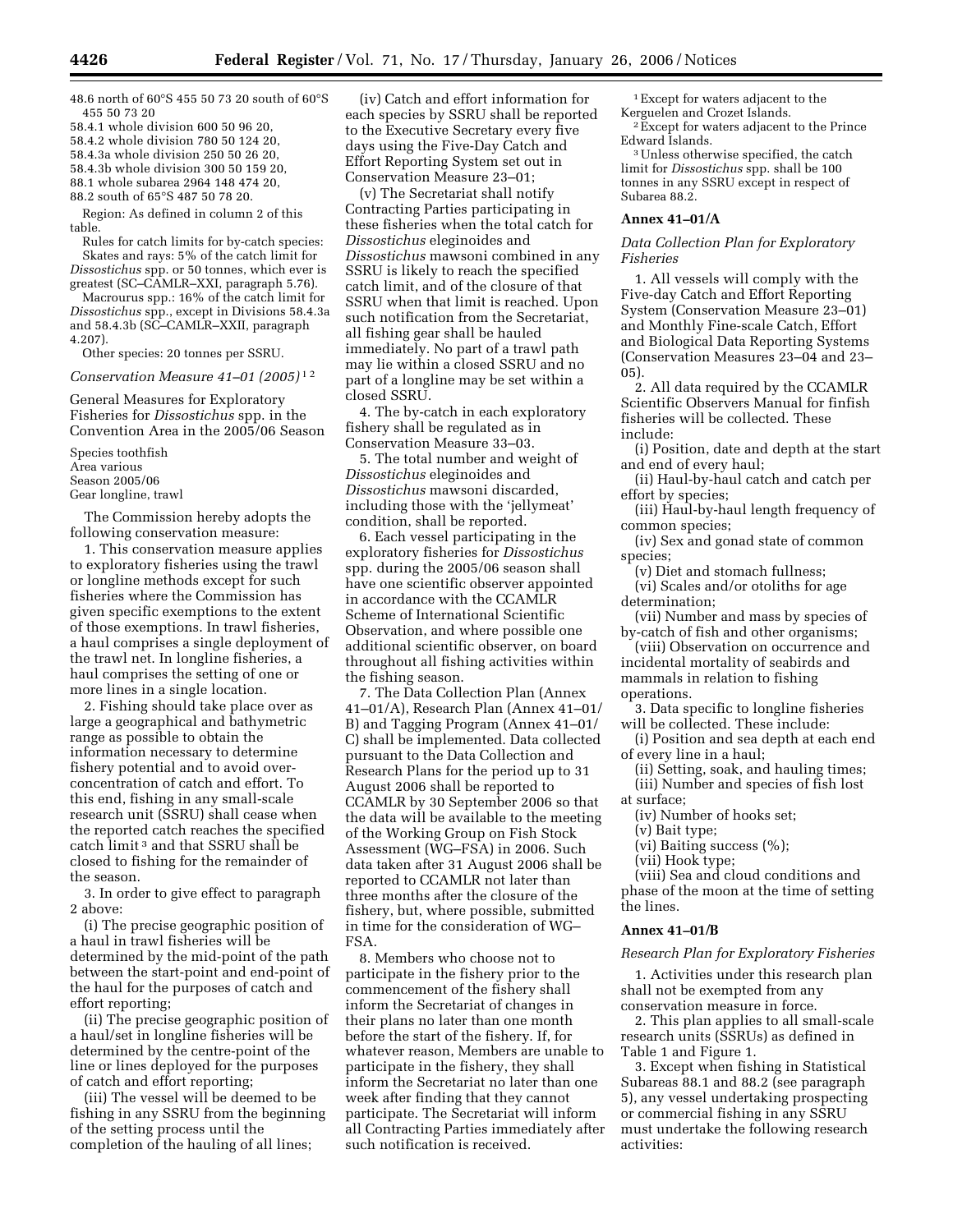48.6 north of 60°S 455 50 73 20 south of 60°S 455 50 73 20

58.4.1 whole division 600 50 96 20,

58.4.2 whole division 780 50 124 20,

58.4.3a whole division 250 50 26 20,

58.4.3b whole division 300 50 159 20,

88.1 whole subarea 2964 148 474 20,

88.2 south of 65°S 487 50 78 20.

Region: As defined in column 2 of this table.

Rules for catch limits for by-catch species:

Skates and rays: 5% of the catch limit for *Dissostichus* spp. or 50 tonnes, which ever is greatest (SC–CAMLR–XXI, paragraph 5.76).

Macrourus spp.: 16% of the catch limit for *Dissostichus* spp., except in Divisions 58.4.3a and 58.4.3b (SC–CAMLR–XXII, paragraph 4.207).

Other species: 20 tonnes per SSRU.

*Conservation Measure 41–01 (2005)* [1] [2]

General Measures for Exploratory Fisheries for *Dissostichus* spp. in the Convention Area in the 2005/06 Season

Species toothfish
Area various
Season 2005/06
Gear longline, trawl

The Commission hereby adopts the following conservation measure:

1. This conservation measure applies to exploratory fisheries using the trawl or longline methods except for such fisheries where the Commission has given specific exemptions to the extent of those exemptions. In trawl fisheries, a haul comprises a single deployment of the trawl net. In longline fisheries, a haul comprises the setting of one or more lines in a single location.

2. Fishing should take place over as large a geographical and bathymetric range as possible to obtain the information necessary to determine fishery potential and to avoid over-concentration of catch and effort. To this end, fishing in any small-scale research unit (SSRU) shall cease when the reported catch reaches the specified catch limit [3] and that SSRU shall be closed to fishing for the remainder of the season.

3. In order to give effect to paragraph 2 above:

(i) The precise geographic position of a haul in trawl fisheries will be determined by the mid-point of the path between the start-point and end-point of the haul for the purposes of catch and effort reporting;

(ii) The precise geographic position of a haul/set in longline fisheries will be determined by the centre-point of the line or lines deployed for the purposes of catch and effort reporting;

(iii) The vessel will be deemed to be fishing in any SSRU from the beginning of the setting process until the completion of the hauling of all lines;

(iv) Catch and effort information for each species by SSRU shall be reported to the Executive Secretary every five days using the Five-Day Catch and Effort Reporting System set out in Conservation Measure 23–01;

(v) The Secretariat shall notify Contracting Parties participating in these fisheries when the total catch for *Dissostichus* eleginoides and *Dissostichus* mawsoni combined in any SSRU is likely to reach the specified catch limit, and of the closure of that SSRU when that limit is reached. Upon such notification from the Secretariat, all fishing gear shall be hauled immediately. No part of a trawl path may lie within a closed SSRU and no part of a longline may be set within a closed SSRU.

4. The by-catch in each exploratory fishery shall be regulated as in Conservation Measure 33–03.

5. The total number and weight of *Dissostichus* eleginoides and *Dissostichus* mawsoni discarded, including those with the 'jellymeat' condition, shall be reported.

6. Each vessel participating in the exploratory fisheries for *Dissostichus* spp. during the 2005/06 season shall have one scientific observer appointed in accordance with the CCAMLR Scheme of International Scientific Observation, and where possible one additional scientific observer, on board throughout all fishing activities within the fishing season.

7. The Data Collection Plan (Annex 41–01/A), Research Plan (Annex 41–01/B) and Tagging Program (Annex 41–01/C) shall be implemented. Data collected pursuant to the Data Collection and Research Plans for the period up to 31 August 2006 shall be reported to CCAMLR by 30 September 2006 so that the data will be available to the meeting of the Working Group on Fish Stock Assessment (WG–FSA) in 2006. Such data taken after 31 August 2006 shall be reported to CCAMLR not later than three months after the closure of the fishery, but, where possible, submitted in time for the consideration of WG–FSA.

8. Members who choose not to participate in the fishery prior to the commencement of the fishery shall inform the Secretariat of changes in their plans no later than one month before the start of the fishery. If, for whatever reason, Members are unable to participate in the fishery, they shall inform the Secretariat no later than one week after finding that they cannot participate. The Secretariat will inform all Contracting Parties immediately after such notification is received.

[1] Except for waters adjacent to the Kerguelen and Crozet Islands.

[2] Except for waters adjacent to the Prince Edward Islands.

[3] Unless otherwise specified, the catch limit for *Dissostichus* spp. shall be 100 tonnes in any SSRU except in respect of Subarea 88.2.

**Annex 41–01/A**

*Data Collection Plan for Exploratory Fisheries*

1. All vessels will comply with the Five-day Catch and Effort Reporting System (Conservation Measure 23–01) and Monthly Fine-scale Catch, Effort and Biological Data Reporting Systems (Conservation Measures 23–04 and 23–05).

2. All data required by the CCAMLR Scientific Observers Manual for finfish fisheries will be collected. These include:

(i) Position, date and depth at the start and end of every haul;

(ii) Haul-by-haul catch and catch per effort by species;

(iii) Haul-by-haul length frequency of common species;

(iv) Sex and gonad state of common species;

(v) Diet and stomach fullness;

(vi) Scales and/or otoliths for age determination;

(vii) Number and mass by species of by-catch of fish and other organisms;

(viii) Observation on occurrence and incidental mortality of seabirds and mammals in relation to fishing operations.

3. Data specific to longline fisheries will be collected. These include:

(i) Position and sea depth at each end of every line in a haul;

(ii) Setting, soak, and hauling times;

(iii) Number and species of fish lost at surface;

(iv) Number of hooks set;

(v) Bait type;

(vi) Baiting success (%);

(vii) Hook type;

(viii) Sea and cloud conditions and phase of the moon at the time of setting the lines.

**Annex 41–01/B**

*Research Plan for Exploratory Fisheries*

1. Activities under this research plan shall not be exempted from any conservation measure in force.

2. This plan applies to all small-scale research units (SSRUs) as defined in Table 1 and Figure 1.

3. Except when fishing in Statistical Subareas 88.1 and 88.2 (see paragraph 5), any vessel undertaking prospecting or commercial fishing in any SSRU must undertake the following research activities: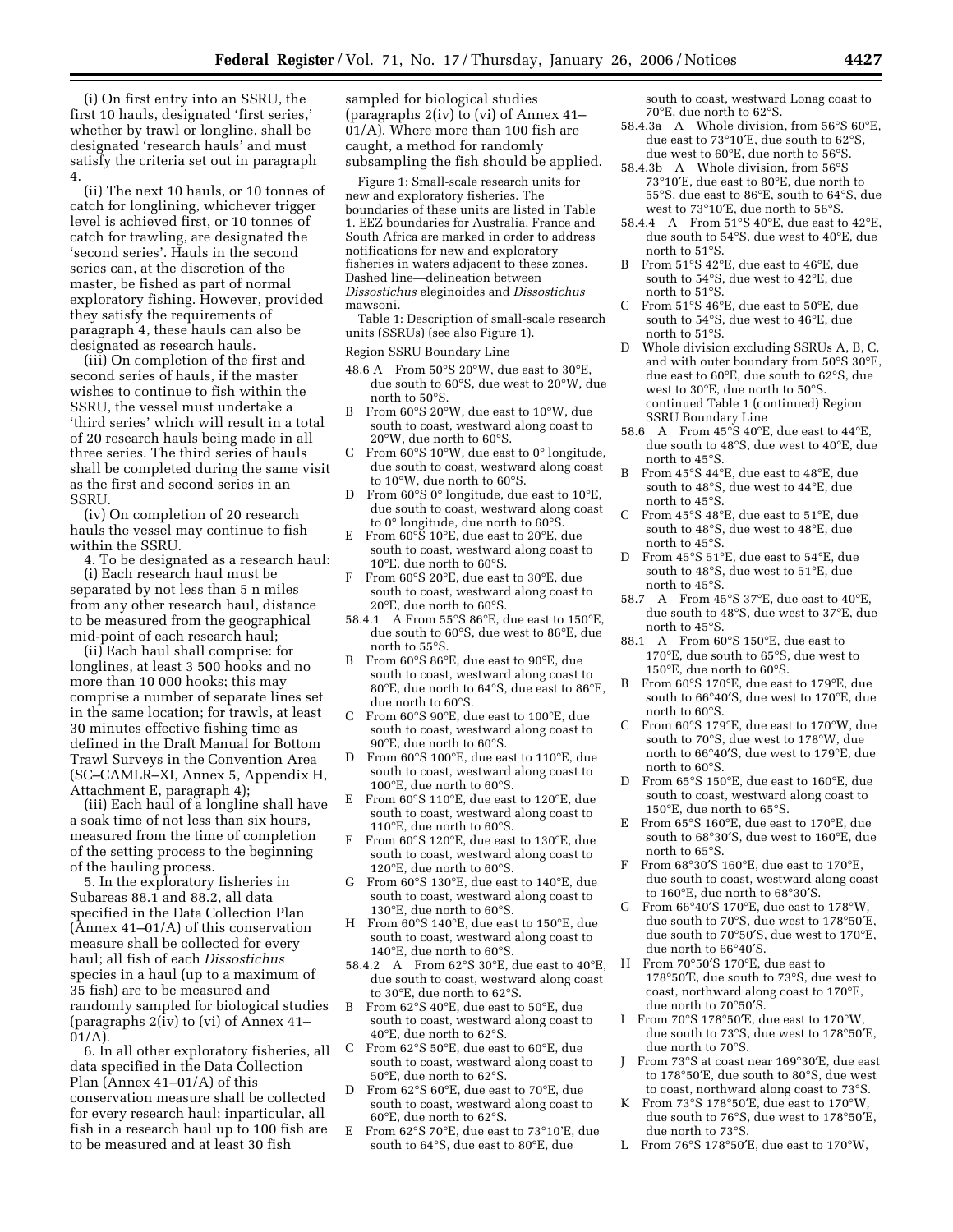(i) On first entry into an SSRU, the first 10 hauls, designated 'first series,' whether by trawl or longline, shall be designated 'research hauls' and must satisfy the criteria set out in paragraph 4.

(ii) The next 10 hauls, or 10 tonnes of catch for longlining, whichever trigger level is achieved first, or 10 tonnes of catch for trawling, are designated the 'second series'. Hauls in the second series can, at the discretion of the master, be fished as part of normal exploratory fishing. However, provided they satisfy the requirements of paragraph 4, these hauls can also be designated as research hauls.

(iii) On completion of the first and second series of hauls, if the master wishes to continue to fish within the SSRU, the vessel must undertake a 'third series' which will result in a total of 20 research hauls being made in all three series. The third series of hauls shall be completed during the same visit as the first and second series in an SSRU.

(iv) On completion of 20 research hauls the vessel may continue to fish within the SSRU.

4. To be designated as a research haul:

(i) Each research haul must be separated by not less than 5 n miles from any other research haul, distance to be measured from the geographical mid-point of each research haul;

(ii) Each haul shall comprise: for longlines, at least 3 500 hooks and no more than 10 000 hooks; this may comprise a number of separate lines set in the same location; for trawls, at least 30 minutes effective fishing time as defined in the Draft Manual for Bottom Trawl Surveys in the Convention Area (SC–CAMLR–XI, Annex 5, Appendix H, Attachment E, paragraph 4);

(iii) Each haul of a longline shall have a soak time of not less than six hours, measured from the time of completion of the setting process to the beginning of the hauling process.

5. In the exploratory fisheries in Subareas 88.1 and 88.2, all data specified in the Data Collection Plan (Annex 41–01/A) of this conservation measure shall be collected for every haul; all fish of each *Dissostichus* species in a haul (up to a maximum of 35 fish) are to be measured and randomly sampled for biological studies (paragraphs 2(iv) to (vi) of Annex 41–01/A).

6. In all other exploratory fisheries, all data specified in the Data Collection Plan (Annex 41–01/A) of this conservation measure shall be collected for every research haul; inparticular, all fish in a research haul up to 100 fish are to be measured and at least 30 fish sampled for biological studies (paragraphs 2(iv) to (vi) of Annex 41–01/A). Where more than 100 fish are caught, a method for randomly subsampling the fish should be applied.

Figure 1: Small-scale research units for new and exploratory fisheries. The boundaries of these units are listed in Table 1. EEZ boundaries for Australia, France and South Africa are marked in order to address notifications for new and exploratory fisheries in waters adjacent to these zones. Dashed line—delineation between *Dissostichus* eleginoides and *Dissostichus* mawsoni.

Table 1: Description of small-scale research units (SSRUs) (see also Figure 1).

| Region | SSRU | Boundary Line |
|---|---|---|
| 48.6 | A | From 50°S 20°W, due east to 30°E, due south to 60°S, due west to 20°W, due north to 50°S. |
| | B | From 60°S 20°W, due east to 10°W, due south to coast, westward along coast to 20°W, due north to 60°S. |
| | C | From 60°S 10°W, due east to 0° longitude, due south to coast, westward along coast to 10°W, due north to 60°S. |
| | D | From 60°S 0° longitude, due east to 10°E, due south to coast, westward along coast to 0° longitude, due north to 60°S. |
| | E | From 60°S 10°E, due east to 20°E, due south to coast, westward along coast to 10°E, due north to 60°S. |
| | F | From 60°S 20°E, due east to 30°E, due south to coast, westward along coast to 20°E, due north to 60°S. |
| 58.4.1 | A | From 55°S 86°E, due east to 150°E, due south to 60°S, due west to 86°E, due north to 55°S. |
| | B | From 60°S 86°E, due east to 90°E, due south to coast, westward along coast to 80°E, due north to 64°S, due east to 86°E, due north to 60°S. |
| | C | From 60°S 90°E, due east to 100°E, due south to coast, westward along coast to 90°E, due north to 60°S. |
| | D | From 60°S 100°E, due east to 110°E, due south to coast, westward along coast to 100°E, due north to 60°S. |
| | E | From 60°S 110°E, due east to 120°E, due south to coast, westward along coast to 110°E, due north to 60°S. |
| | F | From 60°S 120°E, due east to 130°E, due south to coast, westward along coast to 120°E, due north to 60°S. |
| | G | From 60°S 130°E, due east to 140°E, due south to coast, westward along coast to 130°E, due north to 60°S. |
| | H | From 60°S 140°E, due east to 150°E, due south to coast, westward along coast to 140°E, due north to 60°S. |
| 58.4.2 | A | From 62°S 30°E, due east to 40°E, due south to coast, westward along coast to 30°E, due north to 62°S. |
| | B | From 62°S 40°E, due east to 50°E, due south to coast, westward along coast to 40°E, due north to 62°S. |
| | C | From 62°S 50°E, due east to 60°E, due south to coast, westward along coast to 50°E, due north to 62°S. |
| | D | From 62°S 60°E, due east to 70°E, due south to coast, westward along coast to 60°E, due north to 62°S. |
| | E | From 62°S 70°E, due east to 73°10′E, due south to 64°S, due east to 80°E, due south to coast, westward Lonag coast to 70°E, due north to 62°S. |
| 58.4.3a | A | Whole division, from 56°S 60°E, due east to 73°10′E, due south to 62°S, due west to 60°E, due north to 56°S. |
| 58.4.3b | A | Whole division, from 56°S 73°10′E, due east to 80°E, due north to 55°S, due east to 86°E, south to 64°S, due west to 73°10′E, due north to 56°S. |
| 58.4.4 | A | From 51°S 40°E, due east to 42°E, due south to 54°S, due west to 40°E, due north to 51°S. |
| | B | From 51°S 42°E, due east to 46°E, due south to 54°S, due west to 42°E, due north to 51°S. |
| | C | From 51°S 46°E, due east to 50°E, due south to 54°S, due west to 46°E, due north to 51°S. |
| | D | Whole division excluding SSRUs A, B, C, and with outer boundary from 50°S 30°E, due east to 60°E, due south to 62°S, due west to 30°E, due north to 50°S. |
| 58.6 | A | From 45°S 40°E, due east to 44°E, due south to 48°S, due west to 40°E, due north to 45°S. |
| | B | From 45°S 44°E, due east to 48°E, due south to 48°S, due west to 44°E, due north to 45°S. |
| | C | From 45°S 48°E, due east to 51°E, due south to 48°S, due west to 48°E, due north to 45°S. |
| | D | From 45°S 51°E, due east to 54°E, due south to 48°S, due west to 51°E, due north to 45°S. |
| 58.7 | A | From 45°S 37°E, due east to 40°E, due south to 48°S, due west to 37°E, due north to 45°S. |
| 88.1 | A | From 60°S 150°E, due east to 170°E, due south to 65°S, due west to 150°E, due north to 60°S. |
| | B | From 60°S 170°E, due east to 179°E, due south to 66°40′S, due west to 170°E, due north to 60°S. |
| | C | From 60°S 179°E, due east to 170°W, due south to 70°S, due west to 178°W, due north to 66°40′S, due west to 179°E, due north to 60°S. |
| | D | From 65°S 150°E, due east to 160°E, due south to coast, westward along coast to 150°E, due north to 65°S. |
| | E | From 65°S 160°E, due east to 170°E, due south to 68°30′S, due west to 160°E, due north to 65°S. |
| | F | From 68°30′S 160°E, due east to 170°E, due south to coast, westward along coast to 160°E, due north to 68°30′S. |
| | G | From 66°40′S 170°E, due east to 178°W, due south to 70°S, due west to 178°50′E, due south to 70°50′S, due west to 170°E, due north to 66°40′S. |
| | H | From 70°50′S 170°E, due east to 178°50′E, due south to 73°S, due west to coast, northward along coast to 170°E, due north to 70°50′S. |
| | I | From 70°S 178°50′E, due east to 170°W, due south to 73°S, due west to 178°50′E, due north to 70°S. |
| | J | From 73°S at coast near 169°30′E, due east to 178°50′E, due south to 80°S, due west to coast, northward along coast to 73°S. |
| | K | From 73°S 178°50′E, due east to 170°W, due south to 76°S, due west to 178°50′E, due north to 73°S. |
| | L | From 76°S 178°50′E, due east to 170°W, |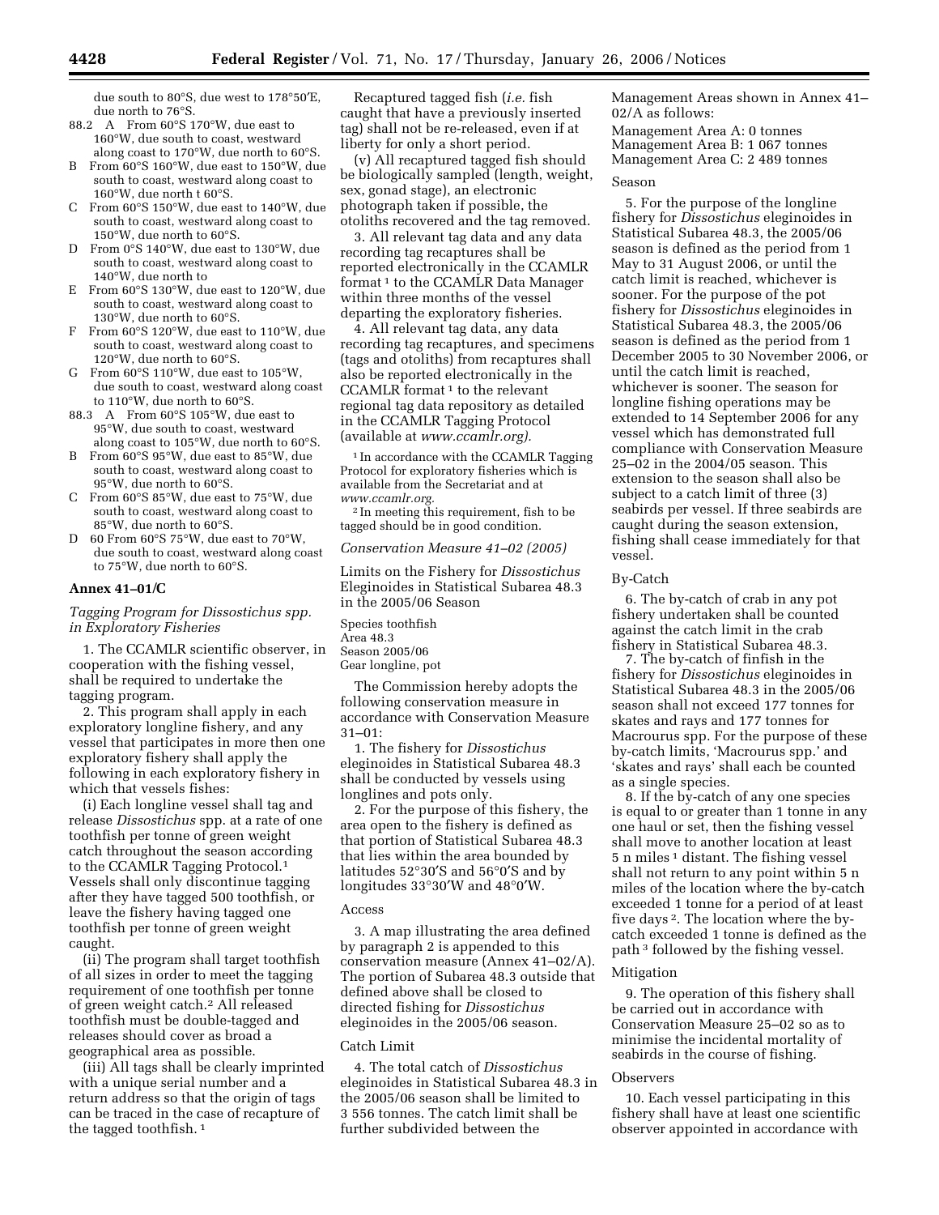due south to 80°S, due west to 178°50′E, due north to 76°S.

88.2 A From 60°S 170°W, due east to 160°W, due south to coast, westward along coast to 170°W, due north to 60°S.

B From 60°S 160°W, due east to 150°W, due south to coast, westward along coast to 160°W, due north t 60°S.

C From 60°S 150°W, due east to 140°W, due south to coast, westward along coast to 150°W, due north to 60°S.

D From 0°S 140°W, due east to 130°W, due south to coast, westward along coast to 140°W, due north to

E From 60°S 130°W, due east to 120°W, due south to coast, westward along coast to 130°W, due north to 60°S.

F From 60°S 120°W, due east to 110°W, due south to coast, westward along coast to 120°W, due north to 60°S.

G From 60°S 110°W, due east to 105°W, due south to coast, westward along coast to 110°W, due north to 60°S.

88.3 A From 60°S 105°W, due east to 95°W, due south to coast, westward along coast to 105°W, due north to 60°S.

B From 60°S 95°W, due east to 85°W, due south to coast, westward along coast to 95°W, due north to 60°S.

C From 60°S 85°W, due east to 75°W, due south to coast, westward along coast to 85°W, due north to 60°S.

D 60 From 60°S 75°W, due east to 70°W, due south to coast, westward along coast to 75°W, due north to 60°S.

**Annex 41–01/C**

*Tagging Program for Dissostichus spp. in Exploratory Fisheries*

1. The CCAMLR scientific observer, in cooperation with the fishing vessel, shall be required to undertake the tagging program.

2. This program shall apply in each exploratory longline fishery, and any vessel that participates in more then one exploratory fishery shall apply the following in each exploratory fishery in which that vessels fishes:

(i) Each longline vessel shall tag and release *Dissostichus* spp. at a rate of one toothfish per tonne of green weight catch throughout the season according to the CCAMLR Tagging Protocol.[1] Vessels shall only discontinue tagging after they have tagged 500 toothfish, or leave the fishery having tagged one toothfish per tonne of green weight caught.

(ii) The program shall target toothfish of all sizes in order to meet the tagging requirement of one toothfish per tonne of green weight catch.[2] All released toothfish must be double-tagged and releases should cover as broad a geographical area as possible.

(iii) All tags shall be clearly imprinted with a unique serial number and a return address so that the origin of tags can be traced in the case of recapture of the tagged toothfish. [1]

Recaptured tagged fish (*i.e.* fish caught that have a previously inserted tag) shall not be re-released, even if at liberty for only a short period.

(v) All recaptured tagged fish should be biologically sampled (length, weight, sex, gonad stage), an electronic photograph taken if possible, the otoliths recovered and the tag removed.

3. All relevant tag data and any data recording tag recaptures shall be reported electronically in the CCAMLR format [1] to the CCAMLR Data Manager within three months of the vessel departing the exploratory fisheries.

4. All relevant tag data, any data recording tag recaptures, and specimens (tags and otoliths) from recaptures shall also be reported electronically in the CCAMLR format [1] to the relevant regional tag data repository as detailed in the CCAMLR Tagging Protocol (available at *www.ccamlr.org).*

[1] In accordance with the CCAMLR Tagging Protocol for exploratory fisheries which is available from the Secretariat and at *www.ccamlr.org.*

[2] In meeting this requirement, fish to be tagged should be in good condition.

*Conservation Measure 41–02 (2005)*

Limits on the Fishery for *Dissostichus* Eleginoides in Statistical Subarea 48.3 in the 2005/06 Season

Species toothfish
Area 48.3
Season 2005/06
Gear longline, pot

The Commission hereby adopts the following conservation measure in accordance with Conservation Measure 31–01:

1. The fishery for *Dissostichus* eleginoides in Statistical Subarea 48.3 shall be conducted by vessels using longlines and pots only.

2. For the purpose of this fishery, the area open to the fishery is defined as that portion of Statistical Subarea 48.3 that lies within the area bounded by latitudes 52°30′S and 56°0′S and by longitudes 33°30′W and 48°0′W.

Access

3. A map illustrating the area defined by paragraph 2 is appended to this conservation measure (Annex 41–02/A). The portion of Subarea 48.3 outside that defined above shall be closed to directed fishing for *Dissostichus* eleginoides in the 2005/06 season.

Catch Limit

4. The total catch of *Dissostichus* eleginoides in Statistical Subarea 48.3 in the 2005/06 season shall be limited to 3 556 tonnes. The catch limit shall be further subdivided between the Management Areas shown in Annex 41–02/A as follows:

Management Area A: 0 tonnes
Management Area B: 1 067 tonnes
Management Area C: 2 489 tonnes

Season

5. For the purpose of the longline fishery for *Dissostichus* eleginoides in Statistical Subarea 48.3, the 2005/06 season is defined as the period from 1 May to 31 August 2006, or until the catch limit is reached, whichever is sooner. For the purpose of the pot fishery for *Dissostichus* eleginoides in Statistical Subarea 48.3, the 2005/06 season is defined as the period from 1 December 2005 to 30 November 2006, or until the catch limit is reached, whichever is sooner. The season for longline fishing operations may be extended to 14 September 2006 for any vessel which has demonstrated full compliance with Conservation Measure 25–02 in the 2004/05 season. This extension to the season shall also be subject to a catch limit of three (3) seabirds per vessel. If three seabirds are caught during the season extension, fishing shall cease immediately for that vessel.

By-Catch

6. The by-catch of crab in any pot fishery undertaken shall be counted against the catch limit in the crab fishery in Statistical Subarea 48.3.

7. The by-catch of finfish in the fishery for *Dissostichus* eleginoides in Statistical Subarea 48.3 in the 2005/06 season shall not exceed 177 tonnes for skates and rays and 177 tonnes for Macrourus spp. For the purpose of these by-catch limits, 'Macrourus spp.' and 'skates and rays' shall each be counted as a single species.

8. If the by-catch of any one species is equal to or greater than 1 tonne in any one haul or set, then the fishing vessel shall move to another location at least 5 n miles [1] distant. The fishing vessel shall not return to any point within 5 n miles of the location where the by-catch exceeded 1 tonne for a period of at least five days [2]. The location where the by-catch exceeded 1 tonne is defined as the path [3] followed by the fishing vessel.

Mitigation

9. The operation of this fishery shall be carried out in accordance with Conservation Measure 25–02 so as to minimise the incidental mortality of seabirds in the course of fishing.

Observers

10. Each vessel participating in this fishery shall have at least one scientific observer appointed in accordance with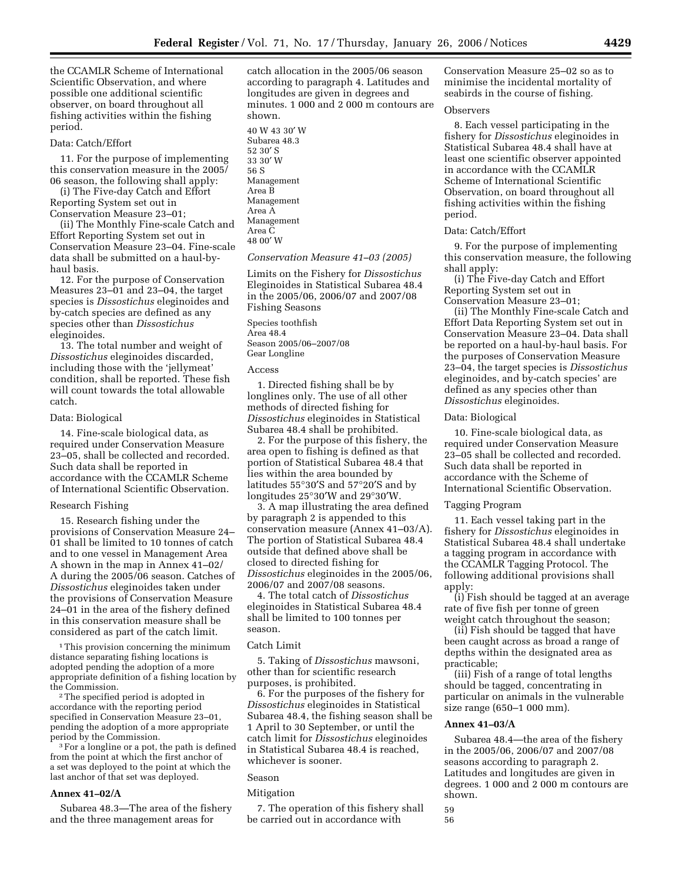the CCAMLR Scheme of International Scientific Observation, and where possible one additional scientific observer, on board throughout all fishing activities within the fishing period.

Data: Catch/Effort

11. For the purpose of implementing this conservation measure in the 2005/06 season, the following shall apply:

(i) The Five-day Catch and Effort Reporting System set out in Conservation Measure 23–01;

(ii) The Monthly Fine-scale Catch and Effort Reporting System set out in Conservation Measure 23–04. Fine-scale data shall be submitted on a haul-by-haul basis.

12. For the purpose of Conservation Measures 23–01 and 23–04, the target species is *Dissostichus* eleginoides and by-catch species are defined as any species other than *Dissostichus* eleginoides.

13. The total number and weight of *Dissostichus* eleginoides discarded, including those with the 'jellymeat' condition, shall be reported. These fish will count towards the total allowable catch.

Data: Biological

14. Fine-scale biological data, as required under Conservation Measure 23–05, shall be collected and recorded. Such data shall be reported in accordance with the CCAMLR Scheme of International Scientific Observation.

Research Fishing

15. Research fishing under the provisions of Conservation Measure 24–01 shall be limited to 10 tonnes of catch and to one vessel in Management Area A shown in the map in Annex 41–02/A during the 2005/06 season. Catches of *Dissostichus* eleginoides taken under the provisions of Conservation Measure 24–01 in the area of the fishery defined in this conservation measure shall be considered as part of the catch limit.

[1] This provision concerning the minimum distance separating fishing locations is adopted pending the adoption of a more appropriate definition of a fishing location by the Commission.

[2] The specified period is adopted in accordance with the reporting period specified in Conservation Measure 23–01, pending the adoption of a more appropriate period by the Commission.

[3] For a longline or a pot, the path is defined from the point at which the first anchor of a set was deployed to the point at which the last anchor of that set was deployed.

**Annex 41–02/A**

Subarea 48.3—The area of the fishery and the three management areas for catch allocation in the 2005/06 season according to paragraph 4. Latitudes and longitudes are given in degrees and minutes. 1 000 and 2 000 m contours are shown.

40 W 43 30′ W
Subarea 48.3
52 30′ S
33 30′ W
56 S
Management
Area B
Management
Area A
Management
Area C
48 00′ W

*Conservation Measure 41–03 (2005)*

Limits on the Fishery for *Dissostichus* Eleginoides in Statistical Subarea 48.4 in the 2005/06, 2006/07 and 2007/08 Fishing Seasons

Species toothfish
Area 48.4
Season 2005/06–2007/08
Gear Longline

Access

1. Directed fishing shall be by longlines only. The use of all other methods of directed fishing for *Dissostichus* eleginoides in Statistical Subarea 48.4 shall be prohibited.

2. For the purpose of this fishery, the area open to fishing is defined as that portion of Statistical Subarea 48.4 that lies within the area bounded by latitudes 55°30′S and 57°20′S and by longitudes 25°30′W and 29°30′W.

3. A map illustrating the area defined by paragraph 2 is appended to this conservation measure (Annex 41–03/A). The portion of Statistical Subarea 48.4 outside that defined above shall be closed to directed fishing for *Dissostichus* eleginoides in the 2005/06, 2006/07 and 2007/08 seasons.

4. The total catch of *Dissostichus* eleginoides in Statistical Subarea 48.4 shall be limited to 100 tonnes per season.

Catch Limit

5. Taking of *Dissostichus* mawsoni, other than for scientific research purposes, is prohibited.

6. For the purposes of the fishery for *Dissostichus* eleginoides in Statistical Subarea 48.4, the fishing season shall be 1 April to 30 September, or until the catch limit for *Dissostichus* eleginoides in Statistical Subarea 48.4 is reached, whichever is sooner.

Season

Mitigation

7. The operation of this fishery shall be carried out in accordance with Conservation Measure 25–02 so as to minimise the incidental mortality of seabirds in the course of fishing.

Observers

8. Each vessel participating in the fishery for *Dissostichus* eleginoides in Statistical Subarea 48.4 shall have at least one scientific observer appointed in accordance with the CCAMLR Scheme of International Scientific Observation, on board throughout all fishing activities within the fishing period.

Data: Catch/Effort

9. For the purpose of implementing this conservation measure, the following shall apply:

(i) The Five-day Catch and Effort Reporting System set out in Conservation Measure 23–01;

(ii) The Monthly Fine-scale Catch and Effort Data Reporting System set out in Conservation Measure 23–04. Data shall be reported on a haul-by-haul basis. For the purposes of Conservation Measure 23–04, the target species is *Dissostichus* eleginoides, and by-catch species' are defined as any species other than *Dissostichus* eleginoides.

Data: Biological

10. Fine-scale biological data, as required under Conservation Measure 23–05 shall be collected and recorded. Such data shall be reported in accordance with the Scheme of International Scientific Observation.

Tagging Program

11. Each vessel taking part in the fishery for *Dissostichus* eleginoides in Statistical Subarea 48.4 shall undertake a tagging program in accordance with the CCAMLR Tagging Protocol. The following additional provisions shall apply:

(i) Fish should be tagged at an average rate of five fish per tonne of green weight catch throughout the season;

(ii) Fish should be tagged that have been caught across as broad a range of depths within the designated area as practicable;

(iii) Fish of a range of total lengths should be tagged, concentrating in particular on animals in the vulnerable size range (650–1 000 mm).

**Annex 41–03/A**

Subarea 48.4—the area of the fishery in the 2005/06, 2006/07 and 2007/08 seasons according to paragraph 2. Latitudes and longitudes are given in degrees. 1 000 and 2 000 m contours are shown.

59
56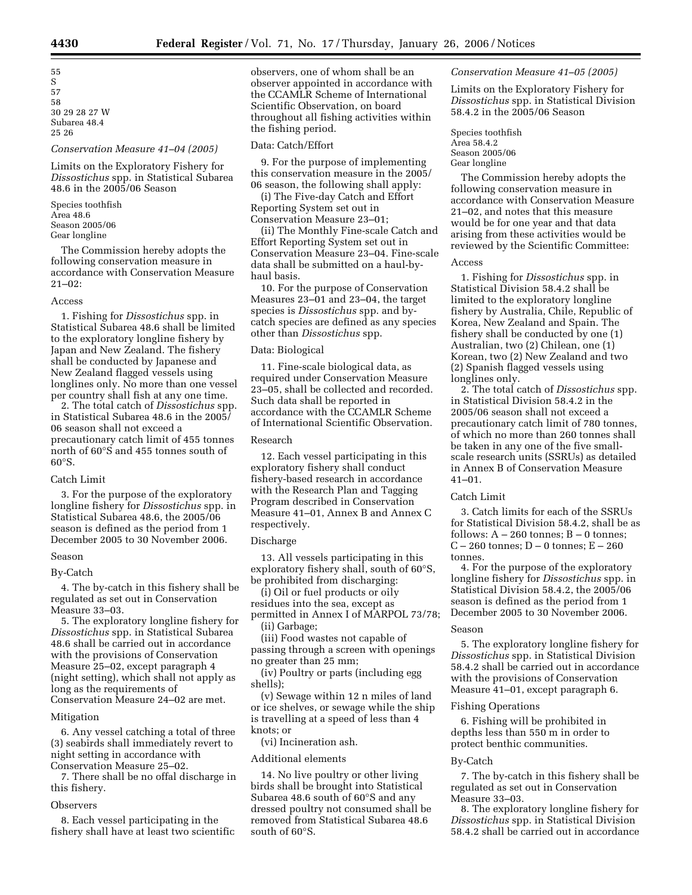55
S
57
58
30 29 28 27 W
Subarea 48.4
25 26

*Conservation Measure 41–04 (2005)*

Limits on the Exploratory Fishery for *Dissostichus* spp. in Statistical Subarea 48.6 in the 2005/06 Season

Species toothfish
Area 48.6
Season 2005/06
Gear longline

The Commission hereby adopts the following conservation measure in accordance with Conservation Measure 21–02:

Access

1. Fishing for *Dissostichus* spp. in Statistical Subarea 48.6 shall be limited to the exploratory longline fishery by Japan and New Zealand. The fishery shall be conducted by Japanese and New Zealand flagged vessels using longlines only. No more than one vessel per country shall fish at any one time.

2. The total catch of *Dissostichus* spp. in Statistical Subarea 48.6 in the 2005/06 season shall not exceed a precautionary catch limit of 455 tonnes north of 60°S and 455 tonnes south of 60°S.

Catch Limit

3. For the purpose of the exploratory longline fishery for *Dissostichus* spp. in Statistical Subarea 48.6, the 2005/06 season is defined as the period from 1 December 2005 to 30 November 2006.

Season

By-Catch

4. The by-catch in this fishery shall be regulated as set out in Conservation Measure 33–03.

5. The exploratory longline fishery for *Dissostichus* spp. in Statistical Subarea 48.6 shall be carried out in accordance with the provisions of Conservation Measure 25–02, except paragraph 4 (night setting), which shall not apply as long as the requirements of Conservation Measure 24–02 are met.

Mitigation

6. Any vessel catching a total of three (3) seabirds shall immediately revert to night setting in accordance with Conservation Measure 25–02.

7. There shall be no offal discharge in this fishery.

Observers

8. Each vessel participating in the fishery shall have at least two scientific observers, one of whom shall be an observer appointed in accordance with the CCAMLR Scheme of International Scientific Observation, on board throughout all fishing activities within the fishing period.

Data: Catch/Effort

9. For the purpose of implementing this conservation measure in the 2005/06 season, the following shall apply:

(i) The Five-day Catch and Effort Reporting System set out in Conservation Measure 23–01;

(ii) The Monthly Fine-scale Catch and Effort Reporting System set out in Conservation Measure 23–04. Fine-scale data shall be submitted on a haul-by-haul basis.

10. For the purpose of Conservation Measures 23–01 and 23–04, the target species is *Dissostichus* spp. and by-catch species are defined as any species other than *Dissostichus* spp.

Data: Biological

11. Fine-scale biological data, as required under Conservation Measure 23–05, shall be collected and recorded. Such data shall be reported in accordance with the CCAMLR Scheme of International Scientific Observation.

Research

12. Each vessel participating in this exploratory fishery shall conduct fishery-based research in accordance with the Research Plan and Tagging Program described in Conservation Measure 41–01, Annex B and Annex C respectively.

Discharge

13. All vessels participating in this exploratory fishery shall, south of 60°S, be prohibited from discharging:

(i) Oil or fuel products or oily residues into the sea, except as permitted in Annex I of MARPOL 73/78;

(ii) Garbage;

(iii) Food wastes not capable of passing through a screen with openings no greater than 25 mm;

(iv) Poultry or parts (including egg shells);

(v) Sewage within 12 n miles of land or ice shelves, or sewage while the ship is travelling at a speed of less than 4 knots; or

(vi) Incineration ash.

Additional elements

14. No live poultry or other living birds shall be brought into Statistical Subarea 48.6 south of 60°S and any dressed poultry not consumed shall be removed from Statistical Subarea 48.6 south of 60°S.

*Conservation Measure 41–05 (2005)*

Limits on the Exploratory Fishery for *Dissostichus* spp. in Statistical Division 58.4.2 in the 2005/06 Season

Species toothfish
Area 58.4.2
Season 2005/06
Gear longline

The Commission hereby adopts the following conservation measure in accordance with Conservation Measure 21–02, and notes that this measure would be for one year and that data arising from these activities would be reviewed by the Scientific Committee:

Access

1. Fishing for *Dissostichus* spp. in Statistical Division 58.4.2 shall be limited to the exploratory longline fishery by Australia, Chile, Republic of Korea, New Zealand and Spain. The fishery shall be conducted by one (1) Australian, two (2) Chilean, one (1) Korean, two (2) New Zealand and two (2) Spanish flagged vessels using longlines only.

2. The total catch of *Dissostichus* spp. in Statistical Division 58.4.2 in the 2005/06 season shall not exceed a precautionary catch limit of 780 tonnes, of which no more than 260 tonnes shall be taken in any one of the five small-scale research units (SSRUs) as detailed in Annex B of Conservation Measure 41–01.

Catch Limit

3. Catch limits for each of the SSRUs for Statistical Division 58.4.2, shall be as follows: A – 260 tonnes; B – 0 tonnes; C – 260 tonnes; D – 0 tonnes; E – 260 tonnes.

4. For the purpose of the exploratory longline fishery for *Dissostichus* spp. in Statistical Division 58.4.2, the 2005/06 season is defined as the period from 1 December 2005 to 30 November 2006.

Season

5. The exploratory longline fishery for *Dissostichus* spp. in Statistical Division 58.4.2 shall be carried out in accordance with the provisions of Conservation Measure 41–01, except paragraph 6.

Fishing Operations

6. Fishing will be prohibited in depths less than 550 m in order to protect benthic communities.

By-Catch

7. The by-catch in this fishery shall be regulated as set out in Conservation Measure 33–03.

8. The exploratory longline fishery for *Dissostichus* spp. in Statistical Division 58.4.2 shall be carried out in accordance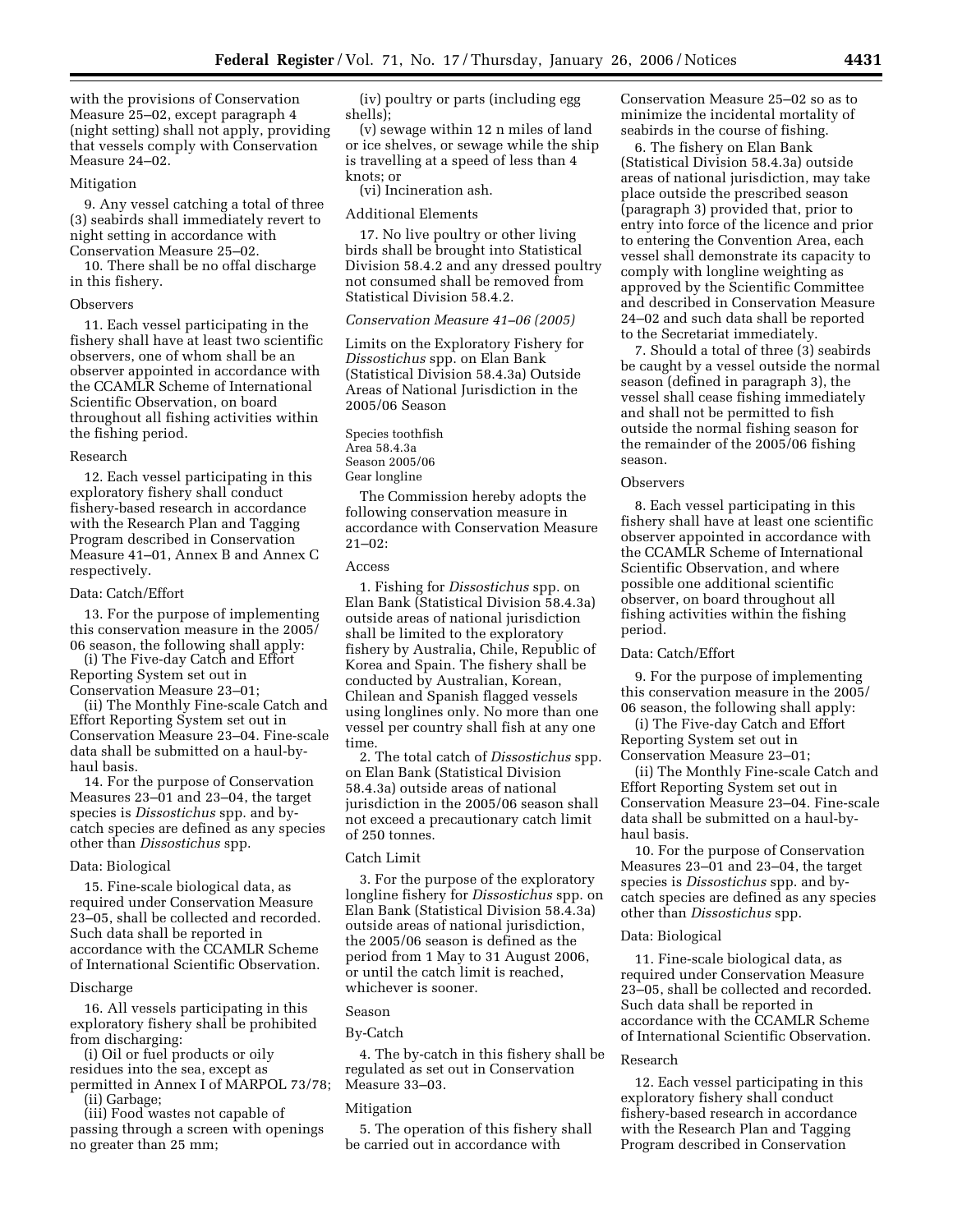with the provisions of Conservation Measure 25–02, except paragraph 4 (night setting) shall not apply, providing that vessels comply with Conservation Measure 24–02.

Mitigation

9. Any vessel catching a total of three (3) seabirds shall immediately revert to night setting in accordance with Conservation Measure 25–02.

10. There shall be no offal discharge in this fishery.

Observers

11. Each vessel participating in the fishery shall have at least two scientific observers, one of whom shall be an observer appointed in accordance with the CCAMLR Scheme of International Scientific Observation, on board throughout all fishing activities within the fishing period.

Research

12. Each vessel participating in this exploratory fishery shall conduct fishery-based research in accordance with the Research Plan and Tagging Program described in Conservation Measure 41–01, Annex B and Annex C respectively.

Data: Catch/Effort

13. For the purpose of implementing this conservation measure in the 2005/06 season, the following shall apply:

(i) The Five-day Catch and Effort Reporting System set out in Conservation Measure 23–01;

(ii) The Monthly Fine-scale Catch and Effort Reporting System set out in Conservation Measure 23–04. Fine-scale data shall be submitted on a haul-by-haul basis.

14. For the purpose of Conservation Measures 23–01 and 23–04, the target species is *Dissostichus* spp. and by-catch species are defined as any species other than *Dissostichus* spp.

Data: Biological

15. Fine-scale biological data, as required under Conservation Measure 23–05, shall be collected and recorded. Such data shall be reported in accordance with the CCAMLR Scheme of International Scientific Observation.

Discharge

16. All vessels participating in this exploratory fishery shall be prohibited from discharging:

(i) Oil or fuel products or oily residues into the sea, except as permitted in Annex I of MARPOL 73/78;

(ii) Garbage;

(iii) Food wastes not capable of passing through a screen with openings no greater than 25 mm;

(iv) poultry or parts (including egg shells);

(v) sewage within 12 n miles of land or ice shelves, or sewage while the ship is travelling at a speed of less than 4 knots; or

(vi) Incineration ash.

Additional Elements

17. No live poultry or other living birds shall be brought into Statistical Division 58.4.2 and any dressed poultry not consumed shall be removed from Statistical Division 58.4.2.

*Conservation Measure 41–06 (2005)*

Limits on the Exploratory Fishery for *Dissostichus* spp. on Elan Bank (Statistical Division 58.4.3a) Outside Areas of National Jurisdiction in the 2005/06 Season

Species toothfish
Area 58.4.3a
Season 2005/06
Gear longline

The Commission hereby adopts the following conservation measure in accordance with Conservation Measure 21–02:

Access

1. Fishing for *Dissostichus* spp. on Elan Bank (Statistical Division 58.4.3a) outside areas of national jurisdiction shall be limited to the exploratory fishery by Australia, Chile, Republic of Korea and Spain. The fishery shall be conducted by Australian, Korean, Chilean and Spanish flagged vessels using longlines only. No more than one vessel per country shall fish at any one time.

2. The total catch of *Dissostichus* spp. on Elan Bank (Statistical Division 58.4.3a) outside areas of national jurisdiction in the 2005/06 season shall not exceed a precautionary catch limit of 250 tonnes.

Catch Limit

3. For the purpose of the exploratory longline fishery for *Dissostichus* spp. on Elan Bank (Statistical Division 58.4.3a) outside areas of national jurisdiction, the 2005/06 season is defined as the period from 1 May to 31 August 2006, or until the catch limit is reached, whichever is sooner.

Season

By-Catch

4. The by-catch in this fishery shall be regulated as set out in Conservation Measure 33–03.

Mitigation

5. The operation of this fishery shall be carried out in accordance with Conservation Measure 25–02 so as to minimize the incidental mortality of seabirds in the course of fishing.

6. The fishery on Elan Bank (Statistical Division 58.4.3a) outside areas of national jurisdiction, may take place outside the prescribed season (paragraph 3) provided that, prior to entry into force of the licence and prior to entering the Convention Area, each vessel shall demonstrate its capacity to comply with longline weighting as approved by the Scientific Committee and described in Conservation Measure 24–02 and such data shall be reported to the Secretariat immediately.

7. Should a total of three (3) seabirds be caught by a vessel outside the normal season (defined in paragraph 3), the vessel shall cease fishing immediately and shall not be permitted to fish outside the normal fishing season for the remainder of the 2005/06 fishing season.

Observers

8. Each vessel participating in this fishery shall have at least one scientific observer appointed in accordance with the CCAMLR Scheme of International Scientific Observation, and where possible one additional scientific observer, on board throughout all fishing activities within the fishing period.

Data: Catch/Effort

9. For the purpose of implementing this conservation measure in the 2005/06 season, the following shall apply:

(i) The Five-day Catch and Effort Reporting System set out in Conservation Measure 23–01;

(ii) The Monthly Fine-scale Catch and Effort Reporting System set out in Conservation Measure 23–04. Fine-scale data shall be submitted on a haul-by-haul basis.

10. For the purpose of Conservation Measures 23–01 and 23–04, the target species is *Dissostichus* spp. and by-catch species are defined as any species other than *Dissostichus* spp.

Data: Biological

11. Fine-scale biological data, as required under Conservation Measure 23–05, shall be collected and recorded. Such data shall be reported in accordance with the CCAMLR Scheme of International Scientific Observation.

Research

12. Each vessel participating in this exploratory fishery shall conduct fishery-based research in accordance with the Research Plan and Tagging Program described in Conservation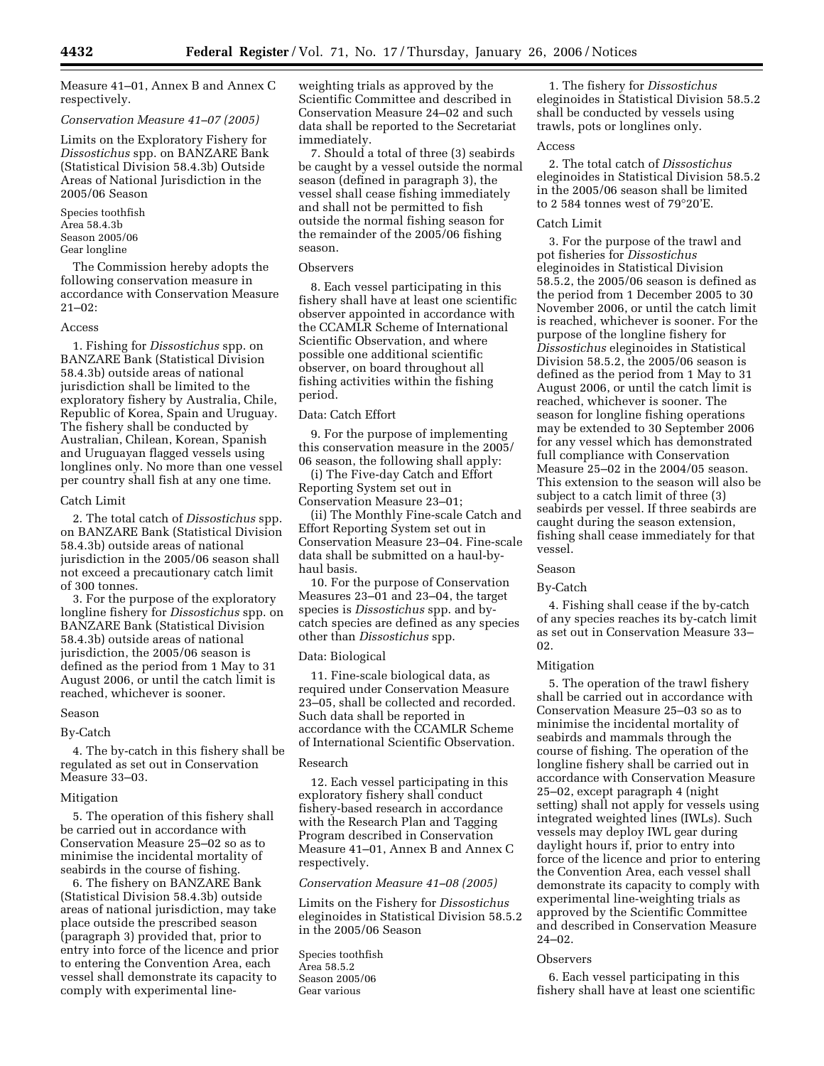Measure 41–01, Annex B and Annex C respectively.

*Conservation Measure 41–07 (2005)*

Limits on the Exploratory Fishery for *Dissostichus* spp. on BANZARE Bank (Statistical Division 58.4.3b) Outside Areas of National Jurisdiction in the 2005/06 Season

Species toothfish
Area 58.4.3b
Season 2005/06
Gear longline

The Commission hereby adopts the following conservation measure in accordance with Conservation Measure 21–02:

Access

1. Fishing for *Dissostichus* spp. on BANZARE Bank (Statistical Division 58.4.3b) outside areas of national jurisdiction shall be limited to the exploratory fishery by Australia, Chile, Republic of Korea, Spain and Uruguay. The fishery shall be conducted by Australian, Chilean, Korean, Spanish and Uruguayan flagged vessels using longlines only. No more than one vessel per country shall fish at any one time.

Catch Limit

2. The total catch of *Dissostichus* spp. on BANZARE Bank (Statistical Division 58.4.3b) outside areas of national jurisdiction in the 2005/06 season shall not exceed a precautionary catch limit of 300 tonnes.

3. For the purpose of the exploratory longline fishery for *Dissostichus* spp. on BANZARE Bank (Statistical Division 58.4.3b) outside areas of national jurisdiction, the 2005/06 season is defined as the period from 1 May to 31 August 2006, or until the catch limit is reached, whichever is sooner.

Season

By-Catch

4. The by-catch in this fishery shall be regulated as set out in Conservation Measure 33–03.

Mitigation

5. The operation of this fishery shall be carried out in accordance with Conservation Measure 25–02 so as to minimise the incidental mortality of seabirds in the course of fishing.

6. The fishery on BANZARE Bank (Statistical Division 58.4.3b) outside areas of national jurisdiction, may take place outside the prescribed season (paragraph 3) provided that, prior to entry into force of the licence and prior to entering the Convention Area, each vessel shall demonstrate its capacity to comply with experimental line-weighting trials as approved by the Scientific Committee and described in Conservation Measure 24–02 and such data shall be reported to the Secretariat immediately.

7. Should a total of three (3) seabirds be caught by a vessel outside the normal season (defined in paragraph 3), the vessel shall cease fishing immediately and shall not be permitted to fish outside the normal fishing season for the remainder of the 2005/06 fishing season.

Observers

8. Each vessel participating in this fishery shall have at least one scientific observer appointed in accordance with the CCAMLR Scheme of International Scientific Observation, and where possible one additional scientific observer, on board throughout all fishing activities within the fishing period.

Data: Catch Effort

9. For the purpose of implementing this conservation measure in the 2005/06 season, the following shall apply:

(i) The Five-day Catch and Effort Reporting System set out in Conservation Measure 23–01;

(ii) The Monthly Fine-scale Catch and Effort Reporting System set out in Conservation Measure 23–04. Fine-scale data shall be submitted on a haul-by-haul basis.

10. For the purpose of Conservation Measures 23–01 and 23–04, the target species is *Dissostichus* spp. and by-catch species are defined as any species other than *Dissostichus* spp.

Data: Biological

11. Fine-scale biological data, as required under Conservation Measure 23–05, shall be collected and recorded. Such data shall be reported in accordance with the CCAMLR Scheme of International Scientific Observation.

Research

12. Each vessel participating in this exploratory fishery shall conduct fishery-based research in accordance with the Research Plan and Tagging Program described in Conservation Measure 41–01, Annex B and Annex C respectively.

*Conservation Measure 41–08 (2005)*

Limits on the Fishery for *Dissostichus eleginoides* in Statistical Division 58.5.2 in the 2005/06 Season

Species toothfish
Area 58.5.2
Season 2005/06
Gear various

1. The fishery for *Dissostichus eleginoides* in Statistical Division 58.5.2 shall be conducted by vessels using trawls, pots or longlines only.

Access

2. The total catch of *Dissostichus eleginoides* in Statistical Division 58.5.2 in the 2005/06 season shall be limited to 2 584 tonnes west of 79°20'E.

Catch Limit

3. For the purpose of the trawl and pot fisheries for *Dissostichus eleginoides* in Statistical Division 58.5.2, the 2005/06 season is defined as the period from 1 December 2005 to 30 November 2006, or until the catch limit is reached, whichever is sooner. For the purpose of the longline fishery for *Dissostichus eleginoides* in Statistical Division 58.5.2, the 2005/06 season is defined as the period from 1 May to 31 August 2006, or until the catch limit is reached, whichever is sooner. The season for longline fishing operations may be extended to 30 September 2006 for any vessel which has demonstrated full compliance with Conservation Measure 25–02 in the 2004/05 season. This extension to the season will also be subject to a catch limit of three (3) seabirds per vessel. If three seabirds are caught during the season extension, fishing shall cease immediately for that vessel.

Season

By-Catch

4. Fishing shall cease if the by-catch of any species reaches its by-catch limit as set out in Conservation Measure 33–02.

Mitigation

5. The operation of the trawl fishery shall be carried out in accordance with Conservation Measure 25–03 so as to minimise the incidental mortality of seabirds and mammals through the course of fishing. The operation of the longline fishery shall be carried out in accordance with Conservation Measure 25–02, except paragraph 4 (night setting) shall not apply for vessels using integrated weighted lines (IWLs). Such vessels may deploy IWL gear during daylight hours if, prior to entry into force of the licence and prior to entering the Convention Area, each vessel shall demonstrate its capacity to comply with experimental line-weighting trials as approved by the Scientific Committee and described in Conservation Measure 24–02.

Observers

6. Each vessel participating in this fishery shall have at least one scientific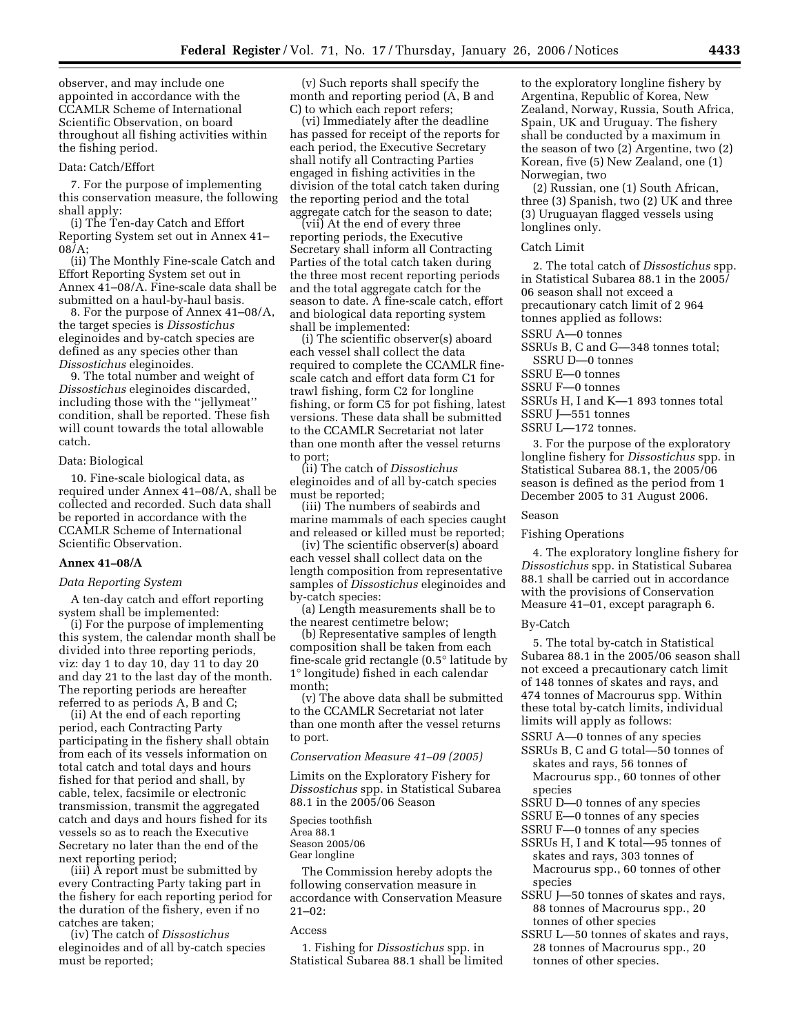observer, and may include one appointed in accordance with the CCAMLR Scheme of International Scientific Observation, on board throughout all fishing activities within the fishing period.

Data: Catch/Effort

7. For the purpose of implementing this conservation measure, the following shall apply:

(i) The Ten-day Catch and Effort Reporting System set out in Annex 41–08/A;

(ii) The Monthly Fine-scale Catch and Effort Reporting System set out in Annex 41–08/A. Fine-scale data shall be submitted on a haul-by-haul basis.

8. For the purpose of Annex 41–08/A, the target species is *Dissostichus* eleginoides and by-catch species are defined as any species other than *Dissostichus* eleginoides.

9. The total number and weight of *Dissostichus* eleginoides discarded, including those with the ''jellymeat'' condition, shall be reported. These fish will count towards the total allowable catch.

Data: Biological

10. Fine-scale biological data, as required under Annex 41–08/A, shall be collected and recorded. Such data shall be reported in accordance with the CCAMLR Scheme of International Scientific Observation.

**Annex 41–08/A**

*Data Reporting System*

A ten-day catch and effort reporting system shall be implemented:

(i) For the purpose of implementing this system, the calendar month shall be divided into three reporting periods, viz: day 1 to day 10, day 11 to day 20 and day 21 to the last day of the month. The reporting periods are hereafter referred to as periods A, B and C;

(ii) At the end of each reporting period, each Contracting Party participating in the fishery shall obtain from each of its vessels information on total catch and total days and hours fished for that period and shall, by cable, telex, facsimile or electronic transmission, transmit the aggregated catch and days and hours fished for its vessels so as to reach the Executive Secretary no later than the end of the next reporting period;

(iii) A report must be submitted by every Contracting Party taking part in the fishery for each reporting period for the duration of the fishery, even if no catches are taken;

(iv) The catch of *Dissostichus* eleginoides and of all by-catch species must be reported;

(v) Such reports shall specify the month and reporting period (A, B and C) to which each report refers;

(vi) Immediately after the deadline has passed for receipt of the reports for each period, the Executive Secretary shall notify all Contracting Parties engaged in fishing activities in the division of the total catch taken during the reporting period and the total aggregate catch for the season to date;

(vii) At the end of every three reporting periods, the Executive Secretary shall inform all Contracting Parties of the total catch taken during the three most recent reporting periods and the total aggregate catch for the season to date. A fine-scale catch, effort and biological data reporting system shall be implemented:

(i) The scientific observer(s) aboard each vessel shall collect the data required to complete the CCAMLR fine-scale catch and effort data form C1 for trawl fishing, form C2 for longline fishing, or form C5 for pot fishing, latest versions. These data shall be submitted to the CCAMLR Secretariat not later than one month after the vessel returns to port;

(ii) The catch of *Dissostichus* eleginoides and of all by-catch species must be reported;

(iii) The numbers of seabirds and marine mammals of each species caught and released or killed must be reported;

(iv) The scientific observer(s) aboard each vessel shall collect data on the length composition from representative samples of *Dissostichus* eleginoides and by-catch species:

(a) Length measurements shall be to the nearest centimetre below;

(b) Representative samples of length composition shall be taken from each fine-scale grid rectangle (0.5° latitude by 1° longitude) fished in each calendar month;

(v) The above data shall be submitted to the CCAMLR Secretariat not later than one month after the vessel returns to port.

*Conservation Measure 41–09 (2005)*

Limits on the Exploratory Fishery for *Dissostichus* spp. in Statistical Subarea 88.1 in the 2005/06 Season

Species toothfish
Area 88.1
Season 2005/06
Gear longline

The Commission hereby adopts the following conservation measure in accordance with Conservation Measure 21–02:

Access

1. Fishing for *Dissostichus* spp. in Statistical Subarea 88.1 shall be limited to the exploratory longline fishery by Argentina, Republic of Korea, New Zealand, Norway, Russia, South Africa, Spain, UK and Uruguay. The fishery shall be conducted by a maximum in the season of two (2) Argentine, two (2) Korean, five (5) New Zealand, one (1) Norwegian, two (2) Russian, one (1) South African, three (3) Spanish, two (2) UK and three (3) Uruguayan flagged vessels using longlines only.

Catch Limit

2. The total catch of *Dissostichus* spp. in Statistical Subarea 88.1 in the 2005/06 season shall not exceed a precautionary catch limit of 2 964 tonnes applied as follows:

SSRU A—0 tonnes
SSRUs B, C and G—348 tonnes total;
SSRU D—0 tonnes
SSRU E—0 tonnes
SSRU F—0 tonnes
SSRUs H, I and K—1 893 tonnes total
SSRU J—551 tonnes
SSRU L—172 tonnes.

3. For the purpose of the exploratory longline fishery for *Dissostichus* spp. in Statistical Subarea 88.1, the 2005/06 season is defined as the period from 1 December 2005 to 31 August 2006.

Season

Fishing Operations

4. The exploratory longline fishery for *Dissostichus* spp. in Statistical Subarea 88.1 shall be carried out in accordance with the provisions of Conservation Measure 41–01, except paragraph 6.

By-Catch

5. The total by-catch in Statistical Subarea 88.1 in the 2005/06 season shall not exceed a precautionary catch limit of 148 tonnes of skates and rays, and 474 tonnes of Macrourus spp. Within these total by-catch limits, individual limits will apply as follows:

SSRU A—0 tonnes of any species
SSRUs B, C and G total—50 tonnes of skates and rays, 56 tonnes of Macrourus spp., 60 tonnes of other species
SSRU D—0 tonnes of any species
SSRU E—0 tonnes of any species
SSRU F—0 tonnes of any species
SSRUs H, I and K total—95 tonnes of skates and rays, 303 tonnes of Macrourus spp., 60 tonnes of other species
SSRU J—50 tonnes of skates and rays, 88 tonnes of Macrourus spp., 20 tonnes of other species
SSRU L—50 tonnes of skates and rays, 28 tonnes of Macrourus spp., 20 tonnes of other species.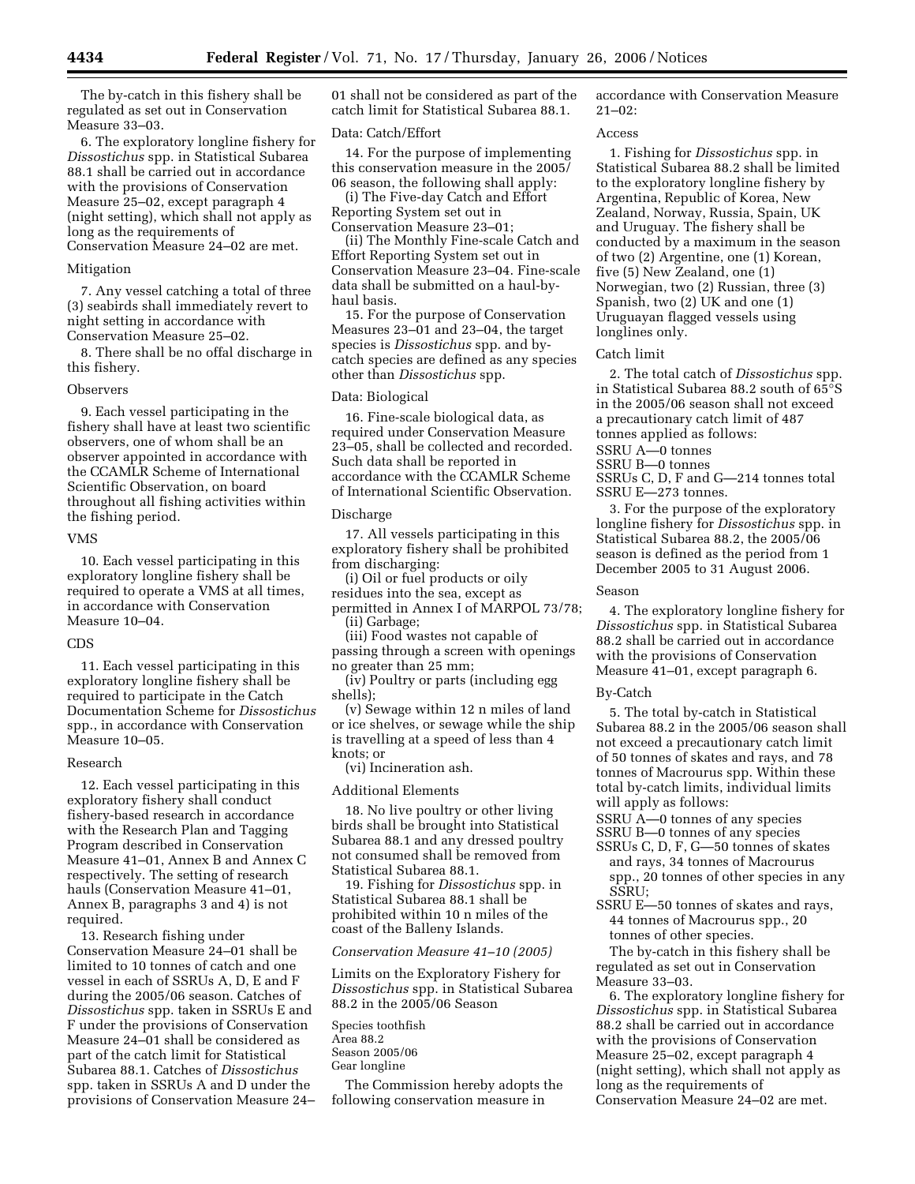The by-catch in this fishery shall be regulated as set out in Conservation Measure 33–03.

6. The exploratory longline fishery for *Dissostichus* spp. in Statistical Subarea 88.1 shall be carried out in accordance with the provisions of Conservation Measure 25–02, except paragraph 4 (night setting), which shall not apply as long as the requirements of Conservation Measure 24–02 are met.

Mitigation

7. Any vessel catching a total of three (3) seabirds shall immediately revert to night setting in accordance with Conservation Measure 25–02.

8. There shall be no offal discharge in this fishery.

Observers

9. Each vessel participating in the fishery shall have at least two scientific observers, one of whom shall be an observer appointed in accordance with the CCAMLR Scheme of International Scientific Observation, on board throughout all fishing activities within the fishing period.

VMS

10. Each vessel participating in this exploratory longline fishery shall be required to operate a VMS at all times, in accordance with Conservation Measure 10–04.

CDS

11. Each vessel participating in this exploratory longline fishery shall be required to participate in the Catch Documentation Scheme for *Dissostichus* spp., in accordance with Conservation Measure 10–05.

Research

12. Each vessel participating in this exploratory fishery shall conduct fishery-based research in accordance with the Research Plan and Tagging Program described in Conservation Measure 41–01, Annex B and Annex C respectively. The setting of research hauls (Conservation Measure 41–01, Annex B, paragraphs 3 and 4) is not required.

13. Research fishing under Conservation Measure 24–01 shall be limited to 10 tonnes of catch and one vessel in each of SSRUs A, D, E and F during the 2005/06 season. Catches of *Dissostichus* spp. taken in SSRUs E and F under the provisions of Conservation Measure 24–01 shall be considered as part of the catch limit for Statistical Subarea 88.1. Catches of *Dissostichus* spp. taken in SSRUs A and D under the provisions of Conservation Measure 24–01 shall not be considered as part of the catch limit for Statistical Subarea 88.1.

Data: Catch/Effort

14. For the purpose of implementing this conservation measure in the 2005/06 season, the following shall apply:

(i) The Five-day Catch and Effort Reporting System set out in Conservation Measure 23–01;

(ii) The Monthly Fine-scale Catch and Effort Reporting System set out in Conservation Measure 23–04. Fine-scale data shall be submitted on a haul-by-haul basis.

15. For the purpose of Conservation Measures 23–01 and 23–04, the target species is *Dissostichus* spp. and by-catch species are defined as any species other than *Dissostichus* spp.

Data: Biological

16. Fine-scale biological data, as required under Conservation Measure 23–05, shall be collected and recorded. Such data shall be reported in accordance with the CCAMLR Scheme of International Scientific Observation.

Discharge

17. All vessels participating in this exploratory fishery shall be prohibited from discharging:

(i) Oil or fuel products or oily residues into the sea, except as permitted in Annex I of MARPOL 73/78;

(ii) Garbage;

(iii) Food wastes not capable of passing through a screen with openings no greater than 25 mm;

(iv) Poultry or parts (including egg shells);

(v) Sewage within 12 n miles of land or ice shelves, or sewage while the ship is travelling at a speed of less than 4 knots; or

(vi) Incineration ash.

Additional Elements

18. No live poultry or other living birds shall be brought into Statistical Subarea 88.1 and any dressed poultry not consumed shall be removed from Statistical Subarea 88.1.

19. Fishing for *Dissostichus* spp. in Statistical Subarea 88.1 shall be prohibited within 10 n miles of the coast of the Balleny Islands.

*Conservation Measure 41–10 (2005)*

Limits on the Exploratory Fishery for *Dissostichus* spp. in Statistical Subarea 88.2 in the 2005/06 Season

Species toothfish
Area 88.2
Season 2005/06
Gear longline

The Commission hereby adopts the following conservation measure in accordance with Conservation Measure 21–02:

Access

1. Fishing for *Dissostichus* spp. in Statistical Subarea 88.2 shall be limited to the exploratory longline fishery by Argentina, Republic of Korea, New Zealand, Norway, Russia, Spain, UK and Uruguay. The fishery shall be conducted by a maximum in the season of two (2) Argentine, one (1) Korean, five (5) New Zealand, one (1) Norwegian, two (2) Russian, three (3) Spanish, two (2) UK and one (1) Uruguayan flagged vessels using longlines only.

Catch limit

2. The total catch of *Dissostichus* spp. in Statistical Subarea 88.2 south of 65°S in the 2005/06 season shall not exceed a precautionary catch limit of 487 tonnes applied as follows:

SSRU A—0 tonnes
SSRU B—0 tonnes
SSRUs C, D, F and G—214 tonnes total
SSRU E—273 tonnes.

3. For the purpose of the exploratory longline fishery for *Dissostichus* spp. in Statistical Subarea 88.2, the 2005/06 season is defined as the period from 1 December 2005 to 31 August 2006.

Season

4. The exploratory longline fishery for *Dissostichus* spp. in Statistical Subarea 88.2 shall be carried out in accordance with the provisions of Conservation Measure 41–01, except paragraph 6.

By-Catch

5. The total by-catch in Statistical Subarea 88.2 in the 2005/06 season shall not exceed a precautionary catch limit of 50 tonnes of skates and rays, and 78 tonnes of Macrourus spp. Within these total by-catch limits, individual limits will apply as follows:

SSRU A—0 tonnes of any species
SSRU B—0 tonnes of any species
SSRUs C, D, F, G—50 tonnes of skates and rays, 34 tonnes of Macrourus spp., 20 tonnes of other species in any SSRU;
SSRU E—50 tonnes of skates and rays, 44 tonnes of Macrourus spp., 20 tonnes of other species.

The by-catch in this fishery shall be regulated as set out in Conservation Measure 33–03.

6. The exploratory longline fishery for *Dissostichus* spp. in Statistical Subarea 88.2 shall be carried out in accordance with the provisions of Conservation Measure 25–02, except paragraph 4 (night setting), which shall not apply as long as the requirements of Conservation Measure 24–02 are met.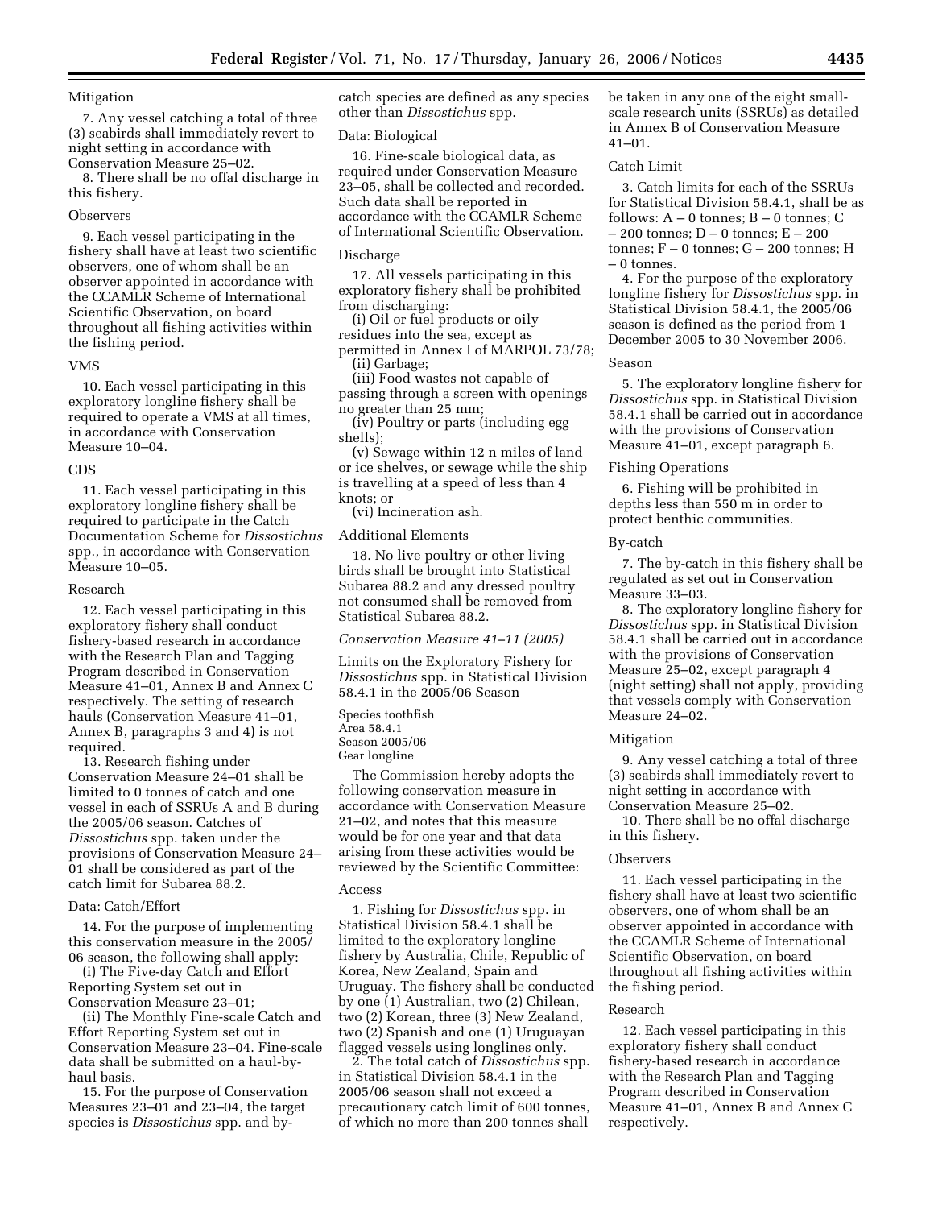Mitigation

7. Any vessel catching a total of three (3) seabirds shall immediately revert to night setting in accordance with Conservation Measure 25–02.

8. There shall be no offal discharge in this fishery.

Observers

9. Each vessel participating in the fishery shall have at least two scientific observers, one of whom shall be an observer appointed in accordance with the CCAMLR Scheme of International Scientific Observation, on board throughout all fishing activities within the fishing period.

VMS

10. Each vessel participating in this exploratory longline fishery shall be required to operate a VMS at all times, in accordance with Conservation Measure 10–04.

CDS

11. Each vessel participating in this exploratory longline fishery shall be required to participate in the Catch Documentation Scheme for *Dissostichus* spp., in accordance with Conservation Measure 10–05.

Research

12. Each vessel participating in this exploratory fishery shall conduct fishery-based research in accordance with the Research Plan and Tagging Program described in Conservation Measure 41–01, Annex B and Annex C respectively. The setting of research hauls (Conservation Measure 41–01, Annex B, paragraphs 3 and 4) is not required.

13. Research fishing under Conservation Measure 24–01 shall be limited to 0 tonnes of catch and one vessel in each of SSRUs A and B during the 2005/06 season. Catches of *Dissostichus* spp. taken under the provisions of Conservation Measure 24–01 shall be considered as part of the catch limit for Subarea 88.2.

Data: Catch/Effort

14. For the purpose of implementing this conservation measure in the 2005/06 season, the following shall apply:

(i) The Five-day Catch and Effort Reporting System set out in Conservation Measure 23–01;

(ii) The Monthly Fine-scale Catch and Effort Reporting System set out in Conservation Measure 23–04. Fine-scale data shall be submitted on a haul-by-haul basis.

15. For the purpose of Conservation Measures 23–01 and 23–04, the target species is *Dissostichus* spp. and by-catch species are defined as any species other than *Dissostichus* spp.

Data: Biological

16. Fine-scale biological data, as required under Conservation Measure 23–05, shall be collected and recorded. Such data shall be reported in accordance with the CCAMLR Scheme of International Scientific Observation.

Discharge

17. All vessels participating in this exploratory fishery shall be prohibited from discharging:

(i) Oil or fuel products or oily residues into the sea, except as permitted in Annex I of MARPOL 73/78;

(ii) Garbage;

(iii) Food wastes not capable of passing through a screen with openings no greater than 25 mm;

(iv) Poultry or parts (including egg shells);

(v) Sewage within 12 n miles of land or ice shelves, or sewage while the ship is travelling at a speed of less than 4 knots; or

(vi) Incineration ash.

Additional Elements

18. No live poultry or other living birds shall be brought into Statistical Subarea 88.2 and any dressed poultry not consumed shall be removed from Statistical Subarea 88.2.

*Conservation Measure 41–11 (2005)*

Limits on the Exploratory Fishery for *Dissostichus* spp. in Statistical Division 58.4.1 in the 2005/06 Season

Species toothfish
Area 58.4.1
Season 2005/06
Gear longline

The Commission hereby adopts the following conservation measure in accordance with Conservation Measure 21–02, and notes that this measure would be for one year and that data arising from these activities would be reviewed by the Scientific Committee:

Access

1. Fishing for *Dissostichus* spp. in Statistical Division 58.4.1 shall be limited to the exploratory longline fishery by Australia, Chile, Republic of Korea, New Zealand, Spain and Uruguay. The fishery shall be conducted by one (1) Australian, two (2) Chilean, two (2) Korean, three (3) New Zealand, two (2) Spanish and one (1) Uruguayan flagged vessels using longlines only.

2. The total catch of *Dissostichus* spp. in Statistical Division 58.4.1 in the 2005/06 season shall not exceed a precautionary catch limit of 600 tonnes, of which no more than 200 tonnes shall be taken in any one of the eight small-scale research units (SSRUs) as detailed in Annex B of Conservation Measure 41–01.

Catch Limit

3. Catch limits for each of the SSRUs for Statistical Division 58.4.1, shall be as follows: A – 0 tonnes; B – 0 tonnes; C – 200 tonnes; D – 0 tonnes; E – 200 tonnes; F – 0 tonnes; G – 200 tonnes; H – 0 tonnes.

4. For the purpose of the exploratory longline fishery for *Dissostichus* spp. in Statistical Division 58.4.1, the 2005/06 season is defined as the period from 1 December 2005 to 30 November 2006.

Season

5. The exploratory longline fishery for *Dissostichus* spp. in Statistical Division 58.4.1 shall be carried out in accordance with the provisions of Conservation Measure 41–01, except paragraph 6.

Fishing Operations

6. Fishing will be prohibited in depths less than 550 m in order to protect benthic communities.

By-catch

7. The by-catch in this fishery shall be regulated as set out in Conservation Measure 33–03.

8. The exploratory longline fishery for *Dissostichus* spp. in Statistical Division 58.4.1 shall be carried out in accordance with the provisions of Conservation Measure 25–02, except paragraph 4 (night setting) shall not apply, providing that vessels comply with Conservation Measure 24–02.

Mitigation

9. Any vessel catching a total of three (3) seabirds shall immediately revert to night setting in accordance with Conservation Measure 25–02.

10. There shall be no offal discharge in this fishery.

Observers

11. Each vessel participating in the fishery shall have at least two scientific observers, one of whom shall be an observer appointed in accordance with the CCAMLR Scheme of International Scientific Observation, on board throughout all fishing activities within the fishing period.

Research

12. Each vessel participating in this exploratory fishery shall conduct fishery-based research in accordance with the Research Plan and Tagging Program described in Conservation Measure 41–01, Annex B and Annex C respectively.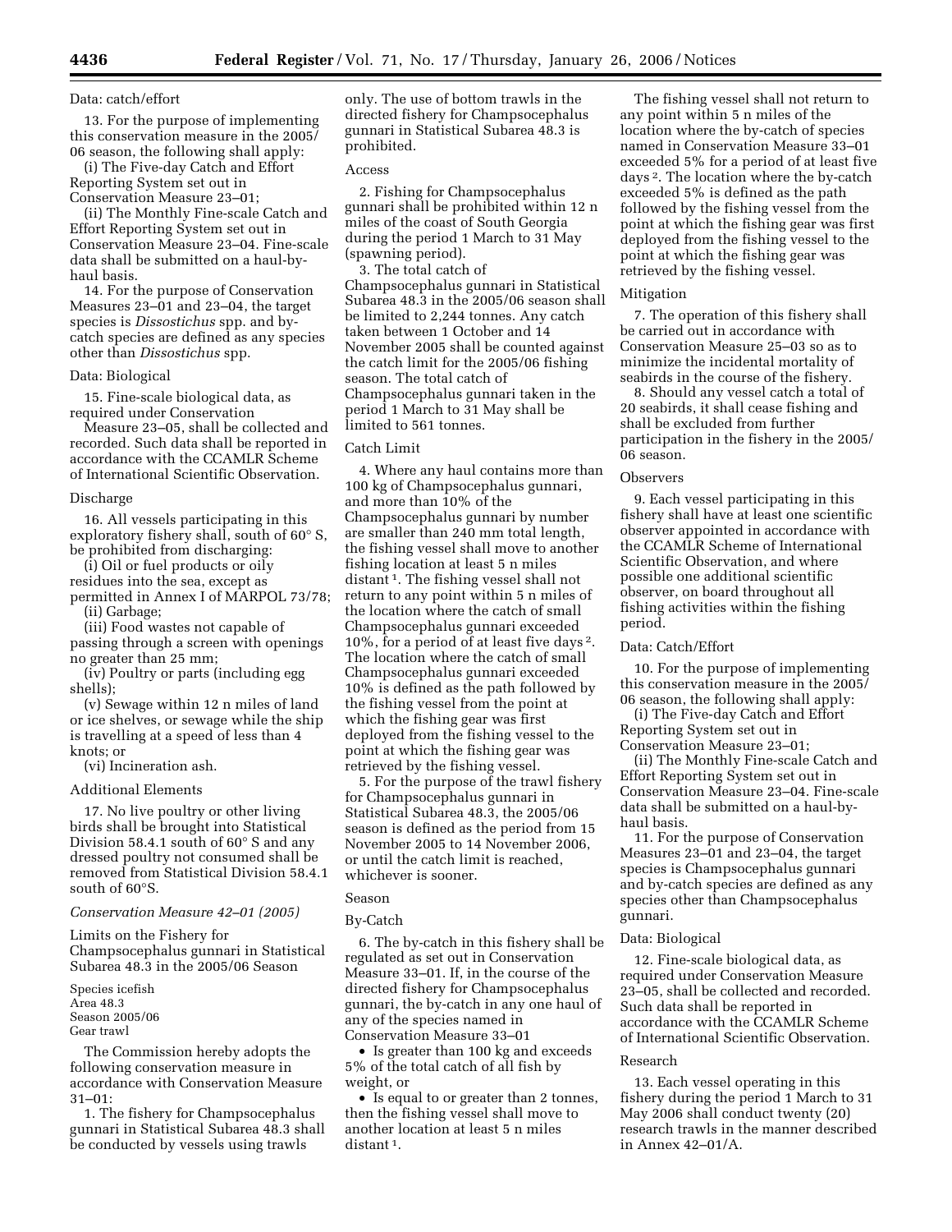Data: catch/effort

13. For the purpose of implementing this conservation measure in the 2005/06 season, the following shall apply:

(i) The Five-day Catch and Effort Reporting System set out in Conservation Measure 23–01;

(ii) The Monthly Fine-scale Catch and Effort Reporting System set out in Conservation Measure 23–04. Fine-scale data shall be submitted on a haul-by-haul basis.

14. For the purpose of Conservation Measures 23–01 and 23–04, the target species is *Dissostichus* spp. and by-catch species are defined as any species other than *Dissostichus* spp.

Data: Biological

15. Fine-scale biological data, as required under Conservation Measure 23–05, shall be collected and recorded. Such data shall be reported in accordance with the CCAMLR Scheme of International Scientific Observation.

Discharge

16. All vessels participating in this exploratory fishery shall, south of 60° S, be prohibited from discharging:

(i) Oil or fuel products or oily residues into the sea, except as permitted in Annex I of MARPOL 73/78;

(ii) Garbage;

(iii) Food wastes not capable of passing through a screen with openings no greater than 25 mm;

(iv) Poultry or parts (including egg shells);

(v) Sewage within 12 n miles of land or ice shelves, or sewage while the ship is travelling at a speed of less than 4 knots; or

(vi) Incineration ash.

Additional Elements

17. No live poultry or other living birds shall be brought into Statistical Division 58.4.1 south of 60° S and any dressed poultry not consumed shall be removed from Statistical Division 58.4.1 south of 60°S.

*Conservation Measure 42–01 (2005)*

Limits on the Fishery for Champsocephalus gunnari in Statistical Subarea 48.3 in the 2005/06 Season

Species icefish
Area 48.3
Season 2005/06
Gear trawl

The Commission hereby adopts the following conservation measure in accordance with Conservation Measure 31–01:

1. The fishery for Champsocephalus gunnari in Statistical Subarea 48.3 shall be conducted by vessels using trawls only. The use of bottom trawls in the directed fishery for Champsocephalus gunnari in Statistical Subarea 48.3 is prohibited.

Access

2. Fishing for Champsocephalus gunnari shall be prohibited within 12 n miles of the coast of South Georgia during the period 1 March to 31 May (spawning period).

3. The total catch of Champsocephalus gunnari in Statistical Subarea 48.3 in the 2005/06 season shall be limited to 2,244 tonnes. Any catch taken between 1 October and 14 November 2005 shall be counted against the catch limit for the 2005/06 fishing season. The total catch of Champsocephalus gunnari taken in the period 1 March to 31 May shall be limited to 561 tonnes.

Catch Limit

4. Where any haul contains more than 100 kg of Champsocephalus gunnari, and more than 10% of the Champsocephalus gunnari by number are smaller than 240 mm total length, the fishing vessel shall move to another fishing location at least 5 n miles distant [1]. The fishing vessel shall not return to any point within 5 n miles of the location where the catch of small Champsocephalus gunnari exceeded 10%, for a period of at least five days [2]. The location where the catch of small Champsocephalus gunnari exceeded 10% is defined as the path followed by the fishing vessel from the point at which the fishing gear was first deployed from the fishing vessel to the point at which the fishing gear was retrieved by the fishing vessel.

5. For the purpose of the trawl fishery for Champsocephalus gunnari in Statistical Subarea 48.3, the 2005/06 season is defined as the period from 15 November 2005 to 14 November 2006, or until the catch limit is reached, whichever is sooner.

Season

By-Catch

6. The by-catch in this fishery shall be regulated as set out in Conservation Measure 33–01. If, in the course of the directed fishery for Champsocephalus gunnari, the by-catch in any one haul of any of the species named in Conservation Measure 33–01

- Is greater than 100 kg and exceeds 5% of the total catch of all fish by weight, or
- Is equal to or greater than 2 tonnes, then the fishing vessel shall move to another location at least 5 n miles distant [1].

The fishing vessel shall not return to any point within 5 n miles of the location where the by-catch of species named in Conservation Measure 33–01 exceeded 5% for a period of at least five days [2]. The location where the by-catch exceeded 5% is defined as the path followed by the fishing vessel from the point at which the fishing gear was first deployed from the fishing vessel to the point at which the fishing gear was retrieved by the fishing vessel.

Mitigation

7. The operation of this fishery shall be carried out in accordance with Conservation Measure 25–03 so as to minimize the incidental mortality of seabirds in the course of the fishery.

8. Should any vessel catch a total of 20 seabirds, it shall cease fishing and shall be excluded from further participation in the fishery in the 2005/06 season.

Observers

9. Each vessel participating in this fishery shall have at least one scientific observer appointed in accordance with the CCAMLR Scheme of International Scientific Observation, and where possible one additional scientific observer, on board throughout all fishing activities within the fishing period.

Data: Catch/Effort

10. For the purpose of implementing this conservation measure in the 2005/06 season, the following shall apply:

(i) The Five-day Catch and Effort Reporting System set out in Conservation Measure 23–01;

(ii) The Monthly Fine-scale Catch and Effort Reporting System set out in Conservation Measure 23–04. Fine-scale data shall be submitted on a haul-by-haul basis.

11. For the purpose of Conservation Measures 23–01 and 23–04, the target species is Champsocephalus gunnari and by-catch species are defined as any species other than Champsocephalus gunnari.

Data: Biological

12. Fine-scale biological data, as required under Conservation Measure 23–05, shall be collected and recorded. Such data shall be reported in accordance with the CCAMLR Scheme of International Scientific Observation.

Research

13. Each vessel operating in this fishery during the period 1 March to 31 May 2006 shall conduct twenty (20) research trawls in the manner described in Annex 42–01/A.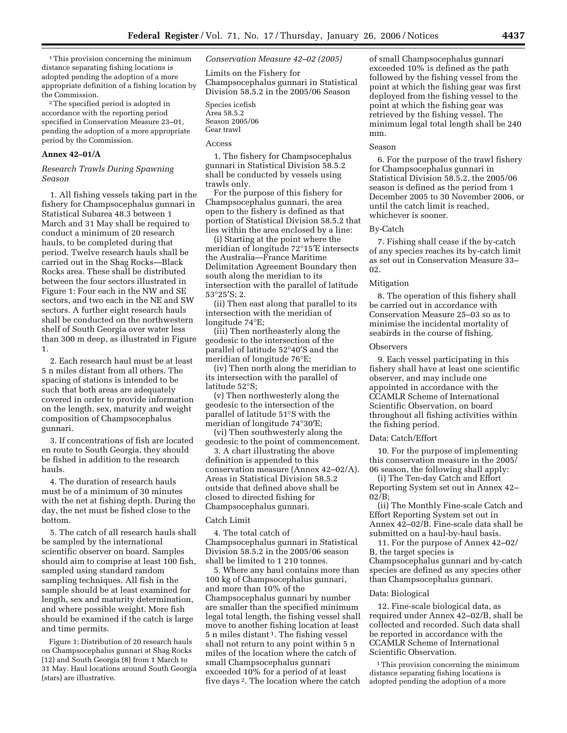[1] This provision concerning the minimum distance separating fishing locations is adopted pending the adoption of a more appropriate definition of a fishing location by the Commission.

[2] The specified period is adopted in accordance with the reporting period specified in Conservation Measure 23–01, pending the adoption of a more appropriate period by the Commission.

**Annex 42–01/A**

*Research Trawls During Spawning Season*

1. All fishing vessels taking part in the fishery for Champsocephalus gunnari in Statistical Subarea 48.3 between 1 March and 31 May shall be required to conduct a minimum of 20 research hauls, to be completed during that period. Twelve research hauls shall be carried out in the Shag Rocks—Black Rocks area. These shall be distributed between the four sectors illustrated in Figure 1: Four each in the NW and SE sectors, and two each in the NE and SW sectors. A further eight research hauls shall be conducted on the northwestern shelf of South Georgia over water less than 300 m deep, as illustrated in Figure 1.

2. Each research haul must be at least 5 n miles distant from all others. The spacing of stations is intended to be such that both areas are adequately covered in order to provide information on the length, sex, maturity and weight composition of Champsocephalus gunnari.

3. If concentrations of fish are located en route to South Georgia, they should be fished in addition to the research hauls.

4. The duration of research hauls must be of a minimum of 30 minutes with the net at fishing depth. During the day, the net must be fished close to the bottom.

5. The catch of all research hauls shall be sampled by the international scientific observer on board. Samples should aim to comprise at least 100 fish, sampled using standard random sampling techniques. All fish in the sample should be at least examined for length, sex and maturity determination, and where possible weight. More fish should be examined if the catch is large and time permits.

Figure 1: Distribution of 20 research hauls on Champsocephalus gunnari at Shag Rocks (12) and South Georgia (8) from 1 March to 31 May. Haul locations around South Georgia (stars) are illustrative.

*Conservation Measure 42–02 (2005)*

Limits on the Fishery for Champsocephalus gunnari in Statistical Division 58.5.2 in the 2005/06 Season

Species icefish
Area 58.5.2
Season 2005/06
Gear trawl

Access

1. The fishery for Champsocephalus gunnari in Statistical Division 58.5.2 shall be conducted by vessels using trawls only.

For the purpose of this fishery for Champsocephalus gunnari, the area open to the fishery is defined as that portion of Statistical Division 58.5.2 that lies within the area enclosed by a line:

(i) Starting at the point where the meridian of longitude 72°15′E intersects the Australia—France Maritime Delimitation Agreement Boundary then south along the meridian to its intersection with the parallel of latitude 53°25′S; 2.

(ii) Then east along that parallel to its intersection with the meridian of longitude 74°E;

(iii) Then northeasterly along the geodesic to the intersection of the parallel of latitude 52°40′S and the meridian of longitude 76°E;

(iv) Then north along the meridian to its intersection with the parallel of latitude 52°S;

(v) Then northwesterly along the geodesic to the intersection of the parallel of latitude 51°S with the meridian of longitude 74°30′E;

(vi) Then southwesterly along the geodesic to the point of commencement.

3. A chart illustrating the above definition is appended to this conservation measure (Annex 42–02/A). Areas in Statistical Division 58.5.2 outside that defined above shall be closed to directed fishing for Champsocephalus gunnari.

Catch Limit

4. The total catch of Champsocephalus gunnari in Statistical Division 58.5.2 in the 2005/06 season shall be limited to 1 210 tonnes.

5. Where any haul contains more than 100 kg of Champsocephalus gunnari, and more than 10% of the Champsocephalus gunnari by number are smaller than the specified minimum legal total length, the fishing vessel shall move to another fishing location at least 5 n miles distant [1]. The fishing vessel shall not return to any point within 5 n miles of the location where the catch of small Champsocephalus gunnari exceeded 10% for a period of at least five days [2]. The location where the catch of small Champsocephalus gunnari exceeded 10% is defined as the path followed by the fishing vessel from the point at which the fishing gear was first deployed from the fishing vessel to the point at which the fishing gear was retrieved by the fishing vessel. The minimum legal total length shall be 240 mm.

Season

6. For the purpose of the trawl fishery for Champsocephalus gunnari in Statistical Division 58.5.2, the 2005/06 season is defined as the period from 1 December 2005 to 30 November 2006, or until the catch limit is reached, whichever is sooner.

By-Catch

7. Fishing shall cease if the by-catch of any species reaches its by-catch limit as set out in Conservation Measure 33–02.

Mitigation

8. The operation of this fishery shall be carried out in accordance with Conservation Measure 25–03 so as to minimise the incidental mortality of seabirds in the course of fishing.

Observers

9. Each vessel participating in this fishery shall have at least one scientific observer, and may include one appointed in accordance with the CCAMLR Scheme of International Scientific Observation, on board throughout all fishing activities within the fishing period.

Data: Catch/Effort

10. For the purpose of implementing this conservation measure in the 2005/06 season, the following shall apply:

(i) The Ten-day Catch and Effort Reporting System set out in Annex 42–02/B;

(ii) The Monthly Fine-scale Catch and Effort Reporting System set out in Annex 42–02/B. Fine-scale data shall be submitted on a haul-by-haul basis.

11. For the purpose of Annex 42–02/B, the target species is Champsocephalus gunnari and by-catch species are defined as any species other than Champsocephalus gunnari.

Data: Biological

12. Fine-scale biological data, as required under Annex 42–02/B, shall be collected and recorded. Such data shall be reported in accordance with the CCAMLR Scheme of International Scientific Observation.

[1] This provision concerning the minimum distance separating fishing locations is adopted pending the adoption of a more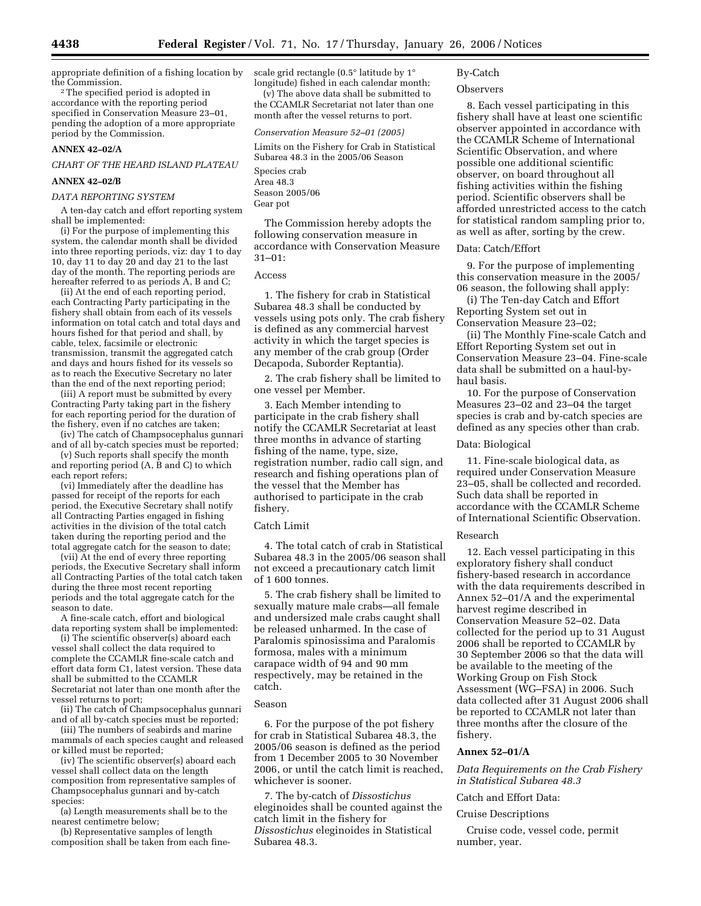appropriate definition of a fishing location by the Commission.

[2] The specified period is adopted in accordance with the reporting period specified in Conservation Measure 23–01, pending the adoption of a more appropriate period by the Commission.

**ANNEX 42–02/A**

*CHART OF THE HEARD ISLAND PLATEAU*

**ANNEX 42–02/B**

*DATA REPORTING SYSTEM*

A ten-day catch and effort reporting system shall be implemented:

(i) For the purpose of implementing this system, the calendar month shall be divided into three reporting periods, viz: day 1 to day 10, day 11 to day 20 and day 21 to the last day of the month. The reporting periods are hereafter referred to as periods A, B and C;

(ii) At the end of each reporting period, each Contracting Party participating in the fishery shall obtain from each of its vessels information on total catch and total days and hours fished for that period and shall, by cable, telex, facsimile or electronic transmission, transmit the aggregated catch and days and hours fished for its vessels so as to reach the Executive Secretary no later than the end of the next reporting period;

(iii) A report must be submitted by every Contracting Party taking part in the fishery for each reporting period for the duration of the fishery, even if no catches are taken;

(iv) The catch of Champsocephalus gunnari and of all by-catch species must be reported;

(v) Such reports shall specify the month and reporting period (A, B and C) to which each report refers;

(vi) Immediately after the deadline has passed for receipt of the reports for each period, the Executive Secretary shall notify all Contracting Parties engaged in fishing activities in the division of the total catch taken during the reporting period and the total aggregate catch for the season to date;

(vii) At the end of every three reporting periods, the Executive Secretary shall inform all Contracting Parties of the total catch taken during the three most recent reporting periods and the total aggregate catch for the season to date.

A fine-scale catch, effort and biological data reporting system shall be implemented:

(i) The scientific observer(s) aboard each vessel shall collect the data required to complete the CCAMLR fine-scale catch and effort data form C1, latest version. These data shall be submitted to the CCAMLR Secretariat not later than one month after the vessel returns to port;

(ii) The catch of Champsocephalus gunnari and of all by-catch species must be reported;

(iii) The numbers of seabirds and marine mammals of each species caught and released or killed must be reported;

(iv) The scientific observer(s) aboard each vessel shall collect data on the length composition from representative samples of Champsocephalus gunnari and by-catch species:

(a) Length measurements shall be to the nearest centimetre below;

(b) Representative samples of length composition shall be taken from each fine-scale grid rectangle (0.5° latitude by 1° longitude) fished in each calendar month;

(v) The above data shall be submitted to the CCAMLR Secretariat not later than one month after the vessel returns to port.

*Conservation Measure 52–01 (2005)*

Limits on the Fishery for Crab in Statistical Subarea 48.3 in the 2005/06 Season

Species crab
Area 48.3
Season 2005/06
Gear pot

The Commission hereby adopts the following conservation measure in accordance with Conservation Measure 31–01:

Access

1. The fishery for crab in Statistical Subarea 48.3 shall be conducted by vessels using pots only. The crab fishery is defined as any commercial harvest activity in which the target species is any member of the crab group (Order Decapoda, Suborder Reptantia).

2. The crab fishery shall be limited to one vessel per Member.

3. Each Member intending to participate in the crab fishery shall notify the CCAMLR Secretariat at least three months in advance of starting fishing of the name, type, size, registration number, radio call sign, and research and fishing operations plan of the vessel that the Member has authorised to participate in the crab fishery.

Catch Limit

4. The total catch of crab in Statistical Subarea 48.3 in the 2005/06 season shall not exceed a precautionary catch limit of 1 600 tonnes.

5. The crab fishery shall be limited to sexually mature male crabs—all female and undersized male crabs caught shall be released unharmed. In the case of Paralomis spinosissima and Paralomis formosa, males with a minimum carapace width of 94 and 90 mm respectively, may be retained in the catch.

Season

6. For the purpose of the pot fishery for crab in Statistical Subarea 48.3, the 2005/06 season is defined as the period from 1 December 2005 to 30 November 2006, or until the catch limit is reached, whichever is sooner.

7. The by-catch of *Dissostichus* eleginoides shall be counted against the catch limit in the fishery for *Dissostichus* eleginoides in Statistical Subarea 48.3.

By-Catch

Observers

8. Each vessel participating in this fishery shall have at least one scientific observer appointed in accordance with the CCAMLR Scheme of International Scientific Observation, and where possible one additional scientific observer, on board throughout all fishing activities within the fishing period. Scientific observers shall be afforded unrestricted access to the catch for statistical random sampling prior to, as well as after, sorting by the crew.

Data: Catch/Effort

9. For the purpose of implementing this conservation measure in the 2005/06 season, the following shall apply:

(i) The Ten-day Catch and Effort Reporting System set out in Conservation Measure 23–02;

(ii) The Monthly Fine-scale Catch and Effort Reporting System set out in Conservation Measure 23–04. Fine-scale data shall be submitted on a haul-by-haul basis.

10. For the purpose of Conservation Measures 23–02 and 23–04 the target species is crab and by-catch species are defined as any species other than crab.

Data: Biological

11. Fine-scale biological data, as required under Conservation Measure 23–05, shall be collected and recorded. Such data shall be reported in accordance with the CCAMLR Scheme of International Scientific Observation.

Research

12. Each vessel participating in this exploratory fishery shall conduct fishery-based research in accordance with the data requirements described in Annex 52–01/A and the experimental harvest regime described in Conservation Measure 52–02. Data collected for the period up to 31 August 2006 shall be reported to CCAMLR by 30 September 2006 so that the data will be available to the meeting of the Working Group on Fish Stock Assessment (WG–FSA) in 2006. Such data collected after 31 August 2006 shall be reported to CCAMLR not later than three months after the closure of the fishery.

**Annex 52–01/A**

*Data Requirements on the Crab Fishery in Statistical Subarea 48.3*

Catch and Effort Data:

Cruise Descriptions

Cruise code, vessel code, permit number, year.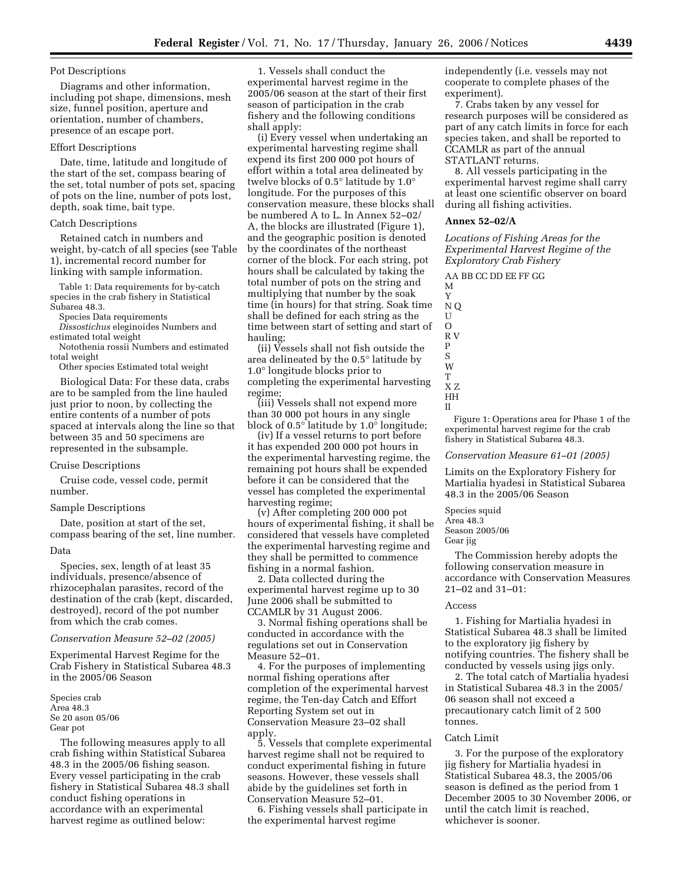Pot Descriptions

Diagrams and other information, including pot shape, dimensions, mesh size, funnel position, aperture and orientation, number of chambers, presence of an escape port.

Effort Descriptions

Date, time, latitude and longitude of the start of the set, compass bearing of the set, total number of pots set, spacing of pots on the line, number of pots lost, depth, soak time, bait type.

Catch Descriptions

Retained catch in numbers and weight, by-catch of all species (see Table 1), incremental record number for linking with sample information.

Table 1: Data requirements for by-catch species in the crab fishery in Statistical Subarea 48.3.

| Species | Data requirements |
| --- | --- |
| *Dissostichus* eleginoides | Numbers and estimated total weight |
| Notothenia rossii | Numbers and estimated total weight |
| Other species | Estimated total weight |

Biological Data: For these data, crabs are to be sampled from the line hauled just prior to noon, by collecting the entire contents of a number of pots spaced at intervals along the line so that between 35 and 50 specimens are represented in the subsample.

Cruise Descriptions

Cruise code, vessel code, permit number.

Sample Descriptions

Date, position at start of the set, compass bearing of the set, line number.

Data

Species, sex, length of at least 35 individuals, presence/absence of rhizocephalan parasites, record of the destination of the crab (kept, discarded, destroyed), record of the pot number from which the crab comes.

*Conservation Measure 52–02 (2005)*

Experimental Harvest Regime for the Crab Fishery in Statistical Subarea 48.3 in the 2005/06 Season

Species crab
Area 48.3
Se 20 ason 05/06
Gear pot

The following measures apply to all crab fishing within Statistical Subarea 48.3 in the 2005/06 fishing season. Every vessel participating in the crab fishery in Statistical Subarea 48.3 shall conduct fishing operations in accordance with an experimental harvest regime as outlined below:

1. Vessels shall conduct the experimental harvest regime in the 2005/06 season at the start of their first season of participation in the crab fishery and the following conditions shall apply:

(i) Every vessel when undertaking an experimental harvesting regime shall expend its first 200 000 pot hours of effort within a total area delineated by twelve blocks of 0.5° latitude by 1.0° longitude. For the purposes of this conservation measure, these blocks shall be numbered A to L. In Annex 52–02/A, the blocks are illustrated (Figure 1), and the geographic position is denoted by the coordinates of the northeast corner of the block. For each string, pot hours shall be calculated by taking the total number of pots on the string and multiplying that number by the soak time (in hours) for that string. Soak time shall be defined for each string as the time between start of setting and start of hauling;

(ii) Vessels shall not fish outside the area delineated by the 0.5° latitude by 1.0° longitude blocks prior to completing the experimental harvesting regime;

(iii) Vessels shall not expend more than 30 000 pot hours in any single block of 0.5° latitude by 1.0° longitude;

(iv) If a vessel returns to port before it has expended 200 000 pot hours in the experimental harvesting regime, the remaining pot hours shall be expended before it can be considered that the vessel has completed the experimental harvesting regime;

(v) After completing 200 000 pot hours of experimental fishing, it shall be considered that vessels have completed the experimental harvesting regime and they shall be permitted to commence fishing in a normal fashion.

2. Data collected during the experimental harvest regime up to 30 June 2006 shall be submitted to CCAMLR by 31 August 2006.

3. Normal fishing operations shall be conducted in accordance with the regulations set out in Conservation Measure 52–01.

4. For the purposes of implementing normal fishing operations after completion of the experimental harvest regime, the Ten-day Catch and Effort Reporting System set out in Conservation Measure 23–02 shall apply.

5. Vessels that complete experimental harvest regime shall not be required to conduct experimental fishing in future seasons. However, these vessels shall abide by the guidelines set forth in Conservation Measure 52–01.

6. Fishing vessels shall participate in the experimental harvest regime independently (i.e. vessels may not cooperate to complete phases of the experiment).

7. Crabs taken by any vessel for research purposes will be considered as part of any catch limits in force for each species taken, and shall be reported to CCAMLR as part of the annual STATLANT returns.

8. All vessels participating in the experimental harvest regime shall carry at least one scientific observer on board during all fishing activities.

**Annex 52–02/A**

*Locations of Fishing Areas for the Experimental Harvest Regime of the Exploratory Crab Fishery*

AA BB CC DD EE FF GG
M
Y
N Q
U
O
R V
P
S
W
T
X Z
HH
II

Figure 1: Operations area for Phase 1 of the experimental harvest regime for the crab fishery in Statistical Subarea 48.3.

*Conservation Measure 61–01 (2005)*

Limits on the Exploratory Fishery for Martialia hyadesi in Statistical Subarea 48.3 in the 2005/06 Season

Species squid
Area 48.3
Season 2005/06
Gear jig

The Commission hereby adopts the following conservation measure in accordance with Conservation Measures 21–02 and 31–01:

Access

1. Fishing for Martialia hyadesi in Statistical Subarea 48.3 shall be limited to the exploratory jig fishery by notifying countries. The fishery shall be conducted by vessels using jigs only.

2. The total catch of Martialia hyadesi in Statistical Subarea 48.3 in the 2005/06 season shall not exceed a precautionary catch limit of 2 500 tonnes.

Catch Limit

3. For the purpose of the exploratory jig fishery for Martialia hyadesi in Statistical Subarea 48.3, the 2005/06 season is defined as the period from 1 December 2005 to 30 November 2006, or until the catch limit is reached, whichever is sooner.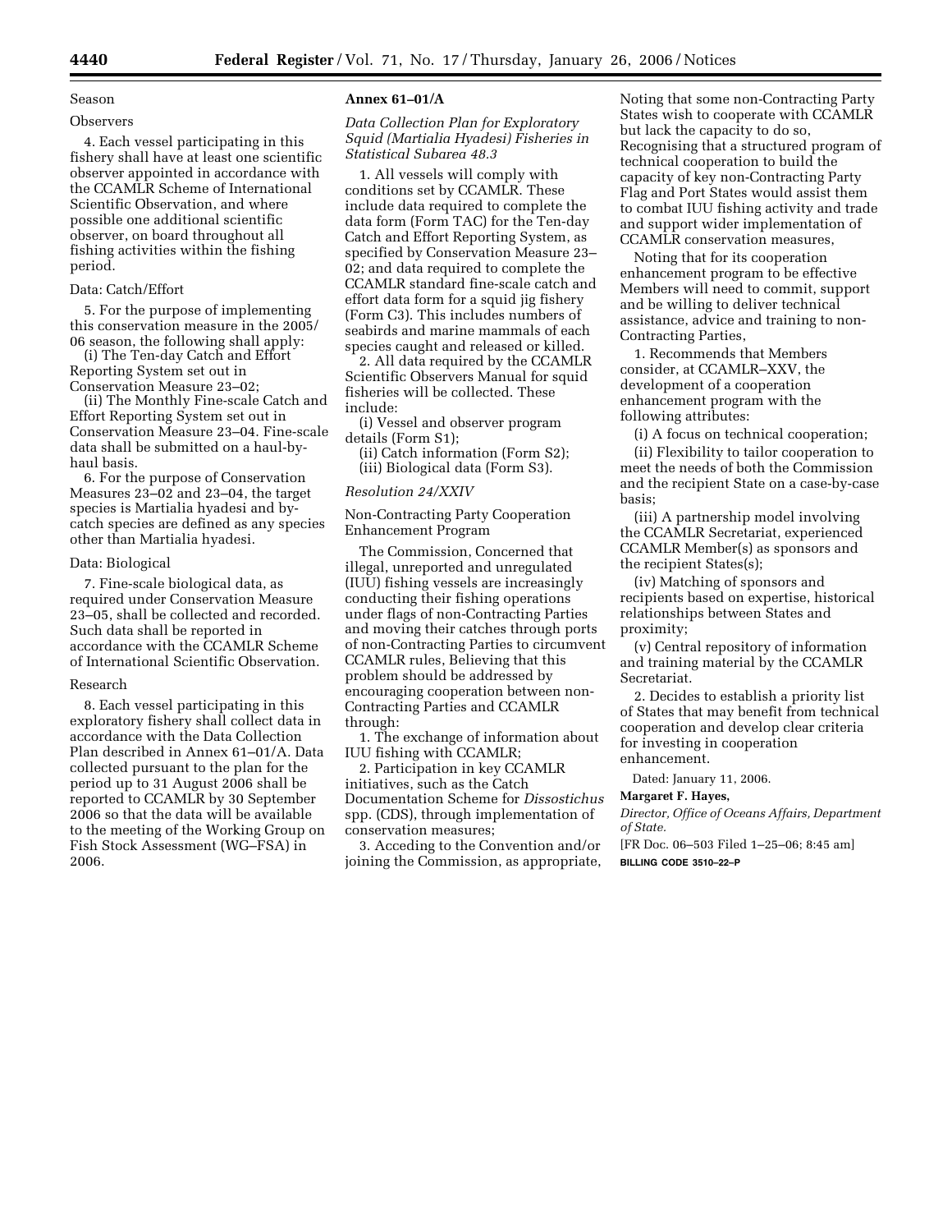Season

Observers

4. Each vessel participating in this fishery shall have at least one scientific observer appointed in accordance with the CCAMLR Scheme of International Scientific Observation, and where possible one additional scientific observer, on board throughout all fishing activities within the fishing period.

Data: Catch/Effort

5. For the purpose of implementing this conservation measure in the 2005/06 season, the following shall apply:

(i) The Ten-day Catch and Effort Reporting System set out in Conservation Measure 23–02;

(ii) The Monthly Fine-scale Catch and Effort Reporting System set out in Conservation Measure 23–04. Fine-scale data shall be submitted on a haul-by-haul basis.

6. For the purpose of Conservation Measures 23–02 and 23–04, the target species is Martialia hyadesi and by-catch species are defined as any species other than Martialia hyadesi.

Data: Biological

7. Fine-scale biological data, as required under Conservation Measure 23–05, shall be collected and recorded. Such data shall be reported in accordance with the CCAMLR Scheme of International Scientific Observation.

Research

8. Each vessel participating in this exploratory fishery shall collect data in accordance with the Data Collection Plan described in Annex 61–01/A. Data collected pursuant to the plan for the period up to 31 August 2006 shall be reported to CCAMLR by 30 September 2006 so that the data will be available to the meeting of the Working Group on Fish Stock Assessment (WG–FSA) in 2006.

**Annex 61–01/A**

*Data Collection Plan for Exploratory Squid (Martialia Hyadesi) Fisheries in Statistical Subarea 48.3*

1. All vessels will comply with conditions set by CCAMLR. These include data required to complete the data form (Form TAC) for the Ten-day Catch and Effort Reporting System, as specified by Conservation Measure 23–02; and data required to complete the CCAMLR standard fine-scale catch and effort data form for a squid jig fishery (Form C3). This includes numbers of seabirds and marine mammals of each species caught and released or killed.

2. All data required by the CCAMLR Scientific Observers Manual for squid fisheries will be collected. These include:

(i) Vessel and observer program details (Form S1);

(ii) Catch information (Form S2);

(iii) Biological data (Form S3).

*Resolution 24/XXIV*

Non-Contracting Party Cooperation Enhancement Program

The Commission, Concerned that illegal, unreported and unregulated (IUU) fishing vessels are increasingly conducting their fishing operations under flags of non-Contracting Parties and moving their catches through ports of non-Contracting Parties to circumvent CCAMLR rules, Believing that this problem should be addressed by encouraging cooperation between non-Contracting Parties and CCAMLR through:

1. The exchange of information about IUU fishing with CCAMLR;

2. Participation in key CCAMLR initiatives, such as the Catch Documentation Scheme for *Dissostichus* spp. (CDS), through implementation of conservation measures;

3. Acceding to the Convention and/or joining the Commission, as appropriate,

Noting that some non-Contracting Party States wish to cooperate with CCAMLR but lack the capacity to do so, Recognising that a structured program of technical cooperation to build the capacity of key non-Contracting Party Flag and Port States would assist them to combat IUU fishing activity and trade and support wider implementation of CCAMLR conservation measures,

Noting that for its cooperation enhancement program to be effective Members will need to commit, support and be willing to deliver technical assistance, advice and training to non-Contracting Parties,

1. Recommends that Members consider, at CCAMLR–XXV, the development of a cooperation enhancement program with the following attributes:

(i) A focus on technical cooperation;

(ii) Flexibility to tailor cooperation to meet the needs of both the Commission and the recipient State on a case-by-case basis;

(iii) A partnership model involving the CCAMLR Secretariat, experienced CCAMLR Member(s) as sponsors and the recipient States(s);

(iv) Matching of sponsors and recipients based on expertise, historical relationships between States and proximity;

(v) Central repository of information and training material by the CCAMLR Secretariat.

2. Decides to establish a priority list of States that may benefit from technical cooperation and develop clear criteria for investing in cooperation enhancement.

Dated: January 11, 2006.

**Margaret F. Hayes,**

*Director, Office of Oceans Affairs, Department of State.*

[FR Doc. 06–503 Filed 1–25–06; 8:45 am]

**BILLING CODE 3510–22–P**